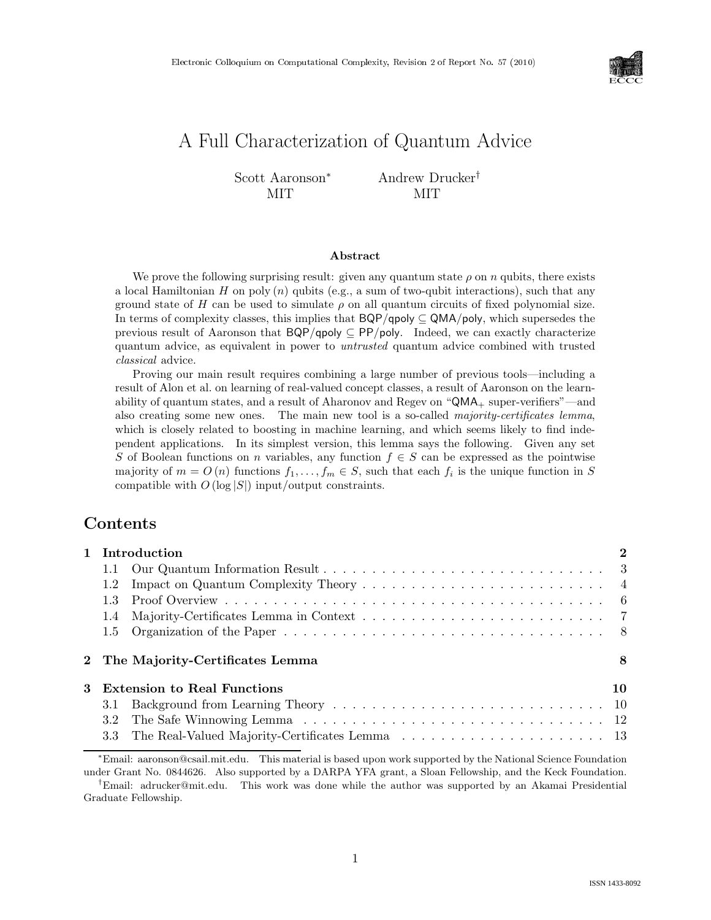# A Full Characterization of Quantum Advice

Scott Aaronson* (MIT) Andrew Drucker† (MIT)

### Abstract

We prove the following surprising result: given any quantum state $\rho$ on $n$ qubits, there exists a local Hamiltonian $H$ on $\text{poly}(n)$ qubits (e.g., a sum of two-qubit interactions), such that any ground state of $H$ can be used to simulate $\rho$ on all quantum circuits of fixed polynomial size. In terms of complexity classes, this implies that $\mathsf{BQP/qpoly} \subseteq \mathsf{QMA/poly}$, which supersedes the previous result of Aaronson that $\mathsf{BQP/qpoly} \subseteq \mathsf{PP/poly}$. Indeed, we can exactly characterize quantum advice, as equivalent in power to *untrusted* quantum advice combined with trusted *classical* advice.

Proving our main result requires combining a large number of previous tools—including a result of Alon et al. on learning of real-valued concept classes, a result of Aaronson on the learnability of quantum states, and a result of Aharonov and Regev on "$\mathsf{QMA}_+$ super-verifiers"—and also creating some new ones. The main new tool is a so-called *majority-certificates lemma*, which is closely related to boosting in machine learning, and which seems likely to find independent applications. In its simplest version, this lemma says the following. Given any set $S$ of Boolean functions on $n$ variables, any function $f \in S$ can be expressed as the pointwise majority of $m = O(n)$ functions $f_1, \ldots, f_m \in S$, such that each $f_i$ is the unique function in $S$ compatible with $O(\log |S|)$ input/output constraints.

## Contents

- **1 Introduction** — 2
  - 1.1 Our Quantum Information Result — 3
  - 1.2 Impact on Quantum Complexity Theory — 4
  - 1.3 Proof Overview — 6
  - 1.4 Majority-Certificates Lemma in Context — 7
  - 1.5 Organization of the Paper — 8
- **2 The Majority-Certificates Lemma** — 8
- **3 Extension to Real Functions** — 10
  - 3.1 Background from Learning Theory — 10
  - 3.2 The Safe Winnowing Lemma — 12
  - 3.3 The Real-Valued Majority-Certificates Lemma — 13

*Email: aaronson@csail.mit.edu. This material is based upon work supported by the National Science Foundation under Grant No. 0844626. Also supported by a DARPA YFA grant, a Sloan Fellowship, and the Keck Foundation.

†Email: adrucker@mit.edu. This work was done while the author was supported by an Akamai Presidential Graduate Fellowship.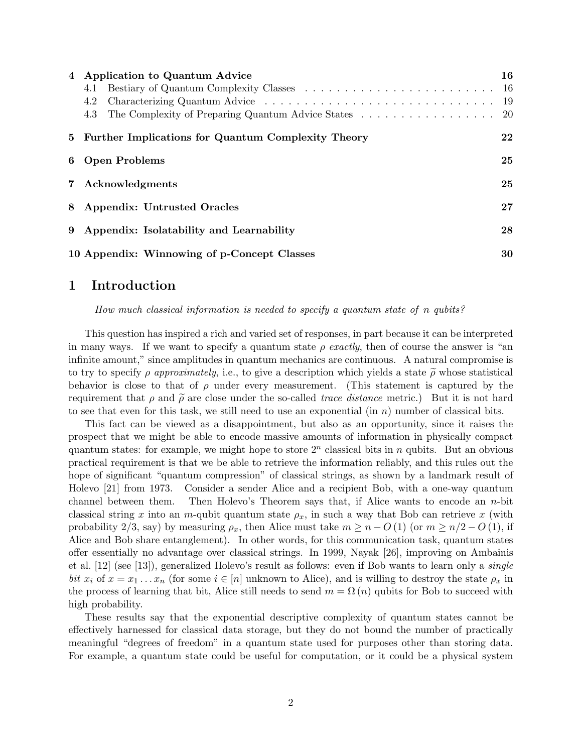| | | |
|---|---|---|
| **4** | **Application to Quantum Advice** | **16** |
| | 4.1 Bestiary of Quantum Complexity Classes | 16 |
| | 4.2 Characterizing Quantum Advice | 19 |
| | 4.3 The Complexity of Preparing Quantum Advice States | 20 |
| **5** | **Further Implications for Quantum Complexity Theory** | **22** |
| **6** | **Open Problems** | **25** |
| **7** | **Acknowledgments** | **25** |
| **8** | **Appendix: Untrusted Oracles** | **27** |
| **9** | **Appendix: Isolatability and Learnability** | **28** |
| **10** | **Appendix: Winnowing of p-Concept Classes** | **30** |

# 1 Introduction

*How much classical information is needed to specify a quantum state of n qubits?*

This question has inspired a rich and varied set of responses, in part because it can be interpreted in many ways. If we want to specify a quantum state $\rho$ *exactly*, then of course the answer is "an infinite amount," since amplitudes in quantum mechanics are continuous. A natural compromise is to try to specify $\rho$ *approximately*, i.e., to give a description which yields a state $\widetilde{\rho}$ whose statistical behavior is close to that of $\rho$ under every measurement. (This statement is captured by the requirement that $\rho$ and $\widetilde{\rho}$ are close under the so-called *trace distance* metric.) But it is not hard to see that even for this task, we still need to use an exponential (in $n$) number of classical bits.

This fact can be viewed as a disappointment, but also as an opportunity, since it raises the prospect that we might be able to encode massive amounts of information in physically compact quantum states: for example, we might hope to store $2^n$ classical bits in $n$ qubits. But an obvious practical requirement is that we be able to retrieve the information reliably, and this rules out the hope of significant "quantum compression" of classical strings, as shown by a landmark result of Holevo [21] from 1973. Consider a sender Alice and a recipient Bob, with a one-way quantum channel between them. Then Holevo's Theorem says that, if Alice wants to encode an $n$-bit classical string $x$ into an $m$-qubit quantum state $\rho_x$, in such a way that Bob can retrieve $x$ (with probability 2/3, say) by measuring $\rho_x$, then Alice must take $m \geq n - O(1)$ (or $m \geq n/2 - O(1)$, if Alice and Bob share entanglement). In other words, for this communication task, quantum states offer essentially no advantage over classical strings. In 1999, Nayak [26], improving on Ambainis et al. [12] (see [13]), generalized Holevo's result as follows: even if Bob wants to learn only a *single bit* $x_i$ of $x = x_1 \ldots x_n$ (for some $i \in [n]$ unknown to Alice), and is willing to destroy the state $\rho_x$ in the process of learning that bit, Alice still needs to send $m = \Omega(n)$ qubits for Bob to succeed with high probability.

These results say that the exponential descriptive complexity of quantum states cannot be effectively harnessed for classical data storage, but they do not bound the number of practically meaningful "degrees of freedom" in a quantum state used for purposes other than storing data. For example, a quantum state could be useful for computation, or it could be a physical system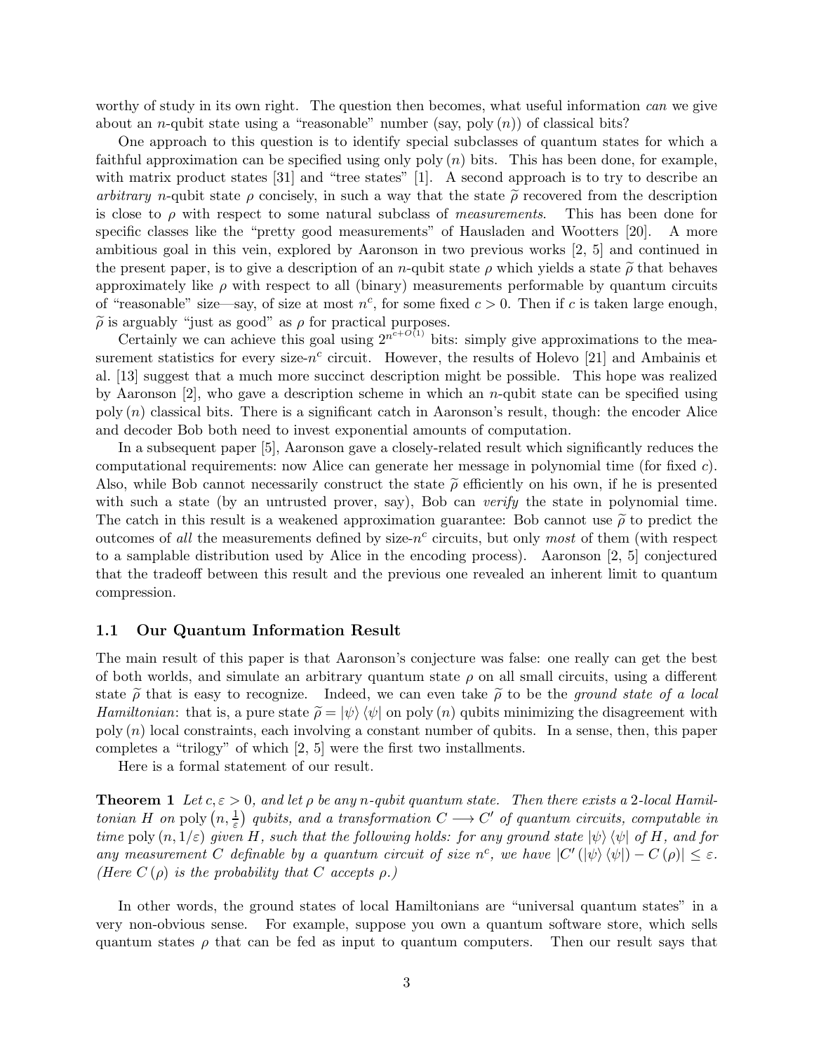worthy of study in its own right. The question then becomes, what useful information *can* we give about an $n$-qubit state using a "reasonable" number (say, $\text{poly}(n)$) of classical bits?

One approach to this question is to identify special subclasses of quantum states for which a faithful approximation can be specified using only $\text{poly}(n)$ bits. This has been done, for example, with matrix product states [31] and "tree states" [1]. A second approach is to try to describe an *arbitrary* $n$-qubit state $\rho$ concisely, in such a way that the state $\widetilde{\rho}$ recovered from the description is close to $\rho$ with respect to some natural subclass of *measurements*. This has been done for specific classes like the "pretty good measurements" of Hausladen and Wootters [20]. A more ambitious goal in this vein, explored by Aaronson in two previous works [2, 5] and continued in the present paper, is to give a description of an $n$-qubit state $\rho$ which yields a state $\widetilde{\rho}$ that behaves approximately like $\rho$ with respect to all (binary) measurements performable by quantum circuits of "reasonable" size—say, of size at most $n^c$, for some fixed $c > 0$. Then if $c$ is taken large enough, $\widetilde{\rho}$ is arguably "just as good" as $\rho$ for practical purposes.

Certainly we can achieve this goal using $2^{n^{c+O(1)}}$ bits: simply give approximations to the measurement statistics for every size-$n^c$ circuit. However, the results of Holevo [21] and Ambainis et al. [13] suggest that a much more succinct description might be possible. This hope was realized by Aaronson [2], who gave a description scheme in which an $n$-qubit state can be specified using $\text{poly}(n)$ classical bits. There is a significant catch in Aaronson's result, though: the encoder Alice and decoder Bob both need to invest exponential amounts of computation.

In a subsequent paper [5], Aaronson gave a closely-related result which significantly reduces the computational requirements: now Alice can generate her message in polynomial time (for fixed $c$). Also, while Bob cannot necessarily construct the state $\widetilde{\rho}$ efficiently on his own, if he is presented with such a state (by an untrusted prover, say), Bob can *verify* the state in polynomial time. The catch in this result is a weakened approximation guarantee: Bob cannot use $\widetilde{\rho}$ to predict the outcomes of *all* the measurements defined by size-$n^c$ circuits, but only *most* of them (with respect to a samplable distribution used by Alice in the encoding process). Aaronson [2, 5] conjectured that the tradeoff between this result and the previous one revealed an inherent limit to quantum compression.

## 1.1 Our Quantum Information Result

The main result of this paper is that Aaronson's conjecture was false: one really can get the best of both worlds, and simulate an arbitrary quantum state $\rho$ on all small circuits, using a different state $\widetilde{\rho}$ that is easy to recognize. Indeed, we can even take $\widetilde{\rho}$ to be the *ground state of a local Hamiltonian*: that is, a pure state $\widetilde{\rho} = |\psi\rangle\langle\psi|$ on $\text{poly}(n)$ qubits minimizing the disagreement with $\text{poly}(n)$ local constraints, each involving a constant number of qubits. In a sense, then, this paper completes a "trilogy" of which [2, 5] were the first two installments.

Here is a formal statement of our result.

**Theorem 1** *Let $c, \varepsilon > 0$, and let $\rho$ be any $n$-qubit quantum state. Then there exists a 2-local Hamiltonian $H$ on $\text{poly}\left(n, \frac{1}{\varepsilon}\right)$ qubits, and a transformation $C \longrightarrow C'$ of quantum circuits, computable in time $\text{poly}(n, 1/\varepsilon)$ given $H$, such that the following holds: for any ground state $|\psi\rangle\langle\psi|$ of $H$, and for any measurement $C$ definable by a quantum circuit of size $n^c$, we have $|C'(|\psi\rangle\langle\psi|) - C(\rho)| \leq \varepsilon$. (Here $C(\rho)$ is the probability that $C$ accepts $\rho$.)*

In other words, the ground states of local Hamiltonians are "universal quantum states" in a very non-obvious sense. For example, suppose you own a quantum software store, which sells quantum states $\rho$ that can be fed as input to quantum computers. Then our result says that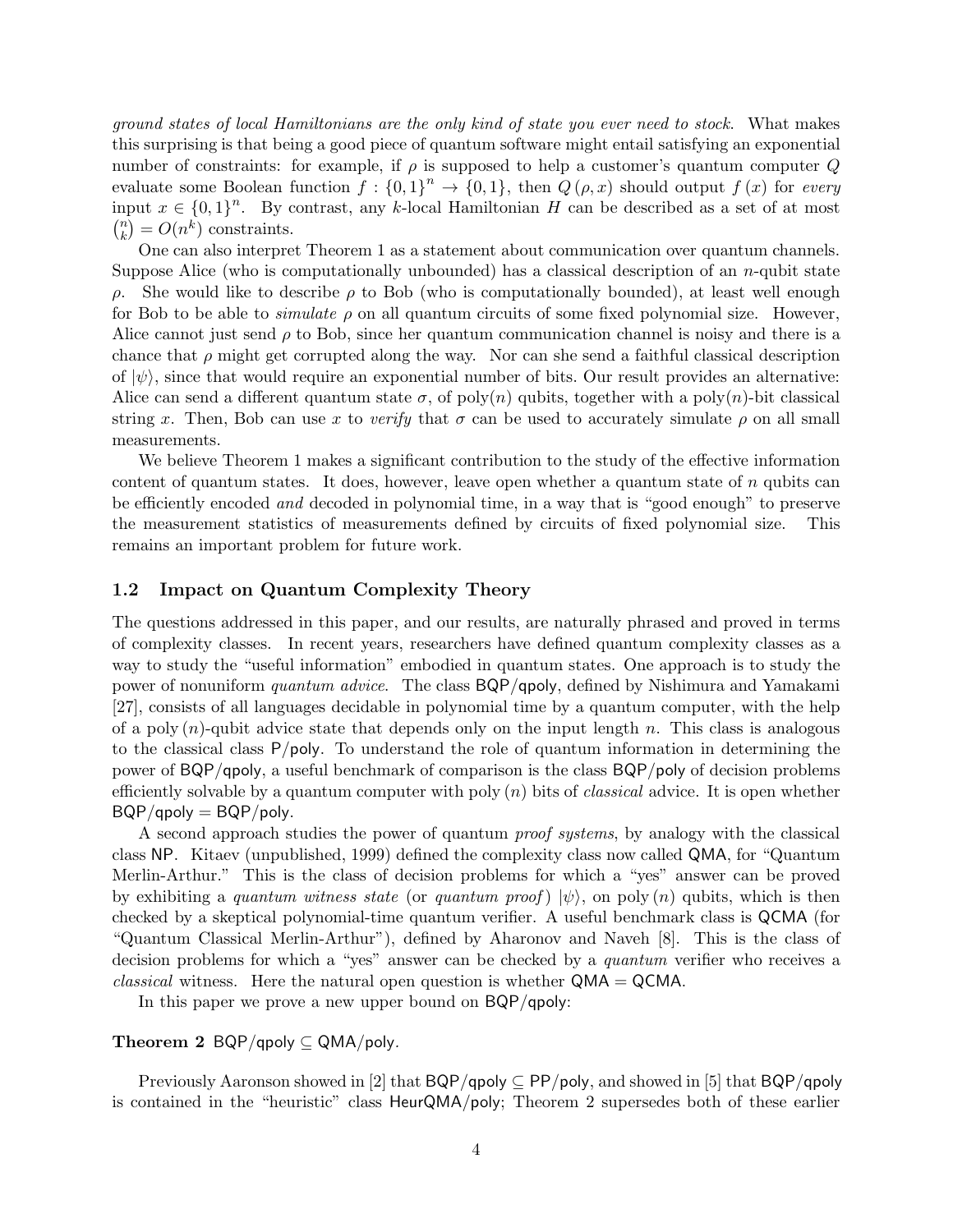*ground states of local Hamiltonians are the only kind of state you ever need to stock*. What makes this surprising is that being a good piece of quantum software might entail satisfying an exponential number of constraints: for example, if $\rho$ is supposed to help a customer's quantum computer $Q$ evaluate some Boolean function $f : \{0,1\}^n \to \{0,1\}$, then $Q(\rho, x)$ should output $f(x)$ for *every* input $x \in \{0,1\}^n$. By contrast, any $k$-local Hamiltonian $H$ can be described as a set of at most $\binom{n}{k} = O(n^k)$ constraints.

One can also interpret Theorem 1 as a statement about communication over quantum channels. Suppose Alice (who is computationally unbounded) has a classical description of an $n$-qubit state $\rho$. She would like to describe $\rho$ to Bob (who is computationally bounded), at least well enough for Bob to be able to *simulate* $\rho$ on all quantum circuits of some fixed polynomial size. However, Alice cannot just send $\rho$ to Bob, since her quantum communication channel is noisy and there is a chance that $\rho$ might get corrupted along the way. Nor can she send a faithful classical description of $|\psi\rangle$, since that would require an exponential number of bits. Our result provides an alternative: Alice can send a different quantum state $\sigma$, of $\text{poly}(n)$ qubits, together with a $\text{poly}(n)$-bit classical string $x$. Then, Bob can use $x$ to *verify* that $\sigma$ can be used to accurately simulate $\rho$ on all small measurements.

We believe Theorem 1 makes a significant contribution to the study of the effective information content of quantum states. It does, however, leave open whether a quantum state of $n$ qubits can be efficiently encoded *and* decoded in polynomial time, in a way that is "good enough" to preserve the measurement statistics of measurements defined by circuits of fixed polynomial size. This remains an important problem for future work.

## 1.2 Impact on Quantum Complexity Theory

The questions addressed in this paper, and our results, are naturally phrased and proved in terms of complexity classes. In recent years, researchers have defined quantum complexity classes as a way to study the "useful information" embodied in quantum states. One approach is to study the power of nonuniform *quantum advice*. The class $\mathsf{BQP/qpoly}$, defined by Nishimura and Yamakami [27], consists of all languages decidable in polynomial time by a quantum computer, with the help of a $\text{poly}(n)$-qubit advice state that depends only on the input length $n$. This class is analogous to the classical class $\mathsf{P/poly}$. To understand the role of quantum information in determining the power of $\mathsf{BQP/qpoly}$, a useful benchmark of comparison is the class $\mathsf{BQP/poly}$ of decision problems efficiently solvable by a quantum computer with $\text{poly}(n)$ bits of *classical* advice. It is open whether $\mathsf{BQP/qpoly} = \mathsf{BQP/poly}$.

A second approach studies the power of quantum *proof systems*, by analogy with the classical class $\mathsf{NP}$. Kitaev (unpublished, 1999) defined the complexity class now called $\mathsf{QMA}$, for "Quantum Merlin-Arthur." This is the class of decision problems for which a "yes" answer can be proved by exhibiting a *quantum witness state* (or *quantum proof*) $|\psi\rangle$, on $\text{poly}(n)$ qubits, which is then checked by a skeptical polynomial-time quantum verifier. A useful benchmark class is $\mathsf{QCMA}$ (for "Quantum Classical Merlin-Arthur"), defined by Aharonov and Naveh [8]. This is the class of decision problems for which a "yes" answer can be checked by a *quantum* verifier who receives a *classical* witness. Here the natural open question is whether $\mathsf{QMA} = \mathsf{QCMA}$.

In this paper we prove a new upper bound on $\mathsf{BQP/qpoly}$:

**Theorem 2** $\mathsf{BQP/qpoly} \subseteq \mathsf{QMA/poly}$.

Previously Aaronson showed in [2] that $\mathsf{BQP/qpoly} \subseteq \mathsf{PP/poly}$, and showed in [5] that $\mathsf{BQP/qpoly}$ is contained in the "heuristic" class $\mathsf{HeurQMA/poly}$; Theorem 2 supersedes both of these earlier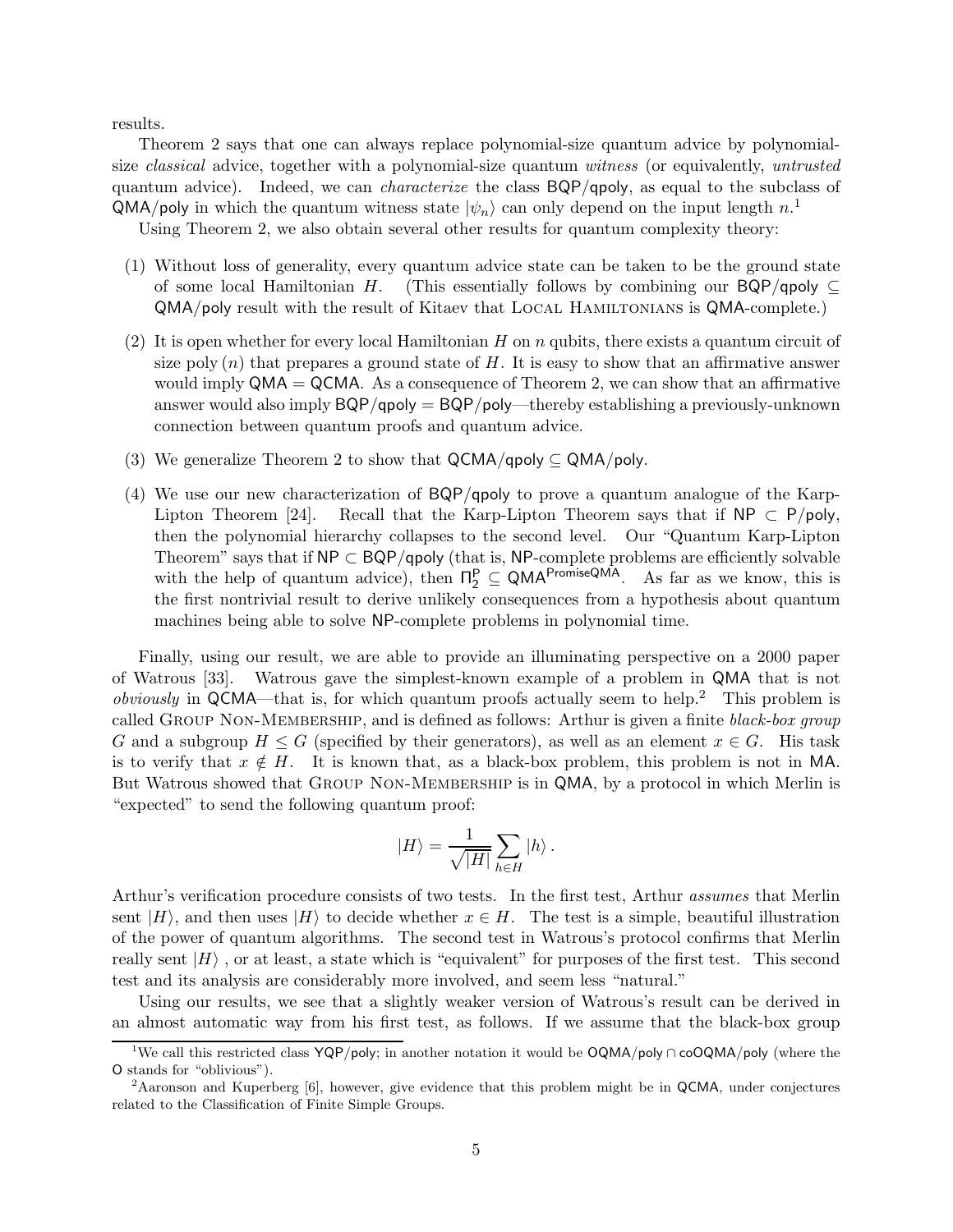results.

Theorem 2 says that one can always replace polynomial-size quantum advice by polynomial-size *classical* advice, together with a polynomial-size quantum *witness* (or equivalently, *untrusted* quantum advice). Indeed, we can *characterize* the class BQP/qpoly, as equal to the subclass of QMA/poly in which the quantum witness state $|\psi_n\rangle$ can only depend on the input length $n$.[1]

Using Theorem 2, we also obtain several other results for quantum complexity theory:

(1) Without loss of generality, every quantum advice state can be taken to be the ground state of some local Hamiltonian $H$. (This essentially follows by combining our BQP/qpoly $\subseteq$ QMA/poly result with the result of Kitaev that Local Hamiltonians is QMA-complete.)

(2) It is open whether for every local Hamiltonian $H$ on $n$ qubits, there exists a quantum circuit of size poly $(n)$ that prepares a ground state of $H$. It is easy to show that an affirmative answer would imply QMA = QCMA. As a consequence of Theorem 2, we can show that an affirmative answer would also imply BQP/qpoly = BQP/poly—thereby establishing a previously-unknown connection between quantum proofs and quantum advice.

(3) We generalize Theorem 2 to show that QCMA/qpoly $\subseteq$ QMA/poly.

(4) We use our new characterization of BQP/qpoly to prove a quantum analogue of the Karp-Lipton Theorem [24]. Recall that the Karp-Lipton Theorem says that if NP $\subset$ P/poly, then the polynomial hierarchy collapses to the second level. Our "Quantum Karp-Lipton Theorem" says that if NP $\subset$ BQP/qpoly (that is, NP-complete problems are efficiently solvable with the help of quantum advice), then $\Pi_2^{\mathsf{P}} \subseteq \mathsf{QMA}^{\mathsf{PromiseQMA}}$. As far as we know, this is the first nontrivial result to derive unlikely consequences from a hypothesis about quantum machines being able to solve NP-complete problems in polynomial time.

Finally, using our result, we are able to provide an illuminating perspective on a 2000 paper of Watrous [33]. Watrous gave the simplest-known example of a problem in QMA that is not *obviously* in QCMA—that is, for which quantum proofs actually seem to help.[2] This problem is called Group Non-Membership, and is defined as follows: Arthur is given a finite *black-box group* $G$ and a subgroup $H \leq G$ (specified by their generators), as well as an element $x \in G$. His task is to verify that $x \notin H$. It is known that, as a black-box problem, this problem is not in MA. But Watrous showed that Group Non-Membership is in QMA, by a protocol in which Merlin is "expected" to send the following quantum proof:

$$|H\rangle = \frac{1}{\sqrt{|H|}} \sum_{h \in H} |h\rangle .$$

Arthur's verification procedure consists of two tests. In the first test, Arthur *assumes* that Merlin sent $|H\rangle$, and then uses $|H\rangle$ to decide whether $x \in H$. The test is a simple, beautiful illustration of the power of quantum algorithms. The second test in Watrous's protocol confirms that Merlin really sent $|H\rangle$ , or at least, a state which is "equivalent" for purposes of the first test. This second test and its analysis are considerably more involved, and seem less "natural."

Using our results, we see that a slightly weaker version of Watrous's result can be derived in an almost automatic way from his first test, as follows. If we assume that the black-box group

[1] We call this restricted class YQP/poly; in another notation it would be OQMA/poly $\cap$ coOQMA/poly (where the O stands for "oblivious").

[2] Aaronson and Kuperberg [6], however, give evidence that this problem might be in QCMA, under conjectures related to the Classification of Finite Simple Groups.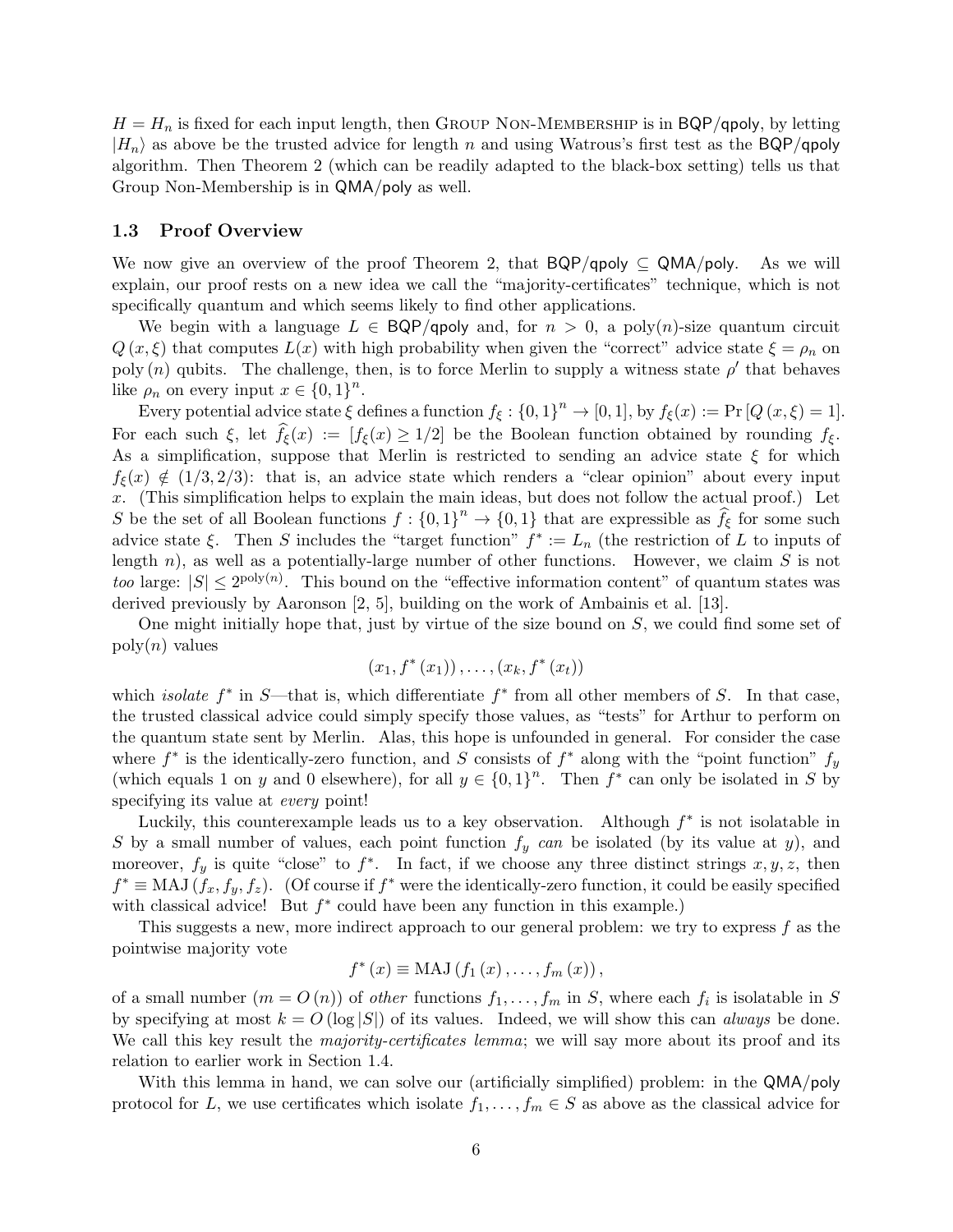$H = H_n$ is fixed for each input length, then Group Non-Membership is in BQP/qpoly, by letting $|H_n\rangle$ as above be the trusted advice for length $n$ and using Watrous's first test as the BQP/qpoly algorithm. Then Theorem 2 (which can be readily adapted to the black-box setting) tells us that Group Non-Membership is in QMA/poly as well.

### 1.3 Proof Overview

We now give an overview of the proof Theorem 2, that $\mathsf{BQP/qpoly} \subseteq \mathsf{QMA/poly}$. As we will explain, our proof rests on a new idea we call the "majority-certificates" technique, which is not specifically quantum and which seems likely to find other applications.

We begin with a language $L \in \mathsf{BQP/qpoly}$ and, for $n > 0$, a poly($n$)-size quantum circuit $Q(x, \xi)$ that computes $L(x)$ with high probability when given the "correct" advice state $\xi = \rho_n$ on poly($n$) qubits. The challenge, then, is to force Merlin to supply a witness state $\rho'$ that behaves like $\rho_n$ on every input $x \in \{0,1\}^n$.

Every potential advice state $\xi$ defines a function $f_\xi : \{0,1\}^n \to [0,1]$, by $f_\xi(x) := \Pr[Q(x,\xi) = 1]$. For each such $\xi$, let $\widehat{f}_\xi(x) := [f_\xi(x) \geq 1/2]$ be the Boolean function obtained by rounding $f_\xi$. As a simplification, suppose that Merlin is restricted to sending an advice state $\xi$ for which $f_\xi(x) \notin (1/3, 2/3)$: that is, an advice state which renders a "clear opinion" about every input $x$. (This simplification helps to explain the main ideas, but does not follow the actual proof.) Let $S$ be the set of all Boolean functions $f : \{0,1\}^n \to \{0,1\}$ that are expressible as $\widehat{f}_\xi$ for some such advice state $\xi$. Then $S$ includes the "target function" $f^* := L_n$ (the restriction of $L$ to inputs of length $n$), as well as a potentially-large number of other functions. However, we claim $S$ is not *too* large: $|S| \leq 2^{\mathrm{poly}(n)}$. This bound on the "effective information content" of quantum states was derived previously by Aaronson [2, 5], building on the work of Ambainis et al. [13].

One might initially hope that, just by virtue of the size bound on $S$, we could find some set of poly($n$) values

$$(x_1, f^*(x_1)), \ldots, (x_k, f^*(x_t))$$

which *isolate* $f^*$ in $S$—that is, which differentiate $f^*$ from all other members of $S$. In that case, the trusted classical advice could simply specify those values, as "tests" for Arthur to perform on the quantum state sent by Merlin. Alas, this hope is unfounded in general. For consider the case where $f^*$ is the identically-zero function, and $S$ consists of $f^*$ along with the "point function" $f_y$ (which equals 1 on $y$ and 0 elsewhere), for all $y \in \{0,1\}^n$. Then $f^*$ can only be isolated in $S$ by specifying its value at *every* point!

Luckily, this counterexample leads us to a key observation. Although $f^*$ is not isolatable in $S$ by a small number of values, each point function $f_y$ *can* be isolated (by its value at $y$), and moreover, $f_y$ is quite "close" to $f^*$. In fact, if we choose any three distinct strings $x, y, z$, then $f^* \equiv \mathrm{MAJ}(f_x, f_y, f_z)$. (Of course if $f^*$ were the identically-zero function, it could be easily specified with classical advice! But $f^*$ could have been any function in this example.)

This suggests a new, more indirect approach to our general problem: we try to express $f$ as the pointwise majority vote

$$f^*(x) \equiv \mathrm{MAJ}(f_1(x), \ldots, f_m(x)),$$

of a small number ($m = O(n)$) of *other* functions $f_1, \ldots, f_m$ in $S$, where each $f_i$ is isolatable in $S$ by specifying at most $k = O(\log|S|)$ of its values. Indeed, we will show this can *always* be done. We call this key result the *majority-certificates lemma*; we will say more about its proof and its relation to earlier work in Section 1.4.

With this lemma in hand, we can solve our (artificially simplified) problem: in the QMA/poly protocol for $L$, we use certificates which isolate $f_1, \ldots, f_m \in S$ as above as the classical advice for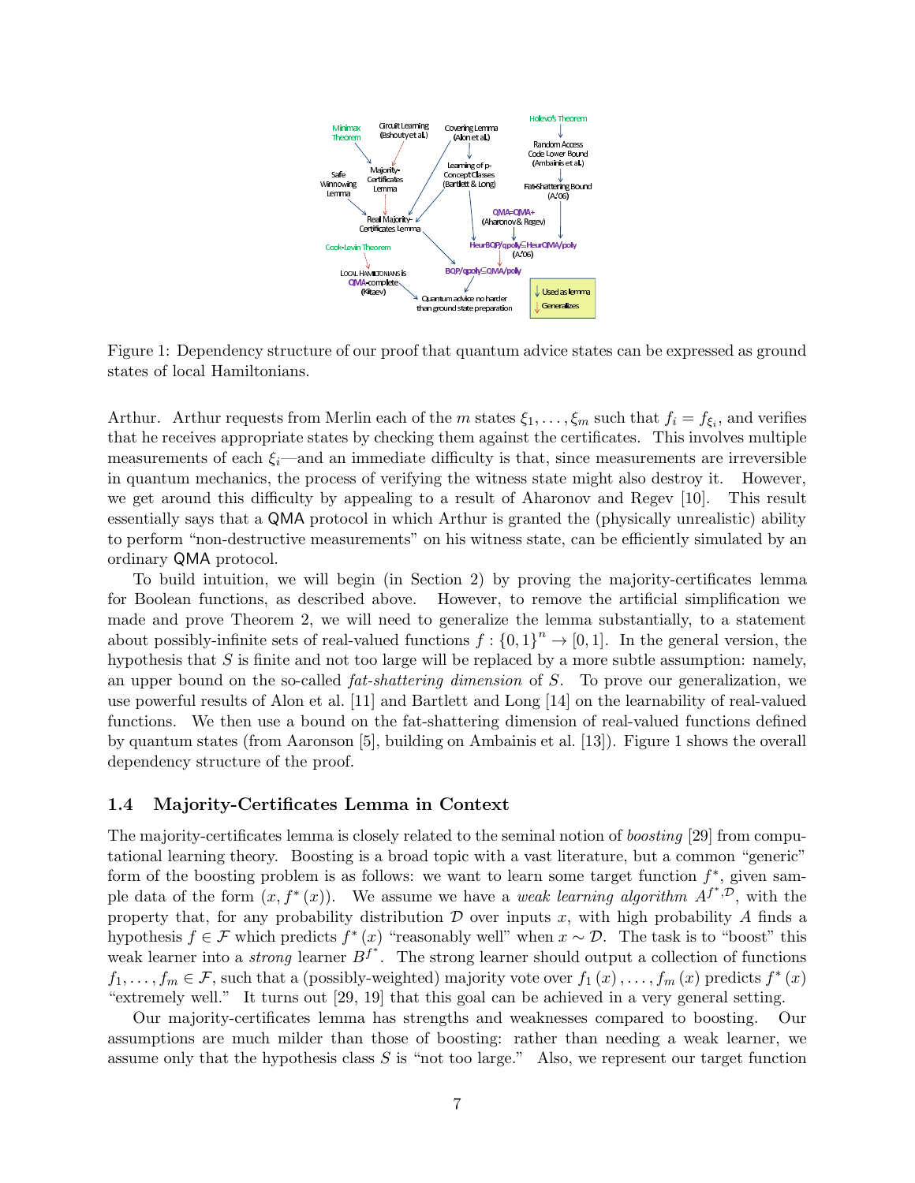Figure 1: Dependency structure of our proof that quantum advice states can be expressed as ground states of local Hamiltonians.

Arthur. Arthur requests from Merlin each of the $m$ states $\xi_1, \ldots, \xi_m$ such that $f_i = f_{\xi_i}$, and verifies that he receives appropriate states by checking them against the certificates. This involves multiple measurements of each $\xi_i$—and an immediate difficulty is that, since measurements are irreversible in quantum mechanics, the process of verifying the witness state might also destroy it. However, we get around this difficulty by appealing to a result of Aharonov and Regev [10]. This result essentially says that a QMA protocol in which Arthur is granted the (physically unrealistic) ability to perform "non-destructive measurements" on his witness state, can be efficiently simulated by an ordinary QMA protocol.

To build intuition, we will begin (in Section 2) by proving the majority-certificates lemma for Boolean functions, as described above. However, to remove the artificial simplification we made and prove Theorem 2, we will need to generalize the lemma substantially, to a statement about possibly-infinite sets of real-valued functions $f : \{0,1\}^n \to [0,1]$. In the general version, the hypothesis that $S$ is finite and not too large will be replaced by a more subtle assumption: namely, an upper bound on the so-called *fat-shattering dimension* of $S$. To prove our generalization, we use powerful results of Alon et al. [11] and Bartlett and Long [14] on the learnability of real-valued functions. We then use a bound on the fat-shattering dimension of real-valued functions defined by quantum states (from Aaronson [5], building on Ambainis et al. [13]). Figure 1 shows the overall dependency structure of the proof.

### 1.4 Majority-Certificates Lemma in Context

The majority-certificates lemma is closely related to the seminal notion of *boosting* [29] from computational learning theory. Boosting is a broad topic with a vast literature, but a common "generic" form of the boosting problem is as follows: we want to learn some target function $f^*$, given sample data of the form $(x, f^*(x))$. We assume we have a *weak learning algorithm* $A^{f^*,\mathcal{D}}$, with the property that, for any probability distribution $\mathcal{D}$ over inputs $x$, with high probability $A$ finds a hypothesis $f \in \mathcal{F}$ which predicts $f^*(x)$ "reasonably well" when $x \sim \mathcal{D}$. The task is to "boost" this weak learner into a *strong* learner $B^{f^*}$. The strong learner should output a collection of functions $f_1, \ldots, f_m \in \mathcal{F}$, such that a (possibly-weighted) majority vote over $f_1(x), \ldots, f_m(x)$ predicts $f^*(x)$ "extremely well." It turns out [29, 19] that this goal can be achieved in a very general setting.

Our majority-certificates lemma has strengths and weaknesses compared to boosting. Our assumptions are much milder than those of boosting: rather than needing a weak learner, we assume only that the hypothesis class $S$ is "not too large." Also, we represent our target function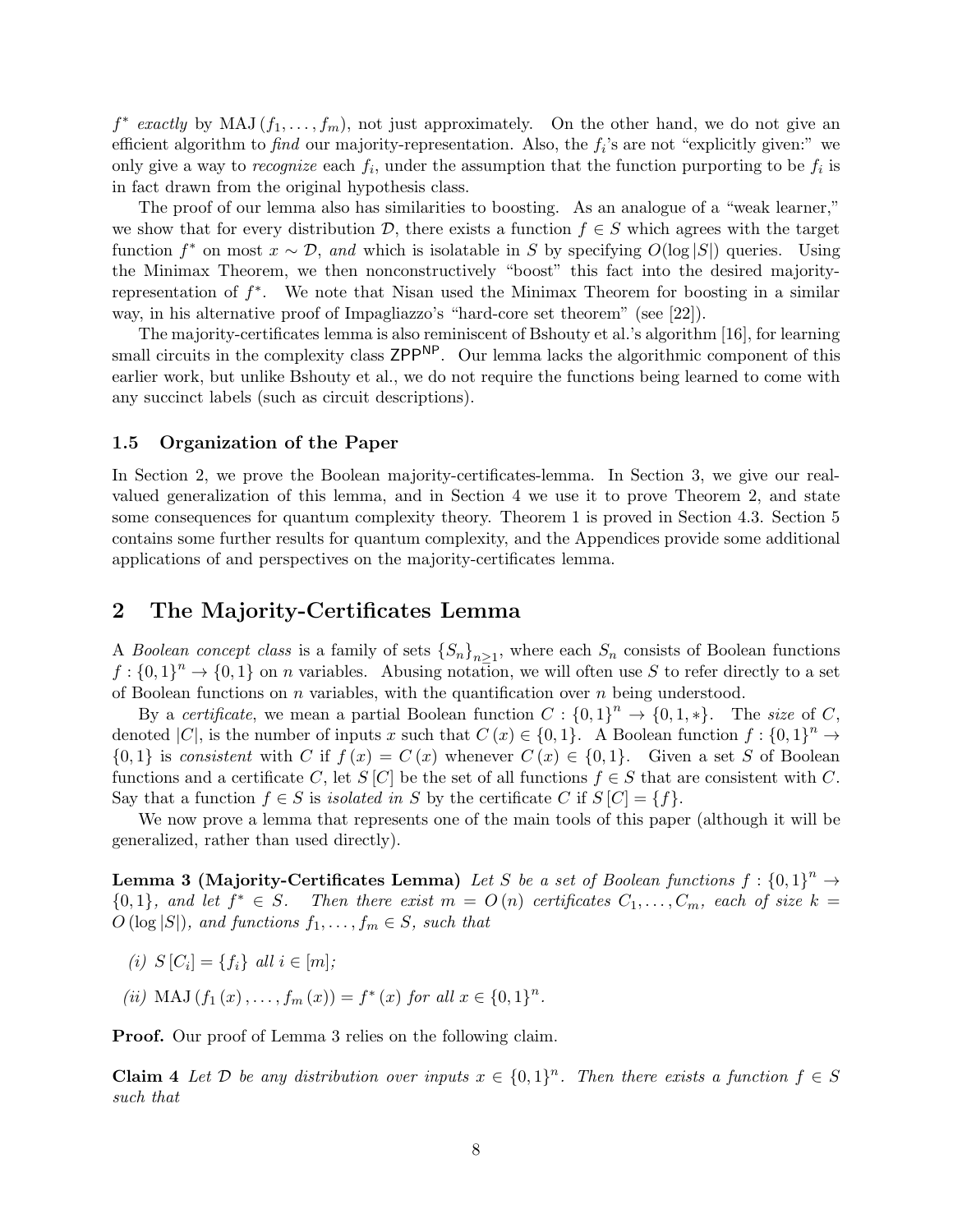$f^*$ *exactly* by $\text{MAJ}(f_1, \ldots, f_m)$, not just approximately. On the other hand, we do not give an efficient algorithm to *find* our majority-representation. Also, the $f_i$'s are not "explicitly given:" we only give a way to *recognize* each $f_i$, under the assumption that the function purporting to be $f_i$ is in fact drawn from the original hypothesis class.

The proof of our lemma also has similarities to boosting. As an analogue of a "weak learner," we show that for every distribution $\mathcal{D}$, there exists a function $f \in S$ which agrees with the target function $f^*$ on most $x \sim \mathcal{D}$, *and* which is isolatable in $S$ by specifying $O(\log |S|)$ queries. Using the Minimax Theorem, we then nonconstructively "boost" this fact into the desired majority-representation of $f^*$. We note that Nisan used the Minimax Theorem for boosting in a similar way, in his alternative proof of Impagliazzo's "hard-core set theorem" (see [22]).

The majority-certificates lemma is also reminiscent of Bshouty et al.'s algorithm [16], for learning small circuits in the complexity class $\mathsf{ZPP}^{\mathsf{NP}}$. Our lemma lacks the algorithmic component of this earlier work, but unlike Bshouty et al., we do not require the functions being learned to come with any succinct labels (such as circuit descriptions).

### 1.5 Organization of the Paper

In Section 2, we prove the Boolean majority-certificates-lemma. In Section 3, we give our real-valued generalization of this lemma, and in Section 4 we use it to prove Theorem 2, and state some consequences for quantum complexity theory. Theorem 1 is proved in Section 4.3. Section 5 contains some further results for quantum complexity, and the Appendices provide some additional applications of and perspectives on the majority-certificates lemma.

## 2 The Majority-Certificates Lemma

A *Boolean concept class* is a family of sets $\{S_n\}_{n\geq 1}$, where each $S_n$ consists of Boolean functions $f : \{0,1\}^n \to \{0,1\}$ on $n$ variables. Abusing notation, we will often use $S$ to refer directly to a set of Boolean functions on $n$ variables, with the quantification over $n$ being understood.

By a *certificate*, we mean a partial Boolean function $C : \{0,1\}^n \to \{0,1,*\}$. The *size* of $C$, denoted $|C|$, is the number of inputs $x$ such that $C(x) \in \{0,1\}$. A Boolean function $f : \{0,1\}^n \to \{0,1\}$ is *consistent* with $C$ if $f(x) = C(x)$ whenever $C(x) \in \{0,1\}$. Given a set $S$ of Boolean functions and a certificate $C$, let $S[C]$ be the set of all functions $f \in S$ that are consistent with $C$. Say that a function $f \in S$ is *isolated in* $S$ by the certificate $C$ if $S[C] = \{f\}$.

We now prove a lemma that represents one of the main tools of this paper (although it will be generalized, rather than used directly).

**Lemma 3 (Majority-Certificates Lemma)** *Let $S$ be a set of Boolean functions $f : \{0,1\}^n \to \{0,1\}$, and let $f^* \in S$. Then there exist $m = O(n)$ certificates $C_1, \ldots, C_m$, each of size $k = O(\log |S|)$, and functions $f_1, \ldots, f_m \in S$, such that*

*(i) $S[C_i] = \{f_i\}$ all $i \in [m]$;*

*(ii) $\text{MAJ}(f_1(x), \ldots, f_m(x)) = f^*(x)$ for all $x \in \{0,1\}^n$.*

**Proof.** Our proof of Lemma 3 relies on the following claim.

**Claim 4** *Let $\mathcal{D}$ be any distribution over inputs $x \in \{0,1\}^n$. Then there exists a function $f \in S$ such that*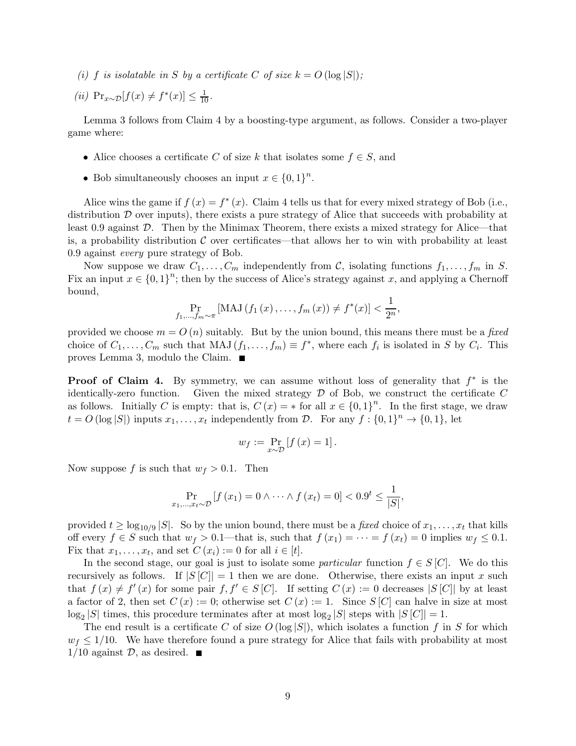*(i) $f$ is isolatable in $S$ by a certificate $C$ of size $k = O(\log |S|)$;*

*(ii)* $\Pr_{x \sim \mathcal{D}}[f(x) \neq f^*(x)] \leq \frac{1}{10}$.

Lemma 3 follows from Claim 4 by a boosting-type argument, as follows. Consider a two-player game where:

- Alice chooses a certificate $C$ of size $k$ that isolates some $f \in S$, and
- Bob simultaneously chooses an input $x \in \{0,1\}^n$.

Alice wins the game if $f(x) = f^*(x)$. Claim 4 tells us that for every mixed strategy of Bob (i.e., distribution $\mathcal{D}$ over inputs), there exists a pure strategy of Alice that succeeds with probability at least 0.9 against $\mathcal{D}$. Then by the Minimax Theorem, there exists a mixed strategy for Alice—that is, a probability distribution $\mathcal{C}$ over certificates—that allows her to win with probability at least 0.9 against *every* pure strategy of Bob.

Now suppose we draw $C_1, \ldots, C_m$ independently from $\mathcal{C}$, isolating functions $f_1, \ldots, f_m$ in $S$. Fix an input $x \in \{0,1\}^n$; then by the success of Alice's strategy against $x$, and applying a Chernoff bound,

$$\Pr_{f_1,\ldots,f_m \sim \pi}[\text{MAJ}(f_1(x), \ldots, f_m(x)) \neq f^*(x)] < \frac{1}{2^n},$$

provided we choose $m = O(n)$ suitably. But by the union bound, this means there must be a *fixed* choice of $C_1, \ldots, C_m$ such that $\text{MAJ}(f_1, \ldots, f_m) \equiv f^*$, where each $f_i$ is isolated in $S$ by $C_i$. This proves Lemma 3, modulo the Claim. ■

**Proof of Claim 4.** By symmetry, we can assume without loss of generality that $f^*$ is the identically-zero function. Given the mixed strategy $\mathcal{D}$ of Bob, we construct the certificate $C$ as follows. Initially $C$ is empty: that is, $C(x) = *$ for all $x \in \{0,1\}^n$. In the first stage, we draw $t = O(\log |S|)$ inputs $x_1, \ldots, x_t$ independently from $\mathcal{D}$. For any $f : \{0,1\}^n \to \{0,1\}$, let

$$w_f := \Pr_{x \sim \mathcal{D}}[f(x) = 1].$$

Now suppose $f$ is such that $w_f > 0.1$. Then

$$\Pr_{x_1,\ldots,x_t \sim \mathcal{D}}[f(x_1) = 0 \wedge \cdots \wedge f(x_t) = 0] < 0.9^t \leq \frac{1}{|S|},$$

provided $t \geq \log_{10/9} |S|$. So by the union bound, there must be a *fixed* choice of $x_1, \ldots, x_t$ that kills off every $f \in S$ such that $w_f > 0.1$—that is, such that $f(x_1) = \cdots = f(x_t) = 0$ implies $w_f \leq 0.1$. Fix that $x_1, \ldots, x_t$, and set $C(x_i) := 0$ for all $i \in [t]$.

In the second stage, our goal is just to isolate some *particular* function $f \in S[C]$. We do this recursively as follows. If $|S[C]| = 1$ then we are done. Otherwise, there exists an input $x$ such that $f(x) \neq f'(x)$ for some pair $f, f' \in S[C]$. If setting $C(x) := 0$ decreases $|S[C]|$ by at least a factor of 2, then set $C(x) := 0$; otherwise set $C(x) := 1$. Since $S[C]$ can halve in size at most $\log_2 |S|$ times, this procedure terminates after at most $\log_2 |S|$ steps with $|S[C]| = 1$.

The end result is a certificate $C$ of size $O(\log |S|)$, which isolates a function $f$ in $S$ for which $w_f \leq 1/10$. We have therefore found a pure strategy for Alice that fails with probability at most $1/10$ against $\mathcal{D}$, as desired. ■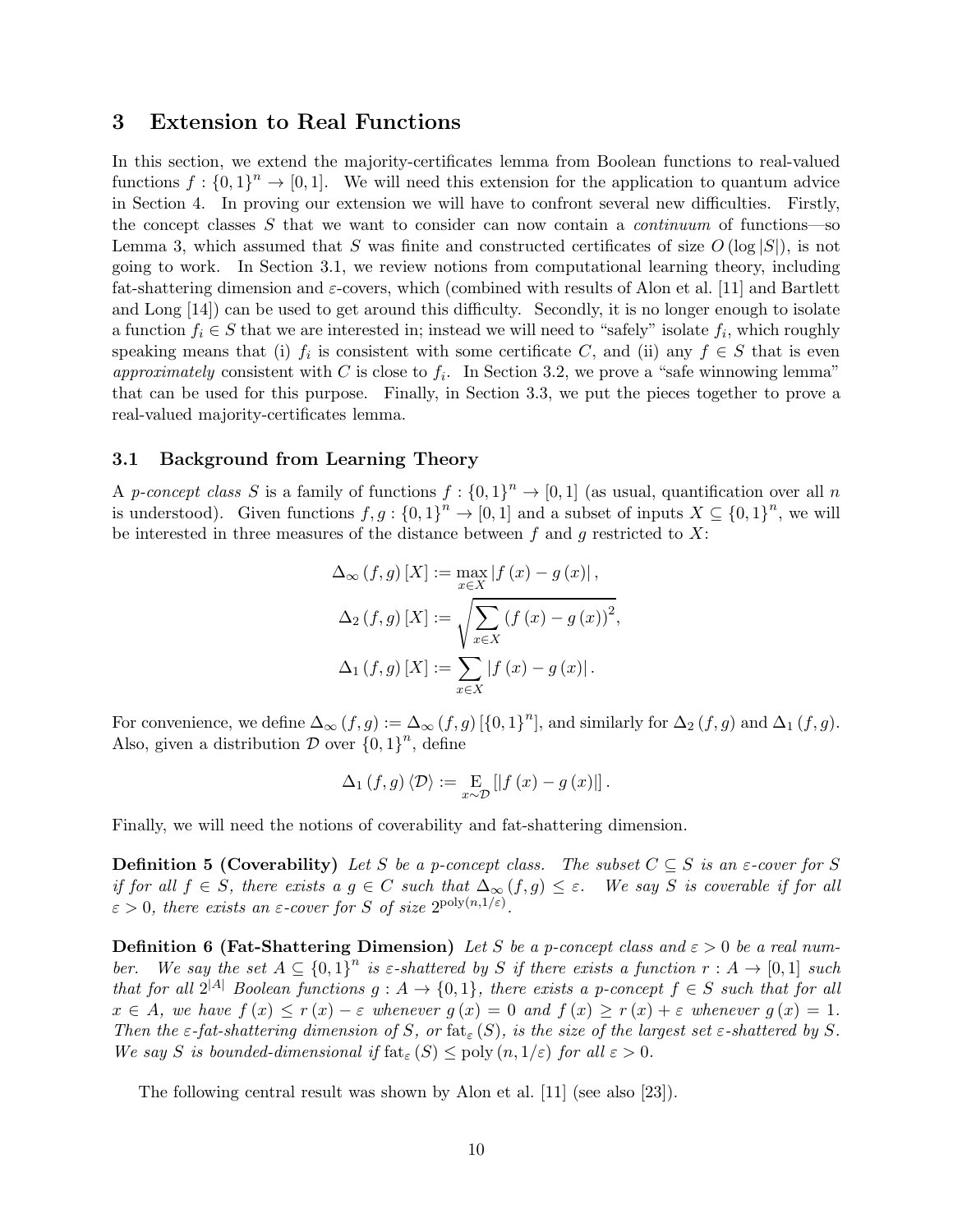## 3 Extension to Real Functions

In this section, we extend the majority-certificates lemma from Boolean functions to real-valued functions $f : \{0,1\}^n \to [0,1]$. We will need this extension for the application to quantum advice in Section 4. In proving our extension we will have to confront several new difficulties. Firstly, the concept classes $S$ that we want to consider can now contain a *continuum* of functions—so Lemma 3, which assumed that $S$ was finite and constructed certificates of size $O(\log |S|)$, is not going to work. In Section 3.1, we review notions from computational learning theory, including fat-shattering dimension and $\varepsilon$-covers, which (combined with results of Alon et al. [11] and Bartlett and Long [14]) can be used to get around this difficulty. Secondly, it is no longer enough to isolate a function $f_i \in S$ that we are interested in; instead we will need to "safely" isolate $f_i$, which roughly speaking means that (i) $f_i$ is consistent with some certificate $C$, and (ii) any $f \in S$ that is even *approximately* consistent with $C$ is close to $f_i$. In Section 3.2, we prove a "safe winnowing lemma" that can be used for this purpose. Finally, in Section 3.3, we put the pieces together to prove a real-valued majority-certificates lemma.

### 3.1 Background from Learning Theory

A *p-concept class* $S$ is a family of functions $f : \{0,1\}^n \to [0,1]$ (as usual, quantification over all $n$ is understood). Given functions $f, g : \{0,1\}^n \to [0,1]$ and a subset of inputs $X \subseteq \{0,1\}^n$, we will be interested in three measures of the distance between $f$ and $g$ restricted to $X$:

$$\Delta_\infty(f,g)[X] := \max_{x \in X} |f(x) - g(x)|,$$

$$\Delta_2(f,g)[X] := \sqrt{\sum_{x \in X} (f(x) - g(x))^2},$$

$$\Delta_1(f,g)[X] := \sum_{x \in X} |f(x) - g(x)|.$$

For convenience, we define $\Delta_\infty(f,g) := \Delta_\infty(f,g)[\{0,1\}^n]$, and similarly for $\Delta_2(f,g)$ and $\Delta_1(f,g)$. Also, given a distribution $\mathcal{D}$ over $\{0,1\}^n$, define

$$\Delta_1(f,g)\langle\mathcal{D}\rangle := \operatorname*{E}_{x \sim \mathcal{D}}[|f(x) - g(x)|].$$

Finally, we will need the notions of coverability and fat-shattering dimension.

**Definition 5 (Coverability)** *Let $S$ be a p-concept class. The subset $C \subseteq S$ is an $\varepsilon$-cover for $S$ if for all $f \in S$, there exists a $g \in C$ such that $\Delta_\infty(f,g) \leq \varepsilon$. We say $S$ is coverable if for all $\varepsilon > 0$, there exists an $\varepsilon$-cover for $S$ of size $2^{\text{poly}(n,1/\varepsilon)}$.*

**Definition 6 (Fat-Shattering Dimension)** *Let $S$ be a p-concept class and $\varepsilon > 0$ be a real number. We say the set $A \subseteq \{0,1\}^n$ is $\varepsilon$-shattered by $S$ if there exists a function $r : A \to [0,1]$ such that for all $2^{|A|}$ Boolean functions $g : A \to \{0,1\}$, there exists a p-concept $f \in S$ such that for all $x \in A$, we have $f(x) \leq r(x) - \varepsilon$ whenever $g(x) = 0$ and $f(x) \geq r(x) + \varepsilon$ whenever $g(x) = 1$. Then the $\varepsilon$-fat-shattering dimension of $S$, or $\text{fat}_\varepsilon(S)$, is the size of the largest set $\varepsilon$-shattered by $S$. We say $S$ is bounded-dimensional if $\text{fat}_\varepsilon(S) \leq \text{poly}(n, 1/\varepsilon)$ for all $\varepsilon > 0$.*

The following central result was shown by Alon et al. [11] (see also [23]).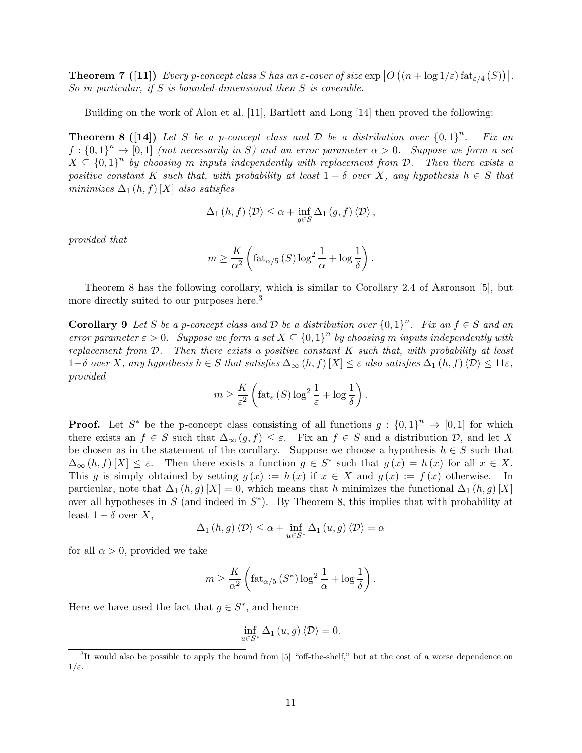**Theorem 7 ([11])** *Every p-concept class $S$ has an $\varepsilon$-cover of size $\exp\left[O\left((n+\log 1/\varepsilon)\operatorname{fat}_{\varepsilon/4}(S)\right)\right]$. So in particular, if $S$ is bounded-dimensional then $S$ is coverable.*

Building on the work of Alon et al. [11], Bartlett and Long [14] then proved the following:

**Theorem 8 ([14])** *Let $S$ be a p-concept class and $\mathcal{D}$ be a distribution over $\{0,1\}^n$. Fix an $f : \{0,1\}^n \to [0,1]$ (not necessarily in $S$) and an error parameter $\alpha > 0$. Suppose we form a set $X \subseteq \{0,1\}^n$ by choosing $m$ inputs independently with replacement from $\mathcal{D}$. Then there exists a positive constant $K$ such that, with probability at least $1-\delta$ over $X$, any hypothesis $h \in S$ that minimizes $\Delta_1(h,f)[X]$ also satisfies*

$$\Delta_1(h,f)\langle\mathcal{D}\rangle \leq \alpha + \inf_{g\in S}\Delta_1(g,f)\langle\mathcal{D}\rangle,$$

*provided that*

$$m \geq \frac{K}{\alpha^2}\left(\operatorname{fat}_{\alpha/5}(S)\log^2\frac{1}{\alpha}+\log\frac{1}{\delta}\right).$$

Theorem 8 has the following corollary, which is similar to Corollary 2.4 of Aaronson [5], but more directly suited to our purposes here.[3]

**Corollary 9** *Let $S$ be a p-concept class and $\mathcal{D}$ be a distribution over $\{0,1\}^n$. Fix an $f \in S$ and an error parameter $\varepsilon > 0$. Suppose we form a set $X \subseteq \{0,1\}^n$ by choosing $m$ inputs independently with replacement from $\mathcal{D}$. Then there exists a positive constant $K$ such that, with probability at least $1-\delta$ over $X$, any hypothesis $h \in S$ that satisfies $\Delta_\infty(h,f)[X] \leq \varepsilon$ also satisfies $\Delta_1(h,f)\langle\mathcal{D}\rangle \leq 11\varepsilon$, provided*

$$m \geq \frac{K}{\varepsilon^2}\left(\operatorname{fat}_{\varepsilon}(S)\log^2\frac{1}{\varepsilon}+\log\frac{1}{\delta}\right).$$

**Proof.** Let $S^*$ be the p-concept class consisting of all functions $g : \{0,1\}^n \to [0,1]$ for which there exists an $f \in S$ such that $\Delta_\infty(g,f) \leq \varepsilon$. Fix an $f \in S$ and a distribution $\mathcal{D}$, and let $X$ be chosen as in the statement of the corollary. Suppose we choose a hypothesis $h \in S$ such that $\Delta_\infty(h,f)[X] \leq \varepsilon$. Then there exists a function $g \in S^*$ such that $g(x) = h(x)$ for all $x \in X$. This $g$ is simply obtained by setting $g(x) := h(x)$ if $x \in X$ and $g(x) := f(x)$ otherwise. In particular, note that $\Delta_1(h,g)[X] = 0$, which means that $h$ minimizes the functional $\Delta_1(h,g)[X]$ over all hypotheses in $S$ (and indeed in $S^*$). By Theorem 8, this implies that with probability at least $1-\delta$ over $X$,

$$\Delta_1(h,g)\langle\mathcal{D}\rangle \leq \alpha + \inf_{u\in S^*}\Delta_1(u,g)\langle\mathcal{D}\rangle = \alpha$$

for all $\alpha > 0$, provided we take

$$m \geq \frac{K}{\alpha^2}\left(\operatorname{fat}_{\alpha/5}(S^*)\log^2\frac{1}{\alpha}+\log\frac{1}{\delta}\right).$$

Here we have used the fact that $g \in S^*$, and hence

$$\inf_{u\in S^*}\Delta_1(u,g)\langle\mathcal{D}\rangle = 0.$$

[3] It would also be possible to apply the bound from [5] "off-the-shelf," but at the cost of a worse dependence on $1/\varepsilon$.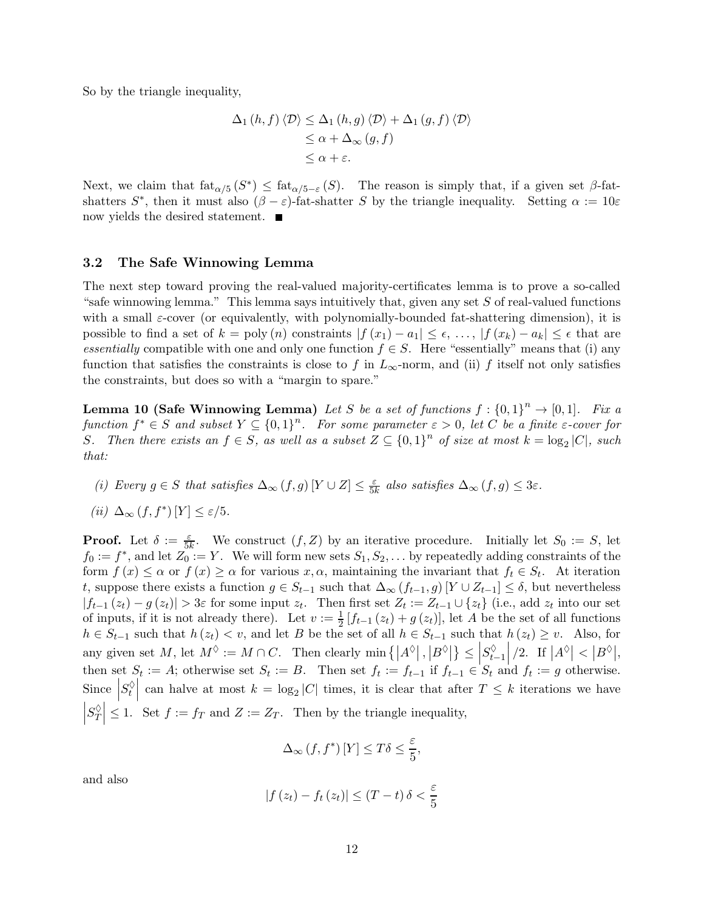So by the triangle inequality,

$$
\begin{aligned}
\Delta_1(h,f)\langle\mathcal{D}\rangle &\leq \Delta_1(h,g)\langle\mathcal{D}\rangle + \Delta_1(g,f)\langle\mathcal{D}\rangle \\
&\leq \alpha + \Delta_\infty(g,f) \\
&\leq \alpha + \varepsilon.
\end{aligned}
$$

Next, we claim that $\mathrm{fat}_{\alpha/5}(S^*) \leq \mathrm{fat}_{\alpha/5-\varepsilon}(S)$. The reason is simply that, if a given set $\beta$-fat-shatters $S^*$, then it must also $(\beta-\varepsilon)$-fat-shatter $S$ by the triangle inequality. Setting $\alpha := 10\varepsilon$ now yields the desired statement. ∎

### 3.2 The Safe Winnowing Lemma

The next step toward proving the real-valued majority-certificates lemma is to prove a so-called "safe winnowing lemma." This lemma says intuitively that, given any set $S$ of real-valued functions with a small $\varepsilon$-cover (or equivalently, with polynomially-bounded fat-shattering dimension), it is possible to find a set of $k = \mathrm{poly}(n)$ constraints $|f(x_1) - a_1| \leq \epsilon, \ldots, |f(x_k) - a_k| \leq \epsilon$ that are *essentially* compatible with one and only one function $f \in S$. Here "essentially" means that (i) any function that satisfies the constraints is close to $f$ in $L_\infty$-norm, and (ii) $f$ itself not only satisfies the constraints, but does so with a "margin to spare."

**Lemma 10 (Safe Winnowing Lemma)** *Let $S$ be a set of functions $f : \{0,1\}^n \to [0,1]$. Fix a function $f^* \in S$ and subset $Y \subseteq \{0,1\}^n$. For some parameter $\varepsilon > 0$, let $C$ be a finite $\varepsilon$-cover for $S$. Then there exists an $f \in S$, as well as a subset $Z \subseteq \{0,1\}^n$ of size at most $k = \log_2 |C|$, such that:*

*(i) Every $g \in S$ that satisfies $\Delta_\infty(f,g)[Y \cup Z] \leq \frac{\varepsilon}{5k}$ also satisfies $\Delta_\infty(f,g) \leq 3\varepsilon$.*

*(ii) $\Delta_\infty(f,f^*)[Y] \leq \varepsilon/5$.*

**Proof.** Let $\delta := \frac{\varepsilon}{5k}$. We construct $(f,Z)$ by an iterative procedure. Initially let $S_0 := S$, let $f_0 := f^*$, and let $Z_0 := Y$. We will form new sets $S_1, S_2, \ldots$ by repeatedly adding constraints of the form $f(x) \leq \alpha$ or $f(x) \geq \alpha$ for various $x, \alpha$, maintaining the invariant that $f_t \in S_t$. At iteration $t$, suppose there exists a function $g \in S_{t-1}$ such that $\Delta_\infty(f_{t-1},g)[Y \cup Z_{t-1}] \leq \delta$, but nevertheless $|f_{t-1}(z_t) - g(z_t)| > 3\varepsilon$ for some input $z_t$. Then first set $Z_t := Z_{t-1} \cup \{z_t\}$ (i.e., add $z_t$ into our set of inputs, if it is not already there). Let $v := \frac{1}{2}[f_{t-1}(z_t) + g(z_t)]$, let $A$ be the set of all functions $h \in S_{t-1}$ such that $h(z_t) < v$, and let $B$ be the set of all $h \in S_{t-1}$ such that $h(z_t) \geq v$. Also, for any given set $M$, let $M^\Diamond := M \cap C$. Then clearly $\min\{|A^\Diamond|, |B^\Diamond|\} \leq |S_{t-1}^\Diamond|/2$. If $|A^\Diamond| < |B^\Diamond|$, then set $S_t := A$; otherwise set $S_t := B$. Then set $f_t := f_{t-1}$ if $f_{t-1} \in S_t$ and $f_t := g$ otherwise. Since $|S_t^\Diamond|$ can halve at most $k = \log_2 |C|$ times, it is clear that after $T \leq k$ iterations we have $|S_T^\Diamond| \leq 1$. Set $f := f_T$ and $Z := Z_T$. Then by the triangle inequality,

$$
\Delta_\infty(f,f^*)[Y] \leq T\delta \leq \frac{\varepsilon}{5},
$$

and also

$$
|f(z_t) - f_t(z_t)| \leq (T-t)\delta < \frac{\varepsilon}{5}
$$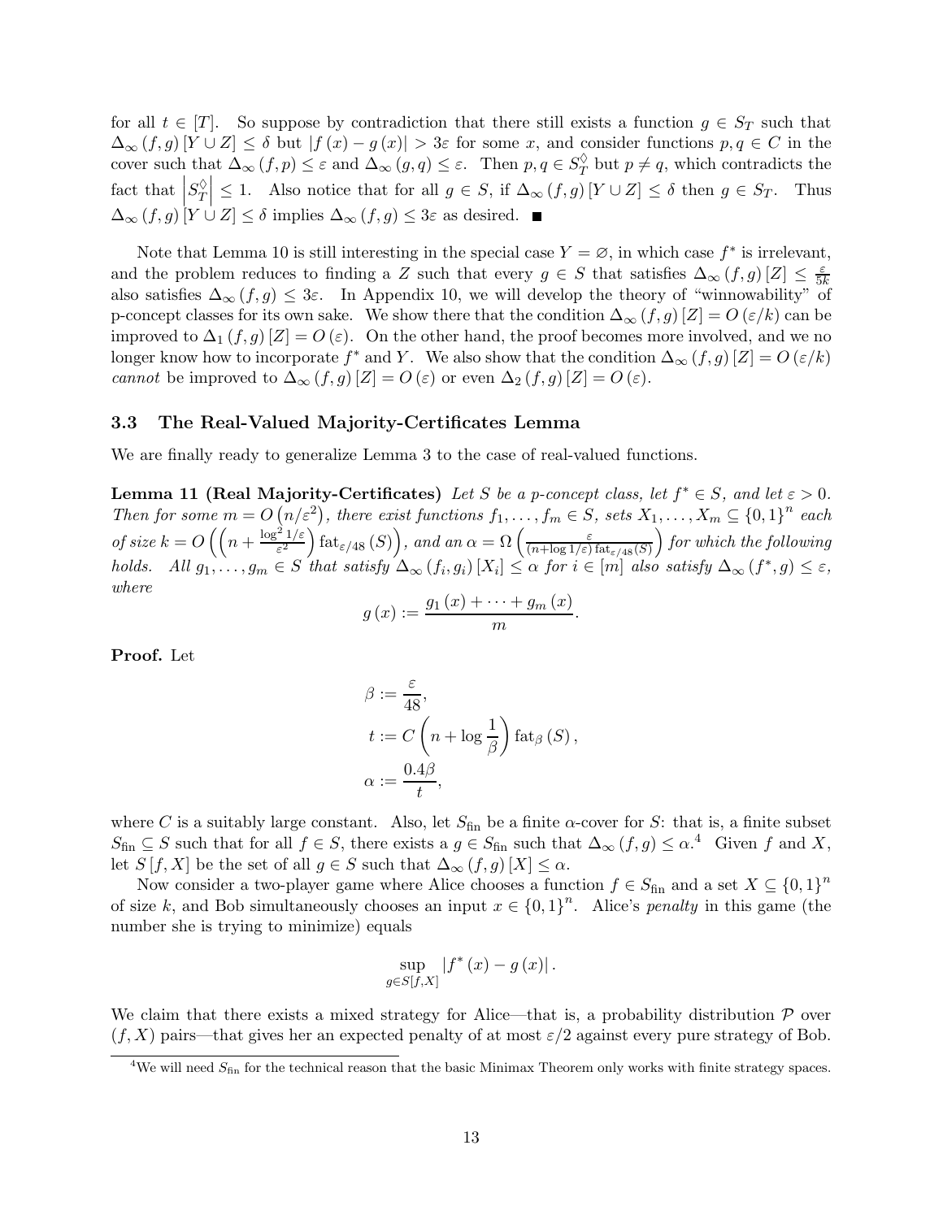for all $t \in [T]$. So suppose by contradiction that there still exists a function $g \in S_T$ such that $\Delta_\infty(f,g)[Y \cup Z] \leq \delta$ but $|f(x) - g(x)| > 3\varepsilon$ for some $x$, and consider functions $p, q \in C$ in the cover such that $\Delta_\infty(f,p) \leq \varepsilon$ and $\Delta_\infty(g,q) \leq \varepsilon$. Then $p, q \in S_T^\Diamond$ but $p \neq q$, which contradicts the fact that $\left|S_T^\Diamond\right| \leq 1$. Also notice that for all $g \in S$, if $\Delta_\infty(f,g)[Y \cup Z] \leq \delta$ then $g \in S_T$. Thus $\Delta_\infty(f,g)[Y \cup Z] \leq \delta$ implies $\Delta_\infty(f,g) \leq 3\varepsilon$ as desired. ■

Note that Lemma 10 is still interesting in the special case $Y = \varnothing$, in which case $f^*$ is irrelevant, and the problem reduces to finding a $Z$ such that every $g \in S$ that satisfies $\Delta_\infty(f,g)[Z] \leq \frac{\varepsilon}{5k}$ also satisfies $\Delta_\infty(f,g) \leq 3\varepsilon$. In Appendix 10, we will develop the theory of "winnowability" of p-concept classes for its own sake. We show there that the condition $\Delta_\infty(f,g)[Z] = O(\varepsilon/k)$ can be improved to $\Delta_1(f,g)[Z] = O(\varepsilon)$. On the other hand, the proof becomes more involved, and we no longer know how to incorporate $f^*$ and $Y$. We also show that the condition $\Delta_\infty(f,g)[Z] = O(\varepsilon/k)$ *cannot* be improved to $\Delta_\infty(f,g)[Z] = O(\varepsilon)$ or even $\Delta_2(f,g)[Z] = O(\varepsilon)$.

### 3.3 The Real-Valued Majority-Certificates Lemma

We are finally ready to generalize Lemma 3 to the case of real-valued functions.

**Lemma 11 (Real Majority-Certificates)** *Let $S$ be a p-concept class, let $f^* \in S$, and let $\varepsilon > 0$. Then for some $m = O(n/\varepsilon^2)$, there exist functions $f_1, \ldots, f_m \in S$, sets $X_1, \ldots, X_m \subseteq \{0,1\}^n$ each of size $k = O\left(\left(n + \frac{\log^2 1/\varepsilon}{\varepsilon^2}\right) \operatorname{fat}_{\varepsilon/48}(S)\right)$, and an $\alpha = \Omega\left(\frac{\varepsilon}{(n + \log 1/\varepsilon) \operatorname{fat}_{\varepsilon/48}(S)}\right)$ for which the following holds. All $g_1, \ldots, g_m \in S$ that satisfy $\Delta_\infty(f_i, g_i)[X_i] \leq \alpha$ for $i \in [m]$ also satisfy $\Delta_\infty(f^*, g) \leq \varepsilon$, where*

$$g(x) := \frac{g_1(x) + \cdots + g_m(x)}{m}.$$

**Proof.** Let

$$\beta := \frac{\varepsilon}{48},$$
$$t := C\left(n + \log \frac{1}{\beta}\right) \operatorname{fat}_\beta(S),$$
$$\alpha := \frac{0.4\beta}{t},$$

where $C$ is a suitably large constant. Also, let $S_{\text{fin}}$ be a finite $\alpha$-cover for $S$: that is, a finite subset $S_{\text{fin}} \subseteq S$ such that for all $f \in S$, there exists a $g \in S_{\text{fin}}$ such that $\Delta_\infty(f,g) \leq \alpha$.[4] Given $f$ and $X$, let $S[f,X]$ be the set of all $g \in S$ such that $\Delta_\infty(f,g)[X] \leq \alpha$.

Now consider a two-player game where Alice chooses a function $f \in S_{\text{fin}}$ and a set $X \subseteq \{0,1\}^n$ of size $k$, and Bob simultaneously chooses an input $x \in \{0,1\}^n$. Alice's *penalty* in this game (the number she is trying to minimize) equals

$$\sup_{g \in S[f,X]} |f^*(x) - g(x)|.$$

We claim that there exists a mixed strategy for Alice—that is, a probability distribution $\mathcal{P}$ over $(f,X)$ pairs—that gives her an expected penalty of at most $\varepsilon/2$ against every pure strategy of Bob.

[4] We will need $S_{\text{fin}}$ for the technical reason that the basic Minimax Theorem only works with finite strategy spaces.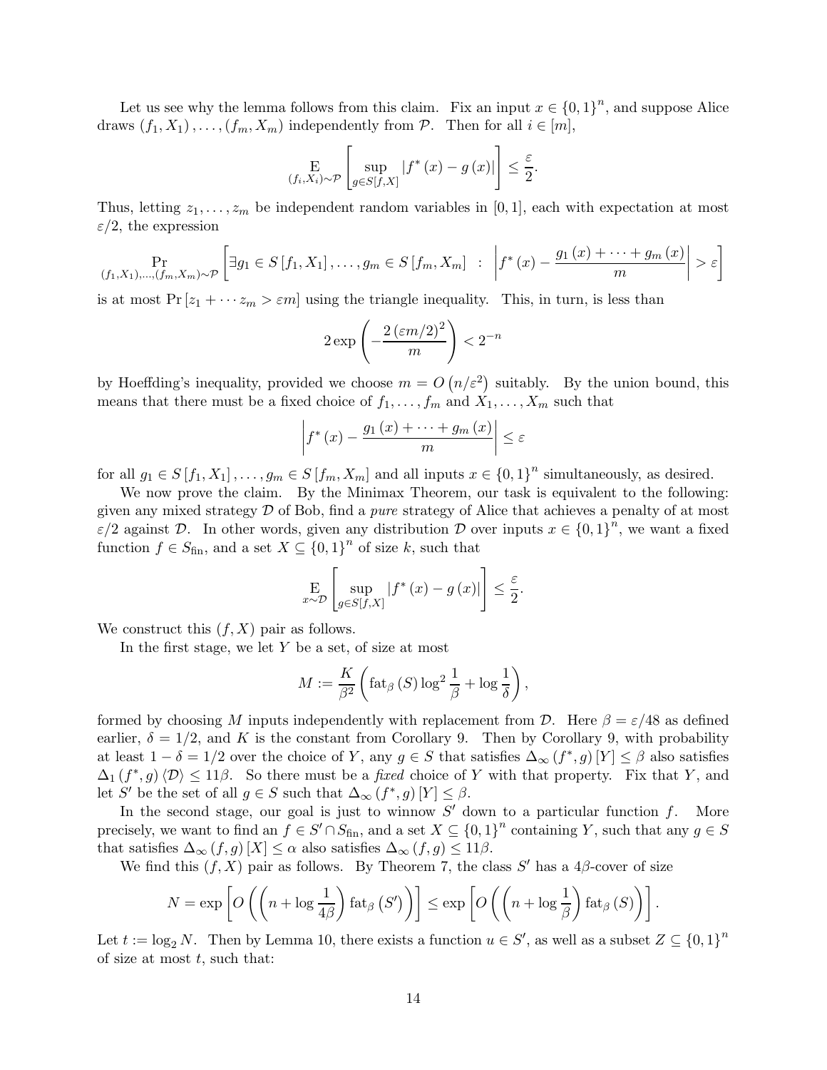Let us see why the lemma follows from this claim. Fix an input $x \in \{0,1\}^n$, and suppose Alice draws $(f_1, X_1), \ldots, (f_m, X_m)$ independently from $\mathcal{P}$. Then for all $i \in [m]$,

$$\operatorname*{E}_{(f_i, X_i) \sim \mathcal{P}} \left[ \sup_{g \in S[f,X]} |f^*(x) - g(x)| \right] \leq \frac{\varepsilon}{2}.$$

Thus, letting $z_1, \ldots, z_m$ be independent random variables in $[0,1]$, each with expectation at most $\varepsilon/2$, the expression

$$\Pr_{(f_1,X_1),\ldots,(f_m,X_m) \sim \mathcal{P}} \left[ \exists g_1 \in S[f_1, X_1], \ldots, g_m \in S[f_m, X_m] \;\;:\;\; \left| f^*(x) - \frac{g_1(x) + \cdots + g_m(x)}{m} \right| > \varepsilon \right]$$

is at most $\Pr[z_1 + \cdots z_m > \varepsilon m]$ using the triangle inequality. This, in turn, is less than

$$2 \exp\left( -\frac{2(\varepsilon m/2)^2}{m} \right) < 2^{-n}$$

by Hoeffding's inequality, provided we choose $m = O(n/\varepsilon^2)$ suitably. By the union bound, this means that there must be a fixed choice of $f_1, \ldots, f_m$ and $X_1, \ldots, X_m$ such that

$$\left| f^*(x) - \frac{g_1(x) + \cdots + g_m(x)}{m} \right| \leq \varepsilon$$

for all $g_1 \in S[f_1, X_1], \ldots, g_m \in S[f_m, X_m]$ and all inputs $x \in \{0,1\}^n$ simultaneously, as desired.

We now prove the claim. By the Minimax Theorem, our task is equivalent to the following: given any mixed strategy $\mathcal{D}$ of Bob, find a *pure* strategy of Alice that achieves a penalty of at most $\varepsilon/2$ against $\mathcal{D}$. In other words, given any distribution $\mathcal{D}$ over inputs $x \in \{0,1\}^n$, we want a fixed function $f \in S_{\text{fin}}$, and a set $X \subseteq \{0,1\}^n$ of size $k$, such that

$$\operatorname*{E}_{x \sim \mathcal{D}} \left[ \sup_{g \in S[f,X]} |f^*(x) - g(x)| \right] \leq \frac{\varepsilon}{2}.$$

We construct this $(f, X)$ pair as follows.

In the first stage, we let $Y$ be a set, of size at most

$$M := \frac{K}{\beta^2} \left( \operatorname{fat}_\beta(S) \log^2 \frac{1}{\beta} + \log \frac{1}{\delta} \right),$$

formed by choosing $M$ inputs independently with replacement from $\mathcal{D}$. Here $\beta = \varepsilon/48$ as defined earlier, $\delta = 1/2$, and $K$ is the constant from Corollary 9. Then by Corollary 9, with probability at least $1 - \delta = 1/2$ over the choice of $Y$, any $g \in S$ that satisfies $\Delta_\infty(f^*, g)[Y] \leq \beta$ also satisfies $\Delta_1(f^*, g)\langle \mathcal{D} \rangle \leq 11\beta$. So there must be a *fixed* choice of $Y$ with that property. Fix that $Y$, and let $S'$ be the set of all $g \in S$ such that $\Delta_\infty(f^*, g)[Y] \leq \beta$.

In the second stage, our goal is just to winnow $S'$ down to a particular function $f$. More precisely, we want to find an $f \in S' \cap S_{\text{fin}}$, and a set $X \subseteq \{0,1\}^n$ containing $Y$, such that any $g \in S$ that satisfies $\Delta_\infty(f, g)[X] \leq \alpha$ also satisfies $\Delta_\infty(f, g) \leq 11\beta$.

We find this $(f, X)$ pair as follows. By Theorem 7, the class $S'$ has a $4\beta$-cover of size

$$N = \exp\left[ O\left( \left( n + \log \frac{1}{4\beta} \right) \operatorname{fat}_\beta(S') \right) \right] \leq \exp\left[ O\left( \left( n + \log \frac{1}{\beta} \right) \operatorname{fat}_\beta(S) \right) \right].$$

Let $t := \log_2 N$. Then by Lemma 10, there exists a function $u \in S'$, as well as a subset $Z \subseteq \{0,1\}^n$ of size at most $t$, such that: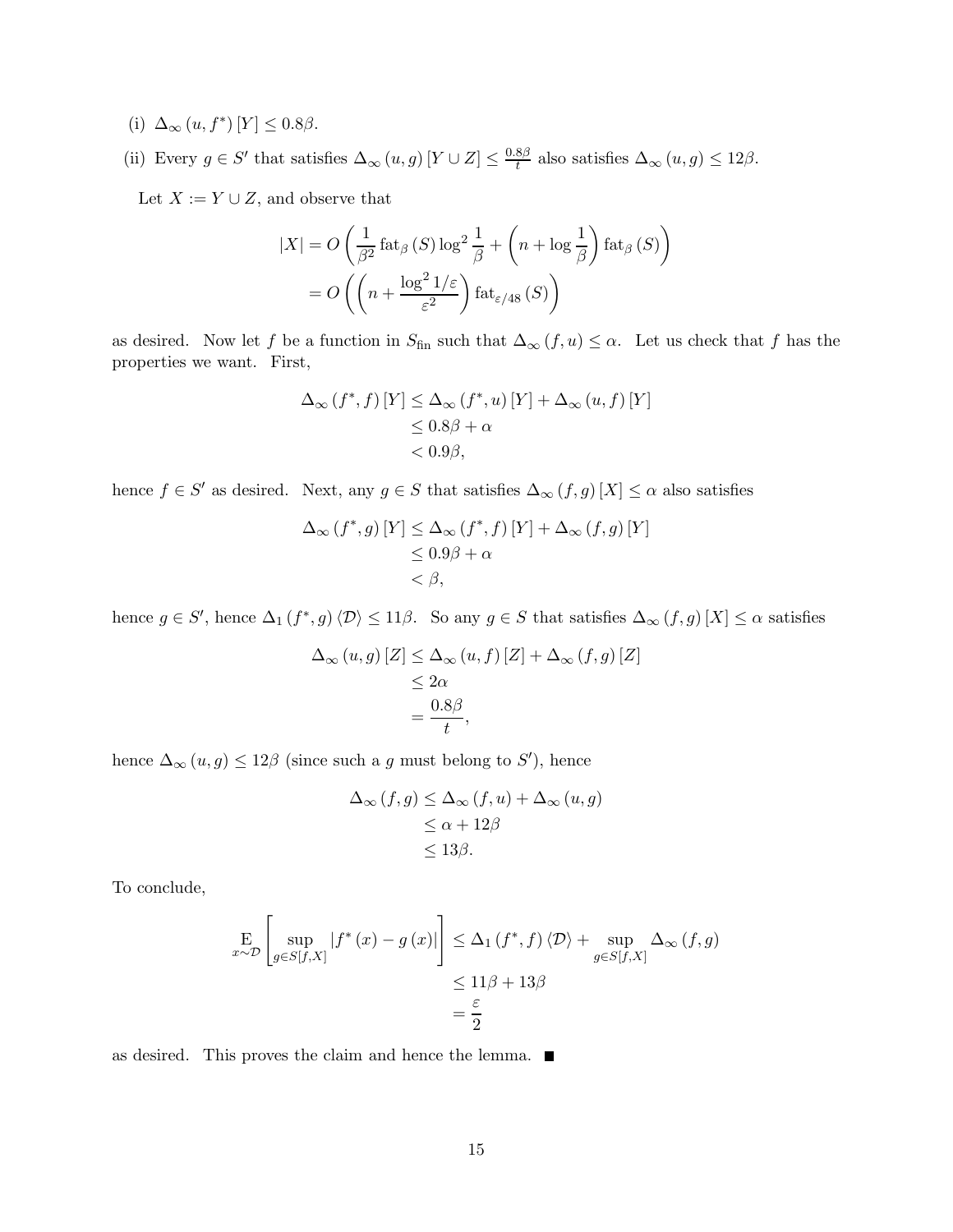(i) $\Delta_\infty(u, f^*)[Y] \leq 0.8\beta$.

(ii) Every $g \in S'$ that satisfies $\Delta_\infty(u, g)[Y \cup Z] \leq \frac{0.8\beta}{t}$ also satisfies $\Delta_\infty(u, g) \leq 12\beta$.

Let $X := Y \cup Z$, and observe that

$$
\begin{aligned}
|X| &= O\left(\frac{1}{\beta^2}\operatorname{fat}_\beta(S)\log^2\frac{1}{\beta} + \left(n + \log\frac{1}{\beta}\right)\operatorname{fat}_\beta(S)\right) \\
&= O\left(\left(n + \frac{\log^2 1/\varepsilon}{\varepsilon^2}\right)\operatorname{fat}_{\varepsilon/48}(S)\right)
\end{aligned}
$$

as desired. Now let $f$ be a function in $S_{\text{fin}}$ such that $\Delta_\infty(f, u) \leq \alpha$. Let us check that $f$ has the properties we want. First,

$$
\begin{aligned}
\Delta_\infty(f^*, f)[Y] &\leq \Delta_\infty(f^*, u)[Y] + \Delta_\infty(u, f)[Y] \\
&\leq 0.8\beta + \alpha \\
&< 0.9\beta,
\end{aligned}
$$

hence $f \in S'$ as desired. Next, any $g \in S$ that satisfies $\Delta_\infty(f, g)[X] \leq \alpha$ also satisfies

$$
\begin{aligned}
\Delta_\infty(f^*, g)[Y] &\leq \Delta_\infty(f^*, f)[Y] + \Delta_\infty(f, g)[Y] \\
&\leq 0.9\beta + \alpha \\
&< \beta,
\end{aligned}
$$

hence $g \in S'$, hence $\Delta_1(f^*, g)\langle\mathcal{D}\rangle \leq 11\beta$. So any $g \in S$ that satisfies $\Delta_\infty(f, g)[X] \leq \alpha$ satisfies

$$
\begin{aligned}
\Delta_\infty(u, g)[Z] &\leq \Delta_\infty(u, f)[Z] + \Delta_\infty(f, g)[Z] \\
&\leq 2\alpha \\
&= \frac{0.8\beta}{t},
\end{aligned}
$$

hence $\Delta_\infty(u, g) \leq 12\beta$ (since such a $g$ must belong to $S'$), hence

$$
\begin{aligned}
\Delta_\infty(f, g) &\leq \Delta_\infty(f, u) + \Delta_\infty(u, g) \\
&\leq \alpha + 12\beta \\
&\leq 13\beta.
\end{aligned}
$$

To conclude,

$$
\begin{aligned}
\operatorname*{E}_{x\sim\mathcal{D}}\left[\sup_{g\in S[f,X]}|f^*(x) - g(x)|\right] &\leq \Delta_1(f^*, f)\langle\mathcal{D}\rangle + \sup_{g\in S[f,X]}\Delta_\infty(f, g) \\
&\leq 11\beta + 13\beta \\
&= \frac{\varepsilon}{2}
\end{aligned}
$$

as desired. This proves the claim and hence the lemma. ■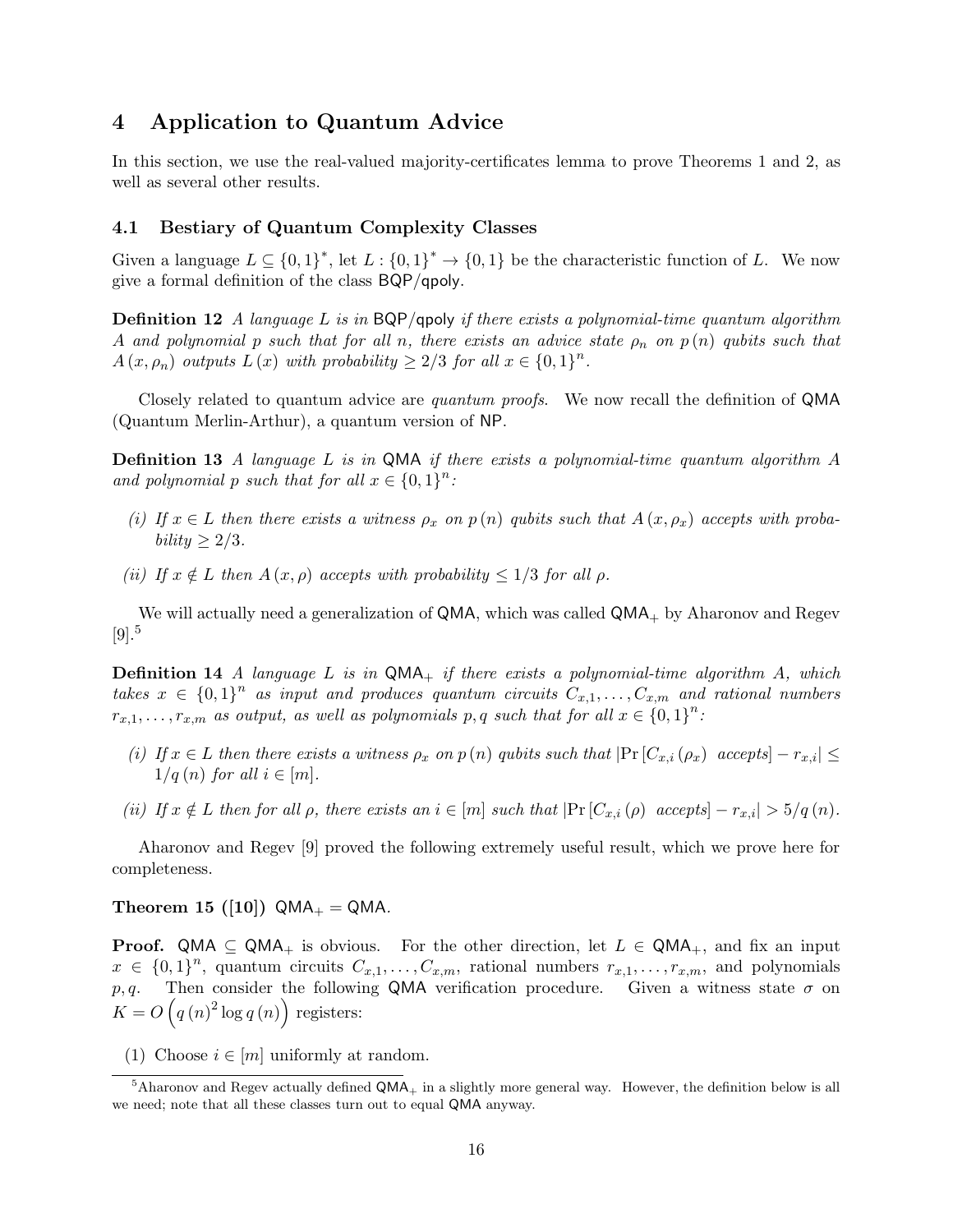# 4 Application to Quantum Advice

In this section, we use the real-valued majority-certificates lemma to prove Theorems 1 and 2, as well as several other results.

## 4.1 Bestiary of Quantum Complexity Classes

Given a language $L \subseteq \{0,1\}^*$, let $L : \{0,1\}^* \to \{0,1\}$ be the characteristic function of $L$. We now give a formal definition of the class $\mathsf{BQP/qpoly}$.

**Definition 12** *A language $L$ is in $\mathsf{BQP/qpoly}$ if there exists a polynomial-time quantum algorithm $A$ and polynomial $p$ such that for all $n$, there exists an advice state $\rho_n$ on $p(n)$ qubits such that $A(x, \rho_n)$ outputs $L(x)$ with probability $\geq 2/3$ for all $x \in \{0,1\}^n$.*

Closely related to quantum advice are *quantum proofs*. We now recall the definition of $\mathsf{QMA}$ (Quantum Merlin-Arthur), a quantum version of $\mathsf{NP}$.

**Definition 13** *A language $L$ is in $\mathsf{QMA}$ if there exists a polynomial-time quantum algorithm $A$ and polynomial $p$ such that for all $x \in \{0,1\}^n$:*

*(i) If $x \in L$ then there exists a witness $\rho_x$ on $p(n)$ qubits such that $A(x, \rho_x)$ accepts with probability $\geq 2/3$.*

*(ii) If $x \notin L$ then $A(x, \rho)$ accepts with probability $\leq 1/3$ for all $\rho$.*

We will actually need a generalization of $\mathsf{QMA}$, which was called $\mathsf{QMA}_+$ by Aharonov and Regev [9].[5]

**Definition 14** *A language $L$ is in $\mathsf{QMA}_+$ if there exists a polynomial-time algorithm $A$, which takes $x \in \{0,1\}^n$ as input and produces quantum circuits $C_{x,1}, \ldots, C_{x,m}$ and rational numbers $r_{x,1}, \ldots, r_{x,m}$ as output, as well as polynomials $p, q$ such that for all $x \in \{0,1\}^n$:*

*(i) If $x \in L$ then there exists a witness $\rho_x$ on $p(n)$ qubits such that $|\Pr[C_{x,i}(\rho_x) \text{ accepts}] - r_{x,i}| \leq 1/q(n)$ for all $i \in [m]$.*

*(ii) If $x \notin L$ then for all $\rho$, there exists an $i \in [m]$ such that $|\Pr[C_{x,i}(\rho) \text{ accepts}] - r_{x,i}| > 5/q(n)$.*

Aharonov and Regev [9] proved the following extremely useful result, which we prove here for completeness.

**Theorem 15 ([10])** $\mathsf{QMA}_+ = \mathsf{QMA}$.

**Proof.** $\mathsf{QMA} \subseteq \mathsf{QMA}_+$ is obvious. For the other direction, let $L \in \mathsf{QMA}_+$, and fix an input $x \in \{0,1\}^n$, quantum circuits $C_{x,1}, \ldots, C_{x,m}$, rational numbers $r_{x,1}, \ldots, r_{x,m}$, and polynomials $p, q$. Then consider the following $\mathsf{QMA}$ verification procedure. Given a witness state $\sigma$ on $K = O\left(q(n)^2 \log q(n)\right)$ registers:

(1) Choose $i \in [m]$ uniformly at random.

[5] Aharonov and Regev actually defined $\mathsf{QMA}_+$ in a slightly more general way. However, the definition below is all we need; note that all these classes turn out to equal $\mathsf{QMA}$ anyway.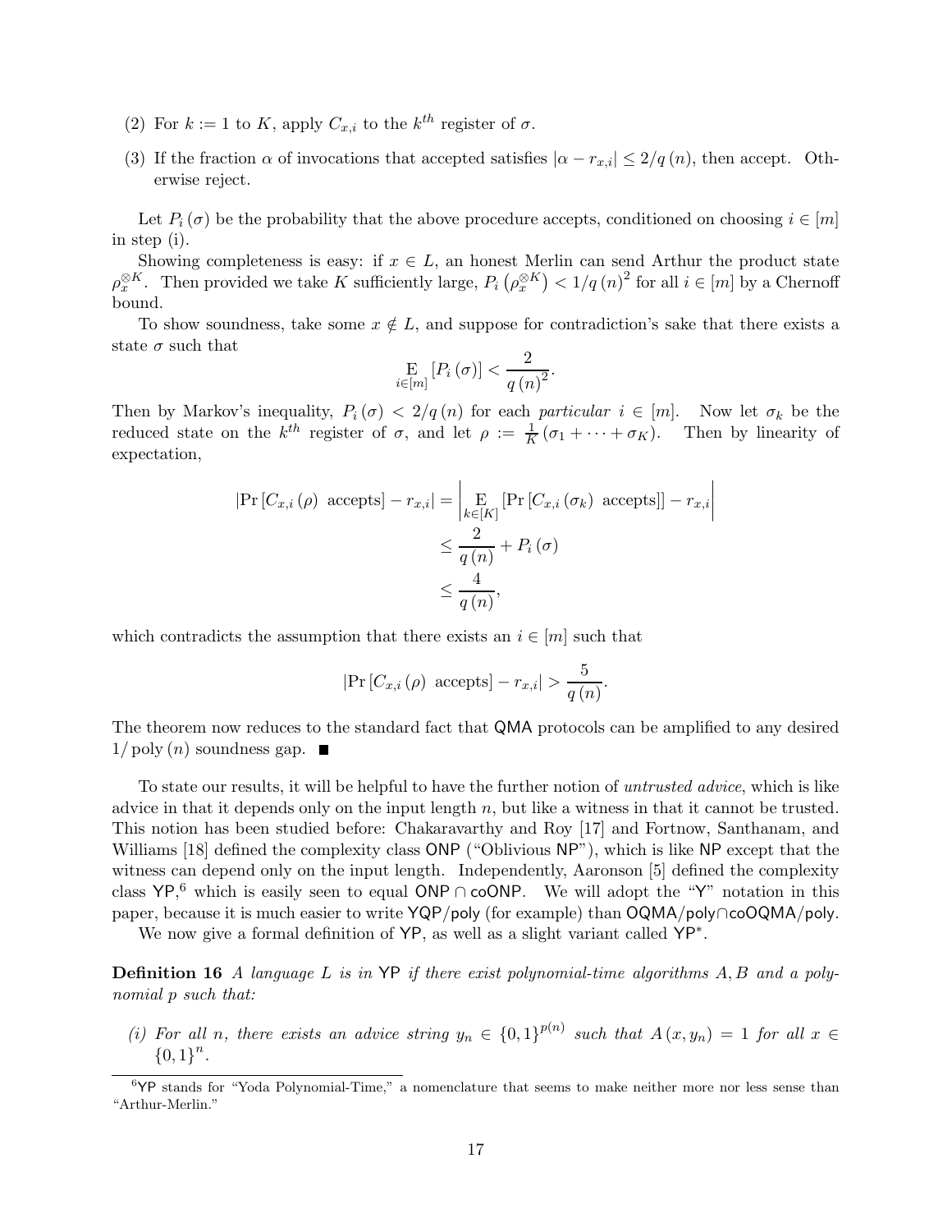(2) For $k := 1$ to $K$, apply $C_{x,i}$ to the $k^{th}$ register of $\sigma$.

(3) If the fraction $\alpha$ of invocations that accepted satisfies $|\alpha - r_{x,i}| \leq 2/q(n)$, then accept. Otherwise reject.

Let $P_i(\sigma)$ be the probability that the above procedure accepts, conditioned on choosing $i \in [m]$ in step (i).

Showing completeness is easy: if $x \in L$, an honest Merlin can send Arthur the product state $\rho_x^{\otimes K}$. Then provided we take $K$ sufficiently large, $P_i\left(\rho_x^{\otimes K}\right) < 1/q(n)^2$ for all $i \in [m]$ by a Chernoff bound.

To show soundness, take some $x \notin L$, and suppose for contradiction's sake that there exists a state $\sigma$ such that

$$\mathop{\mathrm{E}}_{i \in [m]}\left[P_i(\sigma)\right] < \frac{2}{q(n)^2}.$$

Then by Markov's inequality, $P_i(\sigma) < 2/q(n)$ for each *particular* $i \in [m]$. Now let $\sigma_k$ be the reduced state on the $k^{th}$ register of $\sigma$, and let $\rho := \frac{1}{K}(\sigma_1 + \cdots + \sigma_K)$. Then by linearity of expectation,

$$\begin{aligned}
\left|\Pr\left[C_{x,i}(\rho) \text{ accepts}\right] - r_{x,i}\right| &= \left|\mathop{\mathrm{E}}_{k \in [K]}\left[\Pr\left[C_{x,i}(\sigma_k) \text{ accepts}\right]\right] - r_{x,i}\right| \\
&\leq \frac{2}{q(n)} + P_i(\sigma) \\
&\leq \frac{4}{q(n)},
\end{aligned}$$

which contradicts the assumption that there exists an $i \in [m]$ such that

$$\left|\Pr\left[C_{x,i}(\rho) \text{ accepts}\right] - r_{x,i}\right| > \frac{5}{q(n)}.$$

The theorem now reduces to the standard fact that QMA protocols can be amplified to any desired $1/\operatorname{poly}(n)$ soundness gap. ■

To state our results, it will be helpful to have the further notion of *untrusted advice*, which is like advice in that it depends only on the input length $n$, but like a witness in that it cannot be trusted. This notion has been studied before: Chakaravarthy and Roy [17] and Fortnow, Santhanam, and Williams [18] defined the complexity class ONP ("Oblivious NP"), which is like NP except that the witness can depend only on the input length. Independently, Aaronson [5] defined the complexity class YP,[6] which is easily seen to equal ONP ∩ coONP. We will adopt the "Y" notation in this paper, because it is much easier to write YQP/poly (for example) than OQMA/poly∩coOQMA/poly.

We now give a formal definition of YP, as well as a slight variant called YP*.

**Definition 16** *A language $L$ is in* YP *if there exist polynomial-time algorithms $A, B$ and a polynomial $p$ such that:*

*(i) For all $n$, there exists an advice string $y_n \in \{0,1\}^{p(n)}$ such that $A(x, y_n) = 1$ for all $x \in \{0,1\}^n$.*

[6] YP stands for "Yoda Polynomial-Time," a nomenclature that seems to make neither more nor less sense than "Arthur-Merlin."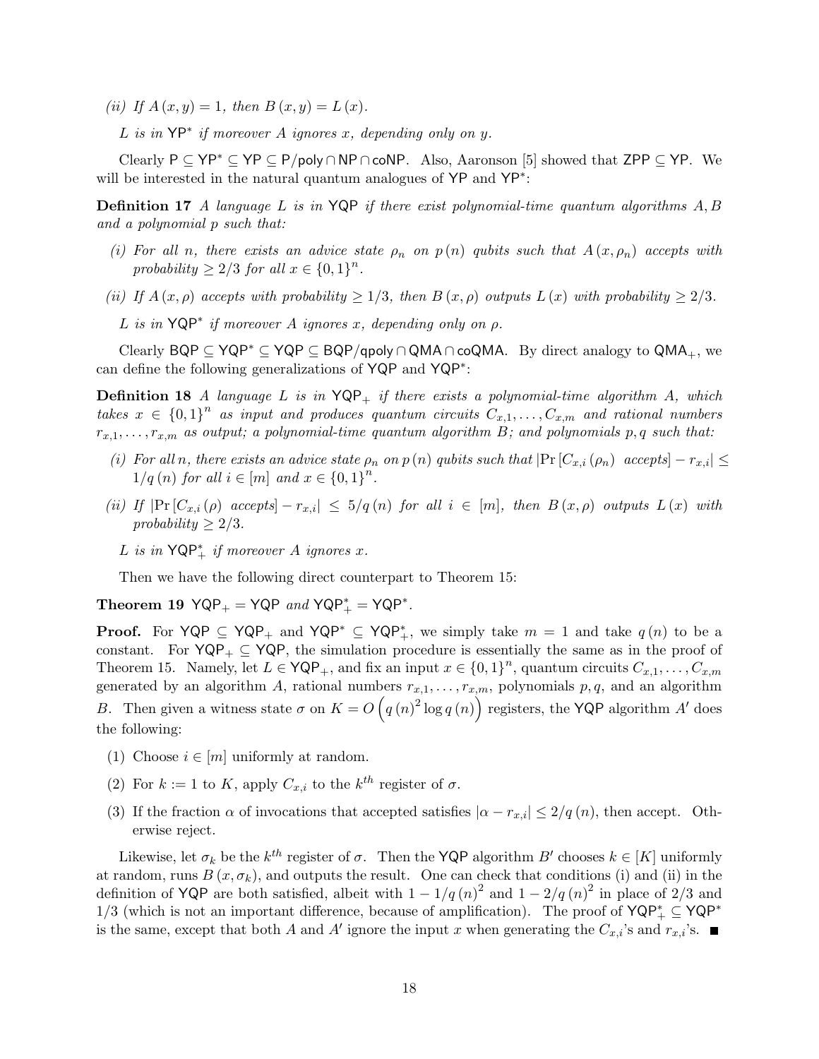*(ii) If $A(x,y) = 1$, then $B(x,y) = L(x)$.*

*$L$ is in $\mathsf{YP}^*$ if moreover $A$ ignores $x$, depending only on $y$.*

Clearly $\mathsf{P} \subseteq \mathsf{YP}^* \subseteq \mathsf{YP} \subseteq \mathsf{P/poly} \cap \mathsf{NP} \cap \mathsf{coNP}$. Also, Aaronson [5] showed that $\mathsf{ZPP} \subseteq \mathsf{YP}$. We will be interested in the natural quantum analogues of $\mathsf{YP}$ and $\mathsf{YP}^*$:

**Definition 17** *A language $L$ is in $\mathsf{YQP}$ if there exist polynomial-time quantum algorithms $A, B$ and a polynomial $p$ such that:*

*(i) For all $n$, there exists an advice state $\rho_n$ on $p(n)$ qubits such that $A(x, \rho_n)$ accepts with probability $\geq 2/3$ for all $x \in \{0,1\}^n$.*

*(ii) If $A(x,\rho)$ accepts with probability $\geq 1/3$, then $B(x,\rho)$ outputs $L(x)$ with probability $\geq 2/3$.*

*$L$ is in $\mathsf{YQP}^*$ if moreover $A$ ignores $x$, depending only on $\rho$.*

Clearly $\mathsf{BQP} \subseteq \mathsf{YQP}^* \subseteq \mathsf{YQP} \subseteq \mathsf{BQP/qpoly} \cap \mathsf{QMA} \cap \mathsf{coQMA}$. By direct analogy to $\mathsf{QMA}_+$, we can define the following generalizations of $\mathsf{YQP}$ and $\mathsf{YQP}^*$:

**Definition 18** *A language $L$ is in $\mathsf{YQP}_+$ if there exists a polynomial-time algorithm $A$, which takes $x \in \{0,1\}^n$ as input and produces quantum circuits $C_{x,1}, \ldots, C_{x,m}$ and rational numbers $r_{x,1}, \ldots, r_{x,m}$ as output; a polynomial-time quantum algorithm $B$; and polynomials $p, q$ such that:*

*(i) For all $n$, there exists an advice state $\rho_n$ on $p(n)$ qubits such that $|\Pr[C_{x,i}(\rho_n) \text{ accepts}] - r_{x,i}| \leq 1/q(n)$ for all $i \in [m]$ and $x \in \{0,1\}^n$.*

*(ii) If $|\Pr[C_{x,i}(\rho) \text{ accepts}] - r_{x,i}| \leq 5/q(n)$ for all $i \in [m]$, then $B(x,\rho)$ outputs $L(x)$ with probability $\geq 2/3$.*

*$L$ is in $\mathsf{YQP}^*_+$ if moreover $A$ ignores $x$.*

Then we have the following direct counterpart to Theorem 15:

**Theorem 19** *$\mathsf{YQP}_+ = \mathsf{YQP}$ and $\mathsf{YQP}^*_+ = \mathsf{YQP}^*$.*

**Proof.** For $\mathsf{YQP} \subseteq \mathsf{YQP}_+$ and $\mathsf{YQP}^* \subseteq \mathsf{YQP}^*_+$, we simply take $m = 1$ and take $q(n)$ to be a constant. For $\mathsf{YQP}_+ \subseteq \mathsf{YQP}$, the simulation procedure is essentially the same as in the proof of Theorem 15. Namely, let $L \in \mathsf{YQP}_+$, and fix an input $x \in \{0,1\}^n$, quantum circuits $C_{x,1}, \ldots, C_{x,m}$ generated by an algorithm $A$, rational numbers $r_{x,1}, \ldots, r_{x,m}$, polynomials $p, q$, and an algorithm $B$. Then given a witness state $\sigma$ on $K = O\left(q(n)^2 \log q(n)\right)$ registers, the $\mathsf{YQP}$ algorithm $A'$ does the following:

(1) Choose $i \in [m]$ uniformly at random.

(2) For $k := 1$ to $K$, apply $C_{x,i}$ to the $k^{th}$ register of $\sigma$.

(3) If the fraction $\alpha$ of invocations that accepted satisfies $|\alpha - r_{x,i}| \leq 2/q(n)$, then accept. Otherwise reject.

Likewise, let $\sigma_k$ be the $k^{th}$ register of $\sigma$. Then the $\mathsf{YQP}$ algorithm $B'$ chooses $k \in [K]$ uniformly at random, runs $B(x, \sigma_k)$, and outputs the result. One can check that conditions (i) and (ii) in the definition of $\mathsf{YQP}$ are both satisfied, albeit with $1 - 1/q(n)^2$ and $1 - 2/q(n)^2$ in place of $2/3$ and $1/3$ (which is not an important difference, because of amplification). The proof of $\mathsf{YQP}^*_+ \subseteq \mathsf{YQP}^*$ is the same, except that both $A$ and $A'$ ignore the input $x$ when generating the $C_{x,i}$'s and $r_{x,i}$'s. ■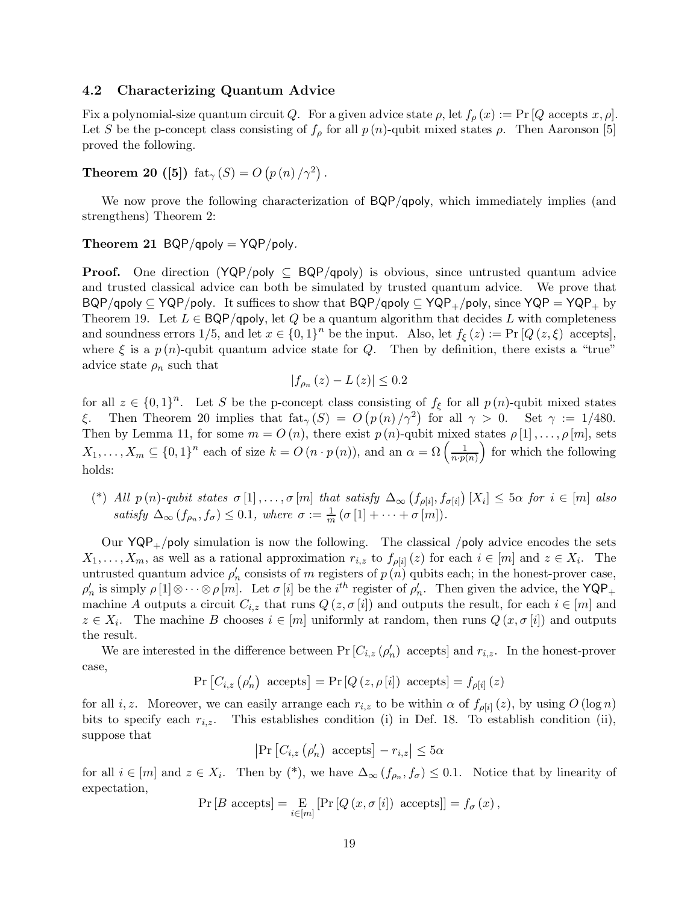### 4.2 Characterizing Quantum Advice

Fix a polynomial-size quantum circuit $Q$. For a given advice state $\rho$, let $f_\rho(x) := \Pr[Q \text{ accepts } x, \rho]$. Let $S$ be the p-concept class consisting of $f_\rho$ for all $p(n)$-qubit mixed states $\rho$. Then Aaronson [5] proved the following.

**Theorem 20 ([5])** $\operatorname{fat}_\gamma(S) = O\left(p(n)/\gamma^2\right)$.

We now prove the following characterization of $\mathsf{BQP/qpoly}$, which immediately implies (and strengthens) Theorem 2:

**Theorem 21** $\mathsf{BQP/qpoly} = \mathsf{YQP/poly}$.

**Proof.** One direction ($\mathsf{YQP/poly} \subseteq \mathsf{BQP/qpoly}$) is obvious, since untrusted quantum advice and trusted classical advice can both be simulated by trusted quantum advice. We prove that $\mathsf{BQP/qpoly} \subseteq \mathsf{YQP/poly}$. It suffices to show that $\mathsf{BQP/qpoly} \subseteq \mathsf{YQP}_+\mathsf{/poly}$, since $\mathsf{YQP} = \mathsf{YQP}_+$ by Theorem 19. Let $L \in \mathsf{BQP/qpoly}$, let $Q$ be a quantum algorithm that decides $L$ with completeness and soundness errors $1/5$, and let $x \in \{0,1\}^n$ be the input. Also, let $f_\xi(z) := \Pr[Q(z,\xi) \text{ accepts}]$, where $\xi$ is a $p(n)$-qubit quantum advice state for $Q$. Then by definition, there exists a "true" advice state $\rho_n$ such that

$$\left|f_{\rho_n}(z) - L(z)\right| \leq 0.2$$

for all $z \in \{0,1\}^n$. Let $S$ be the p-concept class consisting of $f_\xi$ for all $p(n)$-qubit mixed states $\xi$. Then Theorem 20 implies that $\operatorname{fat}_\gamma(S) = O\left(p(n)/\gamma^2\right)$ for all $\gamma > 0$. Set $\gamma := 1/480$. Then by Lemma 11, for some $m = O(n)$, there exist $p(n)$-qubit mixed states $\rho[1], \ldots, \rho[m]$, sets $X_1, \ldots, X_m \subseteq \{0,1\}^n$ each of size $k = O(n \cdot p(n))$, and an $\alpha = \Omega\left(\frac{1}{n \cdot p(n)}\right)$ for which the following holds:

(*) *All $p(n)$-qubit states $\sigma[1], \ldots, \sigma[m]$ that satisfy $\Delta_\infty\left(f_{\rho[i]}, f_{\sigma[i]}\right)[X_i] \leq 5\alpha$ for $i \in [m]$ also satisfy $\Delta_\infty(f_{\rho_n}, f_\sigma) \leq 0.1$, where $\sigma := \frac{1}{m}(\sigma[1] + \cdots + \sigma[m])$.*

Our $\mathsf{YQP}_+\mathsf{/poly}$ simulation is now the following. The classical $\mathsf{/poly}$ advice encodes the sets $X_1, \ldots, X_m$, as well as a rational approximation $r_{i,z}$ to $f_{\rho[i]}(z)$ for each $i \in [m]$ and $z \in X_i$. The untrusted quantum advice $\rho'_n$ consists of $m$ registers of $p(n)$ qubits each; in the honest-prover case, $\rho'_n$ is simply $\rho[1] \otimes \cdots \otimes \rho[m]$. Let $\sigma[i]$ be the $i^{th}$ register of $\rho'_n$. Then given the advice, the $\mathsf{YQP}_+$ machine $A$ outputs a circuit $C_{i,z}$ that runs $Q(z, \sigma[i])$ and outputs the result, for each $i \in [m]$ and $z \in X_i$. The machine $B$ chooses $i \in [m]$ uniformly at random, then runs $Q(x, \sigma[i])$ and outputs the result.

We are interested in the difference between $\Pr\left[C_{i,z}(\rho'_n) \text{ accepts}\right]$ and $r_{i,z}$. In the honest-prover case,

$$\Pr\left[C_{i,z}(\rho'_n) \text{ accepts}\right] = \Pr\left[Q(z, \rho[i]) \text{ accepts}\right] = f_{\rho[i]}(z)$$

for all $i, z$. Moreover, we can easily arrange each $r_{i,z}$ to be within $\alpha$ of $f_{\rho[i]}(z)$, by using $O(\log n)$ bits to specify each $r_{i,z}$. This establishes condition (i) in Def. 18. To establish condition (ii), suppose that

$$\left|\Pr\left[C_{i,z}(\rho'_n) \text{ accepts}\right] - r_{i,z}\right| \leq 5\alpha$$

for all $i \in [m]$ and $z \in X_i$. Then by (*), we have $\Delta_\infty(f_{\rho_n}, f_\sigma) \leq 0.1$. Notice that by linearity of expectation,

$$\Pr[B \text{ accepts}] = \operatorname*{E}_{i \in [m]}\left[\Pr\left[Q(x, \sigma[i]) \text{ accepts}\right]\right] = f_\sigma(x),$$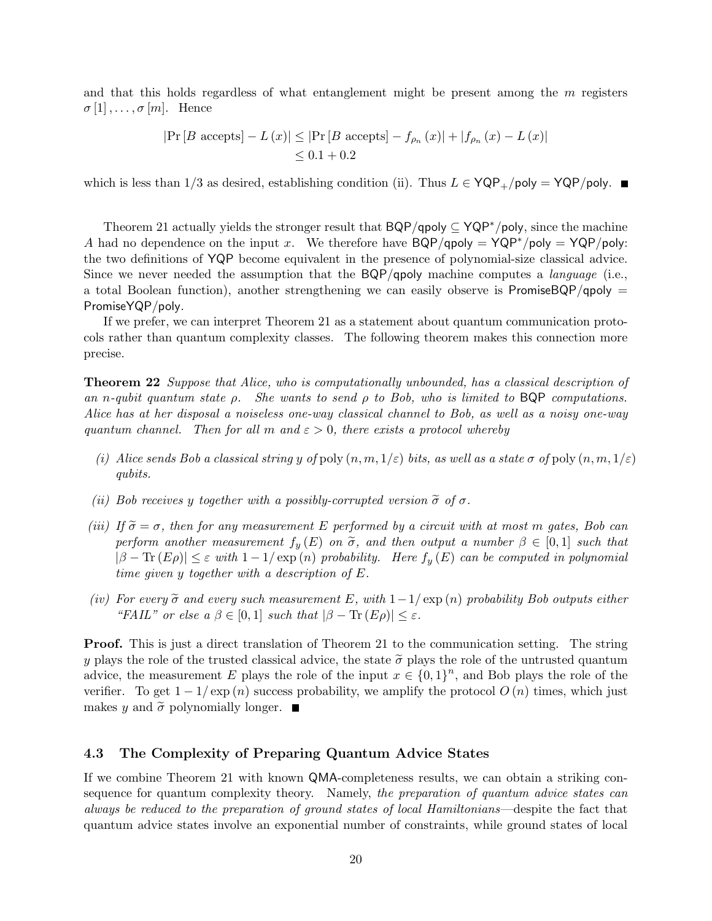and that this holds regardless of what entanglement might be present among the $m$ registers $\sigma[1], \ldots, \sigma[m]$. Hence

$$
\begin{aligned}
\left|\Pr[B \text{ accepts}] - L(x)\right| &\leq \left|\Pr[B \text{ accepts}] - f_{\rho_n}(x)\right| + \left|f_{\rho_n}(x) - L(x)\right| \\
&\leq 0.1 + 0.2
\end{aligned}
$$

which is less than $1/3$ as desired, establishing condition (ii). Thus $L \in \mathsf{YQP}_+/\mathsf{poly} = \mathsf{YQP}/\mathsf{poly}$. ■

Theorem 21 actually yields the stronger result that $\mathsf{BQP}/\mathsf{qpoly} \subseteq \mathsf{YQP}^*/\mathsf{poly}$, since the machine $A$ had no dependence on the input $x$. We therefore have $\mathsf{BQP}/\mathsf{qpoly} = \mathsf{YQP}^*/\mathsf{poly} = \mathsf{YQP}/\mathsf{poly}$: the two definitions of $\mathsf{YQP}$ become equivalent in the presence of polynomial-size classical advice. Since we never needed the assumption that the $\mathsf{BQP}/\mathsf{qpoly}$ machine computes a *language* (i.e., a total Boolean function), another strengthening we can easily observe is $\mathsf{PromiseBQP}/\mathsf{qpoly} = \mathsf{PromiseYQP}/\mathsf{poly}$.

If we prefer, we can interpret Theorem 21 as a statement about quantum communication protocols rather than quantum complexity classes. The following theorem makes this connection more precise.

**Theorem 22** *Suppose that Alice, who is computationally unbounded, has a classical description of an $n$-qubit quantum state $\rho$. She wants to send $\rho$ to Bob, who is limited to $\mathsf{BQP}$ computations. Alice has at her disposal a noiseless one-way classical channel to Bob, as well as a noisy one-way quantum channel. Then for all $m$ and $\varepsilon > 0$, there exists a protocol whereby*

*(i) Alice sends Bob a classical string $y$ of $\operatorname{poly}(n, m, 1/\varepsilon)$ bits, as well as a state $\sigma$ of $\operatorname{poly}(n, m, 1/\varepsilon)$ qubits.*

*(ii) Bob receives $y$ together with a possibly-corrupted version $\widetilde{\sigma}$ of $\sigma$.*

*(iii) If $\widetilde{\sigma} = \sigma$, then for any measurement $E$ performed by a circuit with at most $m$ gates, Bob can perform another measurement $f_y(E)$ on $\widetilde{\sigma}$, and then output a number $\beta \in [0,1]$ such that $|\beta - \operatorname{Tr}(E\rho)| \leq \varepsilon$ with $1 - 1/\exp(n)$ probability. Here $f_y(E)$ can be computed in polynomial time given $y$ together with a description of $E$.*

*(iv) For every $\widetilde{\sigma}$ and every such measurement $E$, with $1 - 1/\exp(n)$ probability Bob outputs either "FAIL" or else a $\beta \in [0,1]$ such that $|\beta - \operatorname{Tr}(E\rho)| \leq \varepsilon$.*

**Proof.** This is just a direct translation of Theorem 21 to the communication setting. The string $y$ plays the role of the trusted classical advice, the state $\widetilde{\sigma}$ plays the role of the untrusted quantum advice, the measurement $E$ plays the role of the input $x \in \{0,1\}^n$, and Bob plays the role of the verifier. To get $1 - 1/\exp(n)$ success probability, we amplify the protocol $O(n)$ times, which just makes $y$ and $\widetilde{\sigma}$ polynomially longer. ■

### 4.3 The Complexity of Preparing Quantum Advice States

If we combine Theorem 21 with known $\mathsf{QMA}$-completeness results, we can obtain a striking consequence for quantum complexity theory. Namely, *the preparation of quantum advice states can always be reduced to the preparation of ground states of local Hamiltonians*—despite the fact that quantum advice states involve an exponential number of constraints, while ground states of local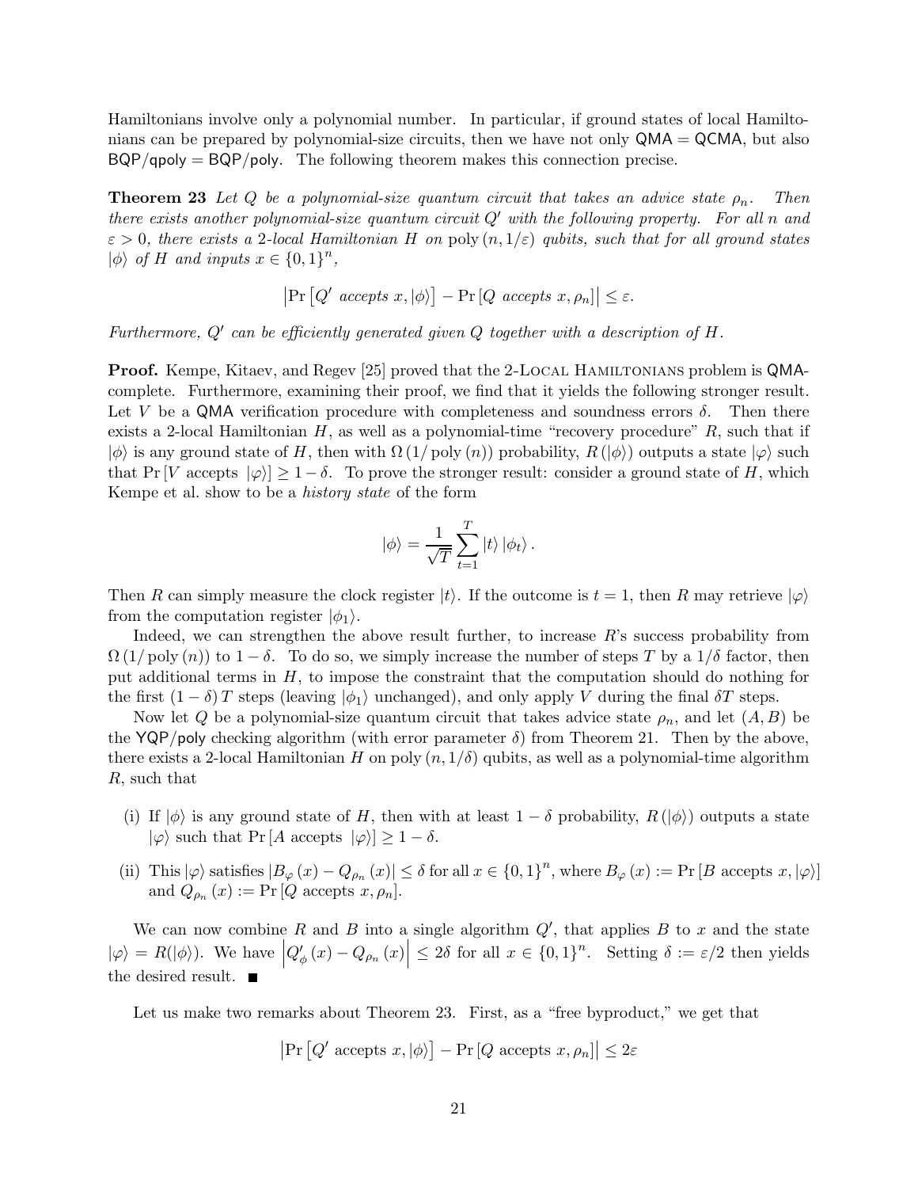Hamiltonians involve only a polynomial number. In particular, if ground states of local Hamiltonians can be prepared by polynomial-size circuits, then we have not only $\mathsf{QMA} = \mathsf{QCMA}$, but also $\mathsf{BQP/qpoly} = \mathsf{BQP/poly}$. The following theorem makes this connection precise.

**Theorem 23** *Let $Q$ be a polynomial-size quantum circuit that takes an advice state $\rho_n$. Then there exists another polynomial-size quantum circuit $Q'$ with the following property. For all $n$ and $\varepsilon > 0$, there exists a 2-local Hamiltonian $H$ on $\operatorname{poly}(n, 1/\varepsilon)$ qubits, such that for all ground states $|\phi\rangle$ of $H$ and inputs $x \in \{0,1\}^n$,*

$$\left|\Pr\left[Q' \text{ accepts } x, |\phi\rangle\right] - \Pr\left[Q \text{ accepts } x, \rho_n\right]\right| \leq \varepsilon.$$

*Furthermore, $Q'$ can be efficiently generated given $Q$ together with a description of $H$.*

**Proof.** Kempe, Kitaev, and Regev [25] proved that the 2-Local Hamiltonians problem is $\mathsf{QMA}$-complete. Furthermore, examining their proof, we find that it yields the following stronger result. Let $V$ be a $\mathsf{QMA}$ verification procedure with completeness and soundness errors $\delta$. Then there exists a 2-local Hamiltonian $H$, as well as a polynomial-time "recovery procedure" $R$, such that if $|\phi\rangle$ is any ground state of $H$, then with $\Omega(1/\operatorname{poly}(n))$ probability, $R(|\phi\rangle)$ outputs a state $|\varphi\rangle$ such that $\Pr[V \text{ accepts } |\varphi\rangle] \geq 1 - \delta$. To prove the stronger result: consider a ground state of $H$, which Kempe et al. show to be a *history state* of the form

$$|\phi\rangle = \frac{1}{\sqrt{T}} \sum_{t=1}^{T} |t\rangle |\phi_t\rangle.$$

Then $R$ can simply measure the clock register $|t\rangle$. If the outcome is $t = 1$, then $R$ may retrieve $|\varphi\rangle$ from the computation register $|\phi_1\rangle$.

Indeed, we can strengthen the above result further, to increase $R$'s success probability from $\Omega(1/\operatorname{poly}(n))$ to $1 - \delta$. To do so, we simply increase the number of steps $T$ by a $1/\delta$ factor, then put additional terms in $H$, to impose the constraint that the computation should do nothing for the first $(1-\delta)T$ steps (leaving $|\phi_1\rangle$ unchanged), and only apply $V$ during the final $\delta T$ steps.

Now let $Q$ be a polynomial-size quantum circuit that takes advice state $\rho_n$, and let $(A, B)$ be the $\mathsf{YQP/poly}$ checking algorithm (with error parameter $\delta$) from Theorem 21. Then by the above, there exists a 2-local Hamiltonian $H$ on $\operatorname{poly}(n, 1/\delta)$ qubits, as well as a polynomial-time algorithm $R$, such that

(i) If $|\phi\rangle$ is any ground state of $H$, then with at least $1 - \delta$ probability, $R(|\phi\rangle)$ outputs a state $|\varphi\rangle$ such that $\Pr[A \text{ accepts } |\varphi\rangle] \geq 1 - \delta$.

(ii) This $|\varphi\rangle$ satisfies $|B_\varphi(x) - Q_{\rho_n}(x)| \leq \delta$ for all $x \in \{0,1\}^n$, where $B_\varphi(x) := \Pr[B \text{ accepts } x, |\varphi\rangle]$ and $Q_{\rho_n}(x) := \Pr[Q \text{ accepts } x, \rho_n]$.

We can now combine $R$ and $B$ into a single algorithm $Q'$, that applies $B$ to $x$ and the state $|\varphi\rangle = R(|\phi\rangle)$. We have $\left|Q'_\phi(x) - Q_{\rho_n}(x)\right| \leq 2\delta$ for all $x \in \{0,1\}^n$. Setting $\delta := \varepsilon/2$ then yields the desired result. ■

Let us make two remarks about Theorem 23. First, as a "free byproduct," we get that

$$\left|\Pr\left[Q' \text{ accepts } x, |\phi\rangle\right] - \Pr\left[Q \text{ accepts } x, \rho_n\right]\right| \leq 2\varepsilon$$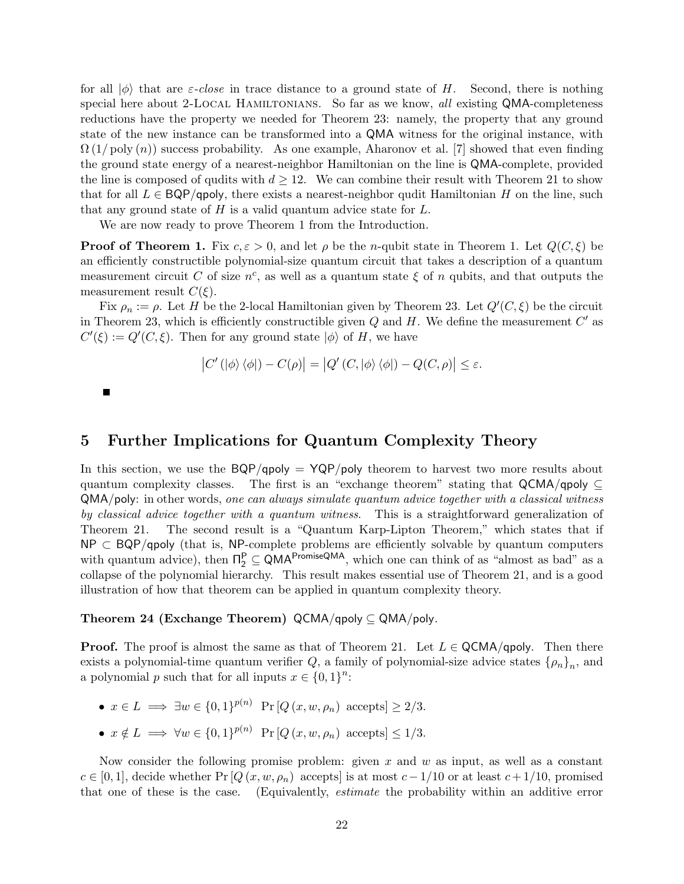for all $|\phi\rangle$ that are *ε-close* in trace distance to a ground state of $H$. Second, there is nothing special here about 2-LOCAL HAMILTONIANS. So far as we know, *all* existing QMA-completeness reductions have the property we needed for Theorem 23: namely, the property that any ground state of the new instance can be transformed into a QMA witness for the original instance, with $\Omega(1/\text{poly}(n))$ success probability. As one example, Aharonov et al. [7] showed that even finding the ground state energy of a nearest-neighbor Hamiltonian on the line is QMA-complete, provided the line is composed of qudits with $d \geq 12$. We can combine their result with Theorem 21 to show that for all $L \in \mathsf{BQP/qpoly}$, there exists a nearest-neighbor qudit Hamiltonian $H$ on the line, such that any ground state of $H$ is a valid quantum advice state for $L$.

We are now ready to prove Theorem 1 from the Introduction.

**Proof of Theorem 1.** Fix $c, \varepsilon > 0$, and let $\rho$ be the $n$-qubit state in Theorem 1. Let $Q(C, \xi)$ be an efficiently constructible polynomial-size quantum circuit that takes a description of a quantum measurement circuit $C$ of size $n^c$, as well as a quantum state $\xi$ of $n$ qubits, and that outputs the measurement result $C(\xi)$.

Fix $\rho_n := \rho$. Let $H$ be the 2-local Hamiltonian given by Theorem 23. Let $Q'(C, \xi)$ be the circuit in Theorem 23, which is efficiently constructible given $Q$ and $H$. We define the measurement $C'$ as $C'(\xi) := Q'(C, \xi)$. Then for any ground state $|\phi\rangle$ of $H$, we have

$$\left|C'\left(|\phi\rangle\langle\phi|\right) - C(\rho)\right| = \left|Q'\left(C, |\phi\rangle\langle\phi|\right) - Q(C, \rho)\right| \leq \varepsilon.$$

■

## 5 Further Implications for Quantum Complexity Theory

In this section, we use the $\mathsf{BQP/qpoly} = \mathsf{YQP/poly}$ theorem to harvest two more results about quantum complexity classes. The first is an "exchange theorem" stating that $\mathsf{QCMA/qpoly} \subseteq \mathsf{QMA/poly}$: in other words, *one can always simulate quantum advice together with a classical witness by classical advice together with a quantum witness*. This is a straightforward generalization of Theorem 21. The second result is a "Quantum Karp-Lipton Theorem," which states that if $\mathsf{NP} \subset \mathsf{BQP/qpoly}$ (that is, NP-complete problems are efficiently solvable by quantum computers with quantum advice), then $\Pi_2^{\mathsf{P}} \subseteq \mathsf{QMA}^{\mathsf{PromiseQMA}}$, which one can think of as "almost as bad" as a collapse of the polynomial hierarchy. This result makes essential use of Theorem 21, and is a good illustration of how that theorem can be applied in quantum complexity theory.

**Theorem 24 (Exchange Theorem)** $\mathsf{QCMA/qpoly} \subseteq \mathsf{QMA/poly}$.

**Proof.** The proof is almost the same as that of Theorem 21. Let $L \in \mathsf{QCMA/qpoly}$. Then there exists a polynomial-time quantum verifier $Q$, a family of polynomial-size advice states $\{\rho_n\}_n$, and a polynomial $p$ such that for all inputs $x \in \{0,1\}^n$:

- $x \in L \implies \exists w \in \{0,1\}^{p(n)} \ \Pr[Q(x, w, \rho_n) \text{ accepts}] \geq 2/3.$
- $x \notin L \implies \forall w \in \{0,1\}^{p(n)} \ \Pr[Q(x, w, \rho_n) \text{ accepts}] \leq 1/3.$

Now consider the following promise problem: given $x$ and $w$ as input, as well as a constant $c \in [0,1]$, decide whether $\Pr[Q(x, w, \rho_n) \text{ accepts}]$ is at most $c - 1/10$ or at least $c + 1/10$, promised that one of these is the case. (Equivalently, *estimate* the probability within an additive error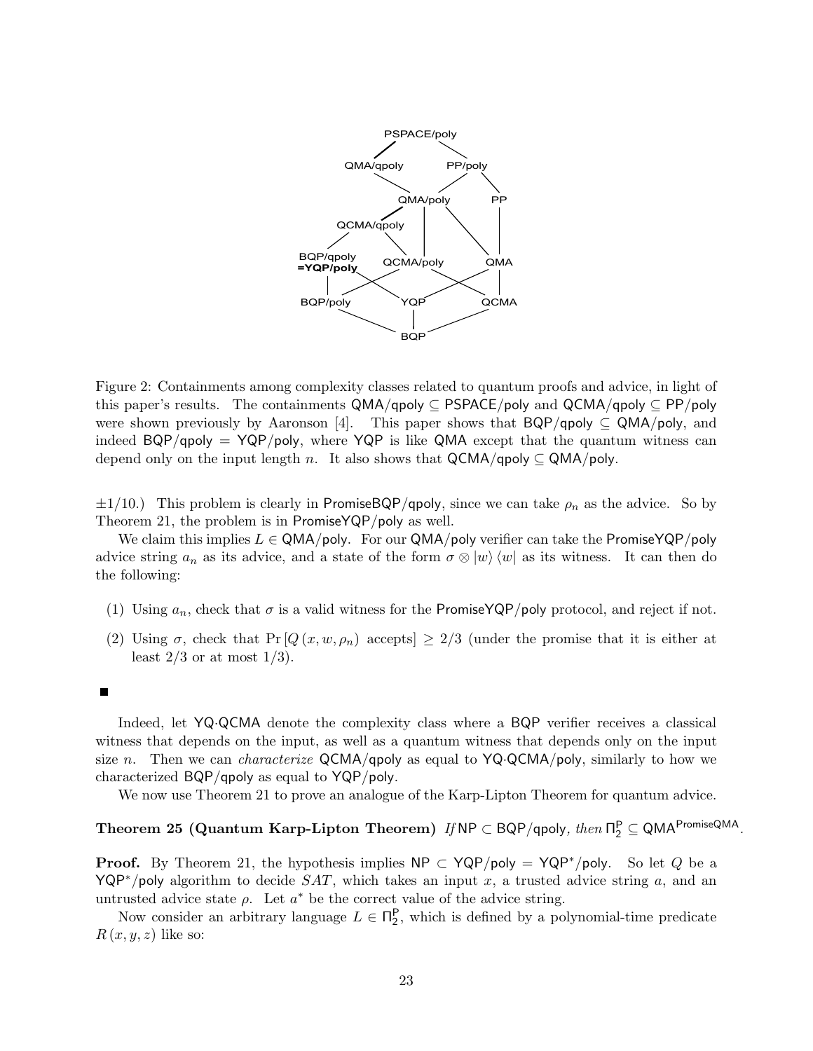Figure 2: Containments among complexity classes related to quantum proofs and advice, in light of this paper's results. The containments QMA/qpoly $\subseteq$ PSPACE/poly and QCMA/qpoly $\subseteq$ PP/poly were shown previously by Aaronson [4]. This paper shows that BQP/qpoly $\subseteq$ QMA/poly, and indeed BQP/qpoly = YQP/poly, where YQP is like QMA except that the quantum witness can depend only on the input length $n$. It also shows that QCMA/qpoly $\subseteq$ QMA/poly.

$\pm 1/10$.) This problem is clearly in PromiseBQP/qpoly, since we can take $\rho_n$ as the advice. So by Theorem 21, the problem is in PromiseYQP/poly as well.

We claim this implies $L \in$ QMA/poly. For our QMA/poly verifier can take the PromiseYQP/poly advice string $a_n$ as its advice, and a state of the form $\sigma \otimes |w\rangle\langle w|$ as its witness. It can then do the following:

(1) Using $a_n$, check that $\sigma$ is a valid witness for the PromiseYQP/poly protocol, and reject if not.

(2) Using $\sigma$, check that $\Pr[Q(x, w, \rho_n) \text{ accepts}] \geq 2/3$ (under the promise that it is either at least $2/3$ or at most $1/3$).

■

Indeed, let YQ·QCMA denote the complexity class where a BQP verifier receives a classical witness that depends on the input, as well as a quantum witness that depends only on the input size $n$. Then we can *characterize* QCMA/qpoly as equal to YQ·QCMA/poly, similarly to how we characterized BQP/qpoly as equal to YQP/poly.

We now use Theorem 21 to prove an analogue of the Karp-Lipton Theorem for quantum advice.

**Theorem 25 (Quantum Karp-Lipton Theorem)** *If* NP $\subset$ BQP/qpoly*, then* $\Pi_2^{\mathsf{P}} \subseteq \mathsf{QMA}^{\mathsf{PromiseQMA}}$.

**Proof.** By Theorem 21, the hypothesis implies NP $\subset$ YQP/poly = YQP*/poly. So let $Q$ be a YQP*/poly algorithm to decide $SAT$, which takes an input $x$, a trusted advice string $a$, and an untrusted advice state $\rho$. Let $a^*$ be the correct value of the advice string.

Now consider an arbitrary language $L \in \Pi_2^{\mathsf{P}}$, which is defined by a polynomial-time predicate $R(x, y, z)$ like so: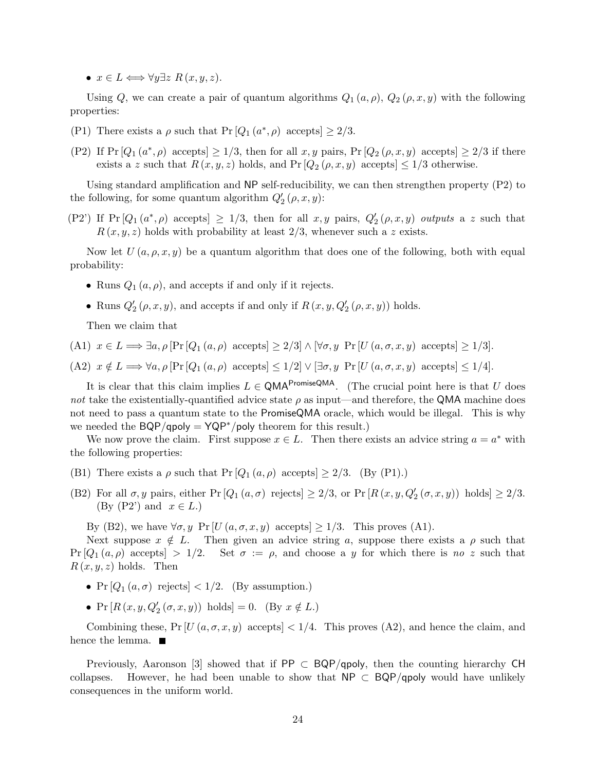- $x \in L \iff \forall y \exists z \; R(x, y, z)$.

Using $Q$, we can create a pair of quantum algorithms $Q_1(a, \rho)$, $Q_2(\rho, x, y)$ with the following properties:

(P1) There exists a $\rho$ such that $\Pr[Q_1(a^*, \rho) \text{ accepts}] \geq 2/3$.

(P2) If $\Pr[Q_1(a^*, \rho) \text{ accepts}] \geq 1/3$, then for all $x, y$ pairs, $\Pr[Q_2(\rho, x, y) \text{ accepts}] \geq 2/3$ if there exists a $z$ such that $R(x, y, z)$ holds, and $\Pr[Q_2(\rho, x, y) \text{ accepts}] \leq 1/3$ otherwise.

Using standard amplification and NP self-reducibility, we can then strengthen property (P2) to the following, for some quantum algorithm $Q_2'(\rho, x, y)$:

(P2') If $\Pr[Q_1(a^*, \rho) \text{ accepts}] \geq 1/3$, then for all $x, y$ pairs, $Q_2'(\rho, x, y)$ *outputs* a $z$ such that $R(x, y, z)$ holds with probability at least $2/3$, whenever such a $z$ exists.

Now let $U(a, \rho, x, y)$ be a quantum algorithm that does one of the following, both with equal probability:

- Runs $Q_1(a, \rho)$, and accepts if and only if it rejects.
- Runs $Q_2'(\rho, x, y)$, and accepts if and only if $R(x, y, Q_2'(\rho, x, y))$ holds.

Then we claim that

(A1) $x \in L \implies \exists a, \rho \left[\Pr[Q_1(a, \rho) \text{ accepts}] \geq 2/3\right] \wedge \left[\forall \sigma, y \; \Pr[U(a, \sigma, x, y) \text{ accepts}] \geq 1/3\right]$.

(A2) $x \notin L \implies \forall a, \rho \left[\Pr[Q_1(a, \rho) \text{ accepts}] \leq 1/2\right] \vee \left[\exists \sigma, y \; \Pr[U(a, \sigma, x, y) \text{ accepts}] \leq 1/4\right]$.

It is clear that this claim implies $L \in \mathsf{QMA}^{\mathsf{PromiseQMA}}$. (The crucial point here is that $U$ does *not* take the existentially-quantified advice state $\rho$ as input—and therefore, the QMA machine does not need to pass a quantum state to the PromiseQMA oracle, which would be illegal. This is why we needed the $\mathsf{BQP/qpoly} = \mathsf{YQP}^*\mathsf{/poly}$ theorem for this result.)

We now prove the claim. First suppose $x \in L$. Then there exists an advice string $a = a^*$ with the following properties:

(B1) There exists a $\rho$ such that $\Pr[Q_1(a, \rho) \text{ accepts}] \geq 2/3$. (By (P1).)

(B2) For all $\sigma, y$ pairs, either $\Pr[Q_1(a, \sigma) \text{ rejects}] \geq 2/3$, or $\Pr[R(x, y, Q_2'(\sigma, x, y)) \text{ holds}] \geq 2/3$. (By (P2') and $x \in L$.)

By (B2), we have $\forall \sigma, y \; \Pr[U(a, \sigma, x, y) \text{ accepts}] \geq 1/3$. This proves (A1).

Next suppose $x \notin L$. Then given an advice string $a$, suppose there exists a $\rho$ such that $\Pr[Q_1(a, \rho) \text{ accepts}] > 1/2$. Set $\sigma := \rho$, and choose a $y$ for which there is *no* $z$ such that $R(x, y, z)$ holds. Then

- $\Pr[Q_1(a, \sigma) \text{ rejects}] < 1/2$. (By assumption.)
- $\Pr[R(x, y, Q_2'(\sigma, x, y)) \text{ holds}] = 0$. (By $x \notin L$.)

Combining these, $\Pr[U(a, \sigma, x, y) \text{ accepts}] < 1/4$. This proves (A2), and hence the claim, and hence the lemma. ■

Previously, Aaronson [3] showed that if $\mathsf{PP} \subset \mathsf{BQP/qpoly}$, then the counting hierarchy CH collapses. However, he had been unable to show that $\mathsf{NP} \subset \mathsf{BQP/qpoly}$ would have unlikely consequences in the uniform world.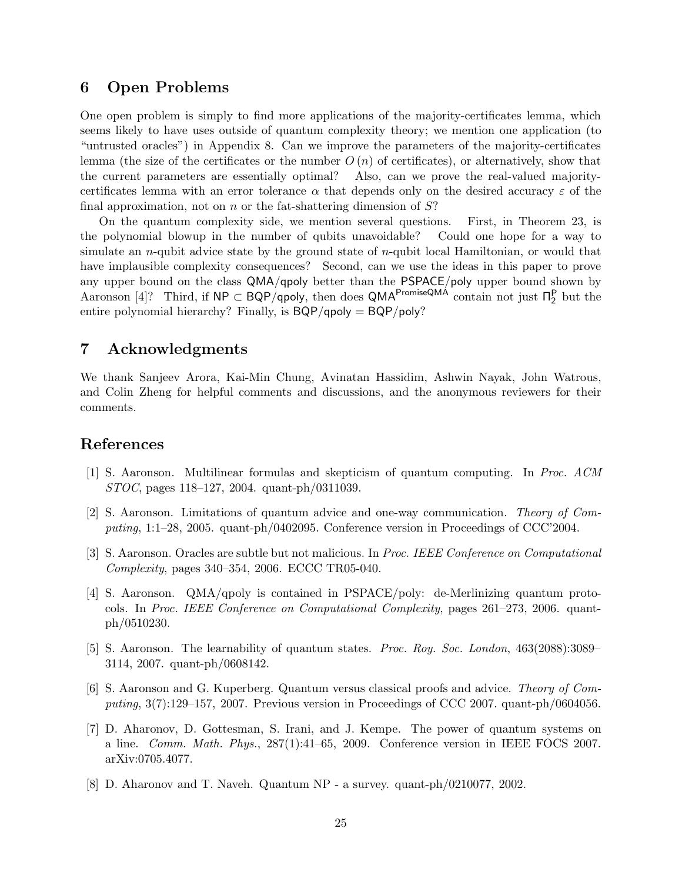## 6 Open Problems

One open problem is simply to find more applications of the majority-certificates lemma, which seems likely to have uses outside of quantum complexity theory; we mention one application (to "untrusted oracles") in Appendix 8. Can we improve the parameters of the majority-certificates lemma (the size of the certificates or the number $O(n)$ of certificates), or alternatively, show that the current parameters are essentially optimal? Also, can we prove the real-valued majority-certificates lemma with an error tolerance $\alpha$ that depends only on the desired accuracy $\varepsilon$ of the final approximation, not on $n$ or the fat-shattering dimension of $S$?

On the quantum complexity side, we mention several questions. First, in Theorem 23, is the polynomial blowup in the number of qubits unavoidable? Could one hope for a way to simulate an $n$-qubit advice state by the ground state of $n$-qubit local Hamiltonian, or would that have implausible complexity consequences? Second, can we use the ideas in this paper to prove any upper bound on the class $\mathsf{QMA/qpoly}$ better than the $\mathsf{PSPACE/poly}$ upper bound shown by Aaronson [4]? Third, if $\mathsf{NP} \subset \mathsf{BQP/qpoly}$, then does $\mathsf{QMA}^{\mathsf{PromiseQMA}}$ contain not just $\Pi_2^{\mathsf{P}}$ but the entire polynomial hierarchy? Finally, is $\mathsf{BQP/qpoly} = \mathsf{BQP/poly}$?

## 7 Acknowledgments

We thank Sanjeev Arora, Kai-Min Chung, Avinatan Hassidim, Ashwin Nayak, John Watrous, and Colin Zheng for helpful comments and discussions, and the anonymous reviewers for their comments.

## References

[1] S. Aaronson. Multilinear formulas and skepticism of quantum computing. In *Proc. ACM STOC*, pages 118–127, 2004. quant-ph/0311039.

[2] S. Aaronson. Limitations of quantum advice and one-way communication. *Theory of Computing*, 1:1–28, 2005. quant-ph/0402095. Conference version in Proceedings of CCC'2004.

[3] S. Aaronson. Oracles are subtle but not malicious. In *Proc. IEEE Conference on Computational Complexity*, pages 340–354, 2006. ECCC TR05-040.

[4] S. Aaronson. QMA/qpoly is contained in PSPACE/poly: de-Merlinizing quantum protocols. In *Proc. IEEE Conference on Computational Complexity*, pages 261–273, 2006. quant-ph/0510230.

[5] S. Aaronson. The learnability of quantum states. *Proc. Roy. Soc. London*, 463(2088):3089–3114, 2007. quant-ph/0608142.

[6] S. Aaronson and G. Kuperberg. Quantum versus classical proofs and advice. *Theory of Computing*, 3(7):129–157, 2007. Previous version in Proceedings of CCC 2007. quant-ph/0604056.

[7] D. Aharonov, D. Gottesman, S. Irani, and J. Kempe. The power of quantum systems on a line. *Comm. Math. Phys.*, 287(1):41–65, 2009. Conference version in IEEE FOCS 2007. arXiv:0705.4077.

[8] D. Aharonov and T. Naveh. Quantum NP - a survey. quant-ph/0210077, 2002.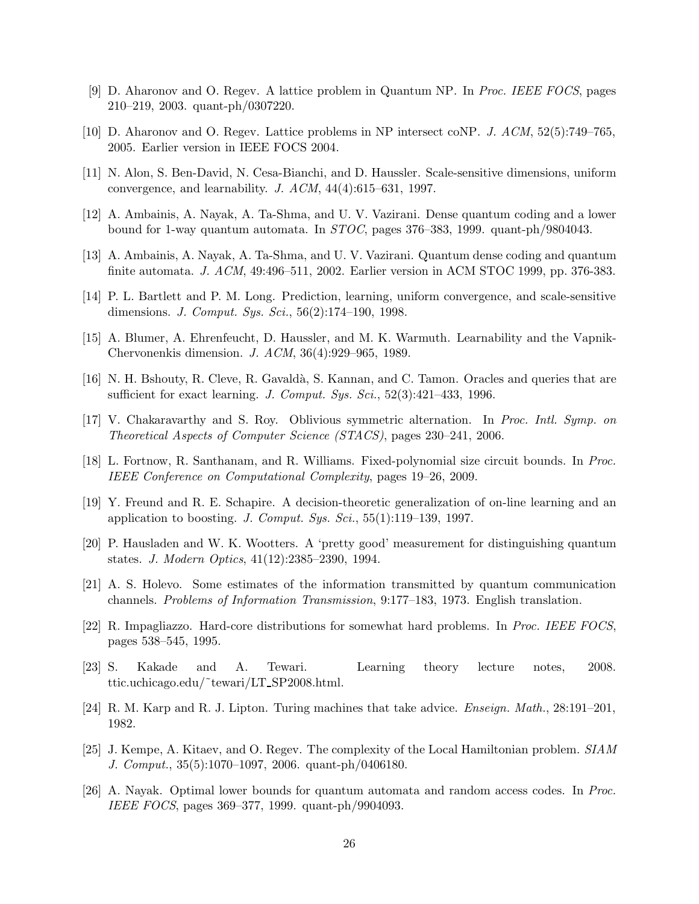[9] D. Aharonov and O. Regev. A lattice problem in Quantum NP. In *Proc. IEEE FOCS*, pages 210–219, 2003. quant-ph/0307220.

[10] D. Aharonov and O. Regev. Lattice problems in NP intersect coNP. *J. ACM*, 52(5):749–765, 2005. Earlier version in IEEE FOCS 2004.

[11] N. Alon, S. Ben-David, N. Cesa-Bianchi, and D. Haussler. Scale-sensitive dimensions, uniform convergence, and learnability. *J. ACM*, 44(4):615–631, 1997.

[12] A. Ambainis, A. Nayak, A. Ta-Shma, and U. V. Vazirani. Dense quantum coding and a lower bound for 1-way quantum automata. In *STOC*, pages 376–383, 1999. quant-ph/9804043.

[13] A. Ambainis, A. Nayak, A. Ta-Shma, and U. V. Vazirani. Quantum dense coding and quantum finite automata. *J. ACM*, 49:496–511, 2002. Earlier version in ACM STOC 1999, pp. 376-383.

[14] P. L. Bartlett and P. M. Long. Prediction, learning, uniform convergence, and scale-sensitive dimensions. *J. Comput. Sys. Sci.*, 56(2):174–190, 1998.

[15] A. Blumer, A. Ehrenfeucht, D. Haussler, and M. K. Warmuth. Learnability and the Vapnik-Chervonenkis dimension. *J. ACM*, 36(4):929–965, 1989.

[16] N. H. Bshouty, R. Cleve, R. Gavaldà, S. Kannan, and C. Tamon. Oracles and queries that are sufficient for exact learning. *J. Comput. Sys. Sci.*, 52(3):421–433, 1996.

[17] V. Chakaravarthy and S. Roy. Oblivious symmetric alternation. In *Proc. Intl. Symp. on Theoretical Aspects of Computer Science (STACS)*, pages 230–241, 2006.

[18] L. Fortnow, R. Santhanam, and R. Williams. Fixed-polynomial size circuit bounds. In *Proc. IEEE Conference on Computational Complexity*, pages 19–26, 2009.

[19] Y. Freund and R. E. Schapire. A decision-theoretic generalization of on-line learning and an application to boosting. *J. Comput. Sys. Sci.*, 55(1):119–139, 1997.

[20] P. Hausladen and W. K. Wootters. A 'pretty good' measurement for distinguishing quantum states. *J. Modern Optics*, 41(12):2385–2390, 1994.

[21] A. S. Holevo. Some estimates of the information transmitted by quantum communication channels. *Problems of Information Transmission*, 9:177–183, 1973. English translation.

[22] R. Impagliazzo. Hard-core distributions for somewhat hard problems. In *Proc. IEEE FOCS*, pages 538–545, 1995.

[23] S. Kakade and A. Tewari. Learning theory lecture notes, 2008. ttic.uchicago.edu/~tewari/LT_SP2008.html.

[24] R. M. Karp and R. J. Lipton. Turing machines that take advice. *Enseign. Math.*, 28:191–201, 1982.

[25] J. Kempe, A. Kitaev, and O. Regev. The complexity of the Local Hamiltonian problem. *SIAM J. Comput.*, 35(5):1070–1097, 2006. quant-ph/0406180.

[26] A. Nayak. Optimal lower bounds for quantum automata and random access codes. In *Proc. IEEE FOCS*, pages 369–377, 1999. quant-ph/9904093.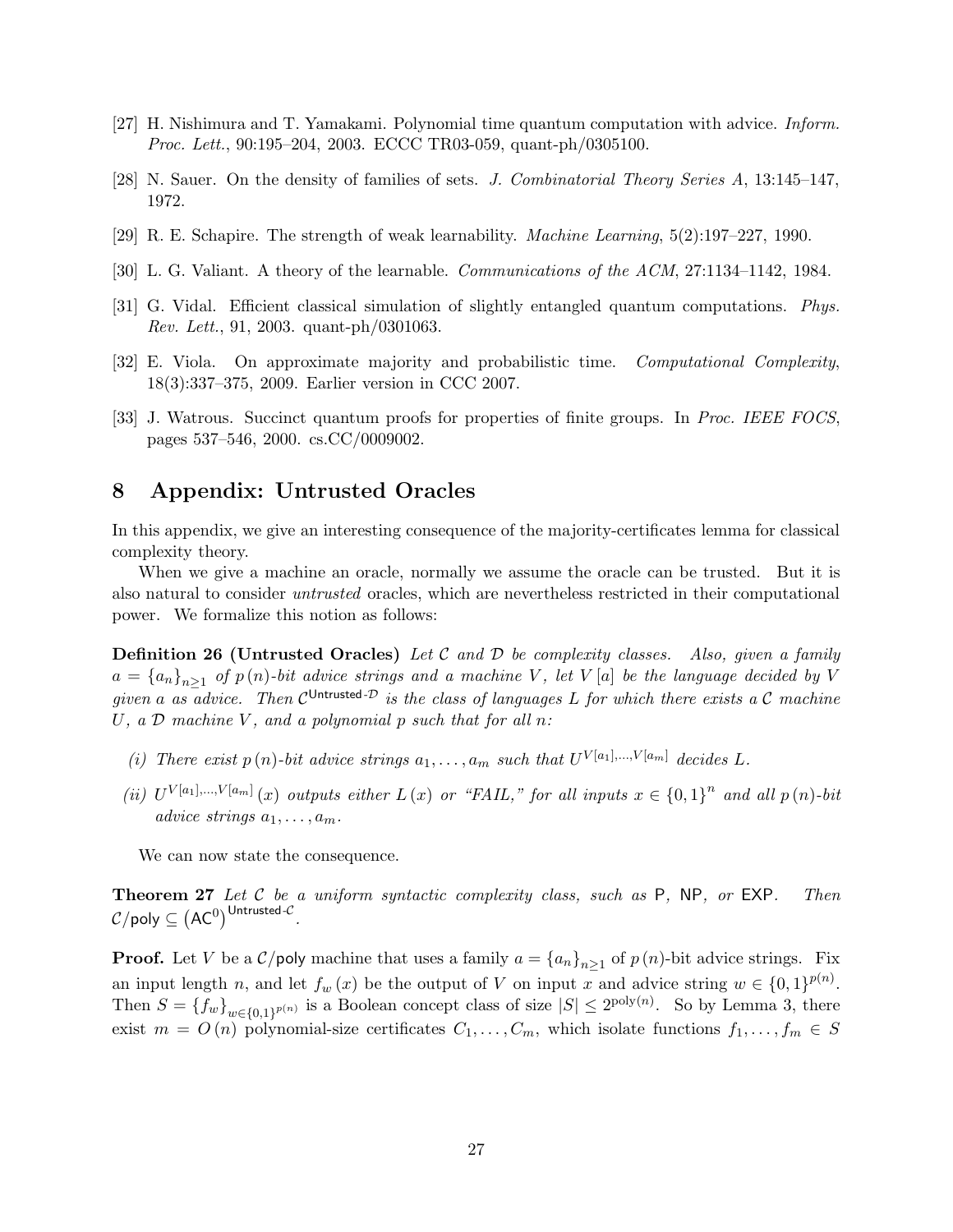[27] H. Nishimura and T. Yamakami. Polynomial time quantum computation with advice. *Inform. Proc. Lett.*, 90:195–204, 2003. ECCC TR03-059, quant-ph/0305100.

[28] N. Sauer. On the density of families of sets. *J. Combinatorial Theory Series A*, 13:145–147, 1972.

[29] R. E. Schapire. The strength of weak learnability. *Machine Learning*, 5(2):197–227, 1990.

[30] L. G. Valiant. A theory of the learnable. *Communications of the ACM*, 27:1134–1142, 1984.

[31] G. Vidal. Efficient classical simulation of slightly entangled quantum computations. *Phys. Rev. Lett.*, 91, 2003. quant-ph/0301063.

[32] E. Viola. On approximate majority and probabilistic time. *Computational Complexity*, 18(3):337–375, 2009. Earlier version in CCC 2007.

[33] J. Watrous. Succinct quantum proofs for properties of finite groups. In *Proc. IEEE FOCS*, pages 537–546, 2000. cs.CC/0009002.

# 8 Appendix: Untrusted Oracles

In this appendix, we give an interesting consequence of the majority-certificates lemma for classical complexity theory.

When we give a machine an oracle, normally we assume the oracle can be trusted. But it is also natural to consider *untrusted* oracles, which are nevertheless restricted in their computational power. We formalize this notion as follows:

**Definition 26 (Untrusted Oracles)** *Let $\mathcal{C}$ and $\mathcal{D}$ be complexity classes. Also, given a family $a = \{a_n\}_{n\geq 1}$ of $p(n)$-bit advice strings and a machine $V$, let $V[a]$ be the language decided by $V$ given $a$ as advice. Then $\mathcal{C}^{\mathsf{Untrusted}\text{-}\mathcal{D}}$ is the class of languages $L$ for which there exists a $\mathcal{C}$ machine $U$, a $\mathcal{D}$ machine $V$, and a polynomial $p$ such that for all $n$:*

*(i) There exist $p(n)$-bit advice strings $a_1, \ldots, a_m$ such that $U^{V[a_1],\ldots,V[a_m]}$ decides $L$.*

*(ii) $U^{V[a_1],\ldots,V[a_m]}(x)$ outputs either $L(x)$ or "FAIL," for all inputs $x \in \{0,1\}^n$ and all $p(n)$-bit advice strings $a_1, \ldots, a_m$.*

We can now state the consequence.

**Theorem 27** *Let $\mathcal{C}$ be a uniform syntactic complexity class, such as $\mathsf{P}$, $\mathsf{NP}$, or $\mathsf{EXP}$. Then $\mathcal{C}/\mathsf{poly} \subseteq \left(\mathsf{AC}^0\right)^{\mathsf{Untrusted}\text{-}\mathcal{C}}$.*

**Proof.** Let $V$ be a $\mathcal{C}/\mathsf{poly}$ machine that uses a family $a = \{a_n\}_{n\geq 1}$ of $p(n)$-bit advice strings. Fix an input length $n$, and let $f_w(x)$ be the output of $V$ on input $x$ and advice string $w \in \{0,1\}^{p(n)}$. Then $S = \{f_w\}_{w\in\{0,1\}^{p(n)}}$ is a Boolean concept class of size $|S| \leq 2^{\text{poly}(n)}$. So by Lemma 3, there exist $m = O(n)$ polynomial-size certificates $C_1, \ldots, C_m$, which isolate functions $f_1, \ldots, f_m \in S$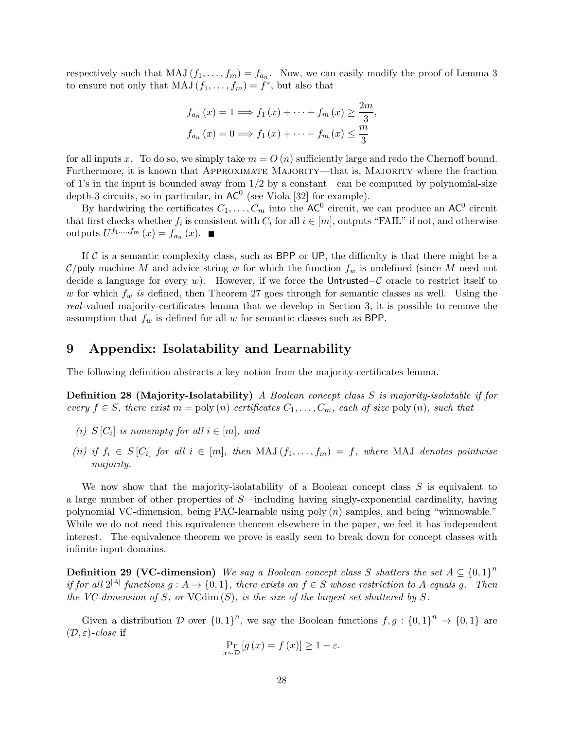respectively such that $\text{MAJ}(f_1, \ldots, f_m) = f_{a_n}$. Now, we can easily modify the proof of Lemma 3 to ensure not only that $\text{MAJ}(f_1, \ldots, f_m) = f^*$, but also that

$$f_{a_n}(x) = 1 \Longrightarrow f_1(x) + \cdots + f_m(x) \geq \frac{2m}{3},$$
$$f_{a_n}(x) = 0 \Longrightarrow f_1(x) + \cdots + f_m(x) \leq \frac{m}{3}$$

for all inputs $x$. To do so, we simply take $m = O(n)$ sufficiently large and redo the Chernoff bound. Furthermore, it is known that Approximate Majority—that is, Majority where the fraction of 1's in the input is bounded away from $1/2$ by a constant—can be computed by polynomial-size depth-3 circuits, so in particular, in $\mathsf{AC}^0$ (see Viola [32] for example).

By hardwiring the certificates $C_1, \ldots, C_m$ into the $\mathsf{AC}^0$ circuit, we can produce an $\mathsf{AC}^0$ circuit that first checks whether $f_i$ is consistent with $C_i$ for all $i \in [m]$, outputs "FAIL" if not, and otherwise outputs $U^{f_1,\ldots,f_m}(x) = f_{a_n}(x)$. ■

If $\mathcal{C}$ is a semantic complexity class, such as $\mathsf{BPP}$ or $\mathsf{UP}$, the difficulty is that there might be a $\mathcal{C}/\mathsf{poly}$ machine $M$ and advice string $w$ for which the function $f_w$ is undefined (since $M$ need not decide a language for every $w$). However, if we force the $\mathsf{Untrusted}\text{-}\mathcal{C}$ oracle to restrict itself to $w$ for which $f_w$ *is* defined, then Theorem 27 goes through for semantic classes as well. Using the *real*-valued majority-certificates lemma that we develop in Section 3, it is possible to remove the assumption that $f_w$ is defined for all $w$ for semantic classes such as $\mathsf{BPP}$.

# 9 Appendix: Isolatability and Learnability

The following definition abstracts a key notion from the majority-certificates lemma.

**Definition 28 (Majority-Isolatability)** *A Boolean concept class $S$ is majority-isolatable if for every $f \in S$, there exist $m = \text{poly}(n)$ certificates $C_1, \ldots, C_m$, each of size* $\text{poly}(n)$*, such that*

- *(i) $S[C_i]$ is nonempty for all $i \in [m]$, and*
- *(ii) if $f_i \in S[C_i]$ for all $i \in [m]$, then $\text{MAJ}(f_1, \ldots, f_m) = f$, where* MAJ *denotes pointwise majority.*

We now show that the majority-isolatability of a Boolean concept class $S$ is equivalent to a large number of other properties of $S$—including having singly-exponential cardinality, having polynomial VC-dimension, being PAC-learnable using $\text{poly}(n)$ samples, and being "winnowable." While we do not need this equivalence theorem elsewhere in the paper, we feel it has independent interest. The equivalence theorem we prove is easily seen to break down for concept classes with infinite input domains.

**Definition 29 (VC-dimension)** *We say a Boolean concept class $S$ shatters the set $A \subseteq \{0,1\}^n$ if for all $2^{|A|}$ functions $g : A \to \{0,1\}$, there exists an $f \in S$ whose restriction to $A$ equals $g$. Then the VC-dimension of $S$, or* $\text{VCdim}(S)$*, is the size of the largest set shattered by $S$.*

Given a distribution $\mathcal{D}$ over $\{0,1\}^n$, we say the Boolean functions $f, g : \{0,1\}^n \to \{0,1\}$ are $(\mathcal{D}, \varepsilon)$*-close* if

$$\Pr_{x \sim \mathcal{D}}[g(x) = f(x)] \geq 1 - \varepsilon.$$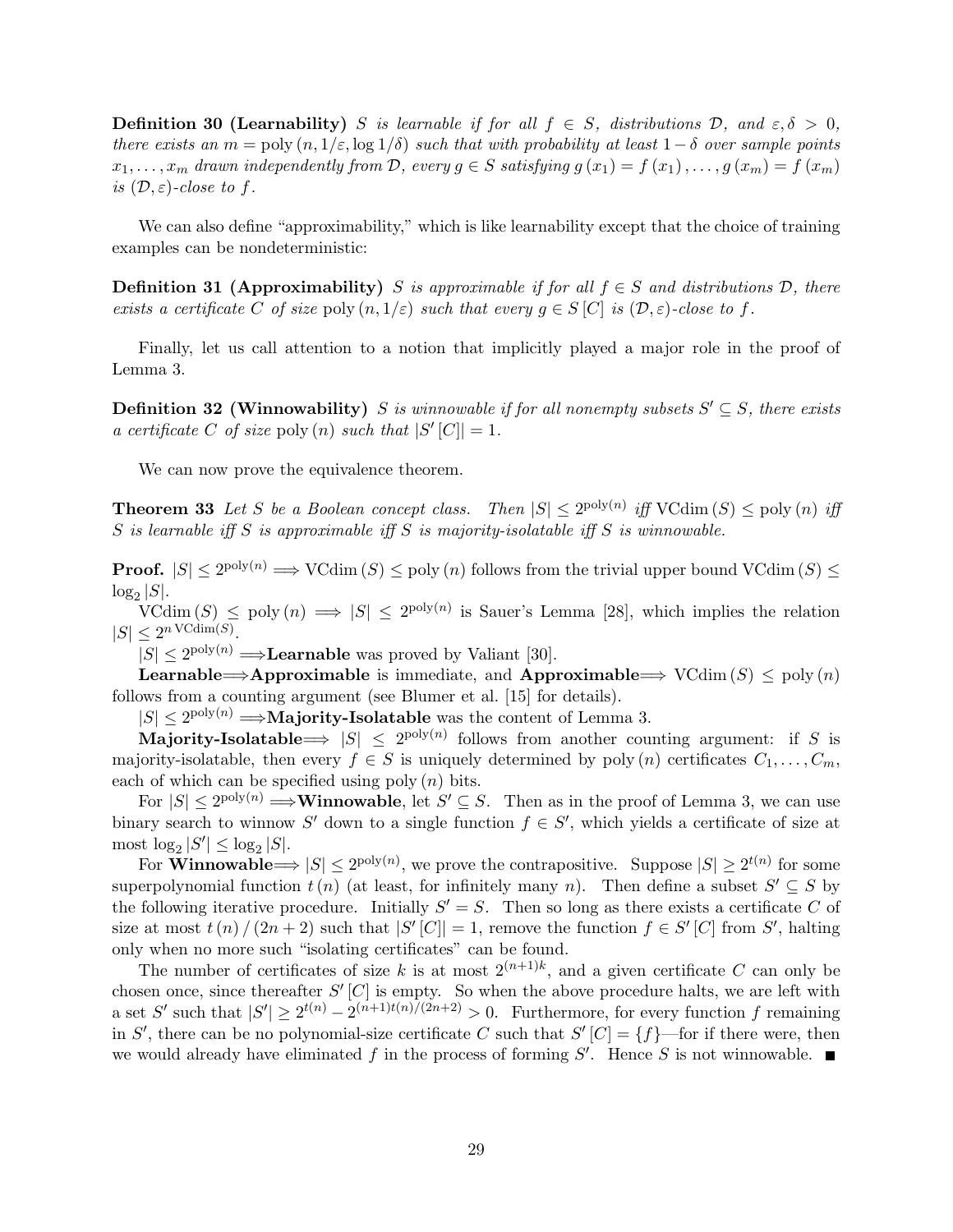**Definition 30 (Learnability)** *$S$ is learnable if for all $f \in S$, distributions $\mathcal{D}$, and $\varepsilon, \delta > 0$, there exists an $m = \text{poly}(n, 1/\varepsilon, \log 1/\delta)$ such that with probability at least $1 - \delta$ over sample points $x_1, \ldots, x_m$ drawn independently from $\mathcal{D}$, every $g \in S$ satisfying $g(x_1) = f(x_1), \ldots, g(x_m) = f(x_m)$ is $(\mathcal{D}, \varepsilon)$-close to $f$.*

We can also define "approximability," which is like learnability except that the choice of training examples can be nondeterministic:

**Definition 31 (Approximability)** *$S$ is approximable if for all $f \in S$ and distributions $\mathcal{D}$, there exists a certificate $C$ of size $\text{poly}(n, 1/\varepsilon)$ such that every $g \in S[C]$ is $(\mathcal{D}, \varepsilon)$-close to $f$.*

Finally, let us call attention to a notion that implicitly played a major role in the proof of Lemma 3.

**Definition 32 (Winnowability)** *$S$ is winnowable if for all nonempty subsets $S' \subseteq S$, there exists a certificate $C$ of size $\text{poly}(n)$ such that $|S'[C]| = 1$.*

We can now prove the equivalence theorem.

**Theorem 33** *Let $S$ be a Boolean concept class. Then $|S| \leq 2^{\text{poly}(n)}$ iff $\text{VCdim}(S) \leq \text{poly}(n)$ iff $S$ is learnable iff $S$ is approximable iff $S$ is majority-isolatable iff $S$ is winnowable.*

**Proof.** $|S| \leq 2^{\text{poly}(n)} \Longrightarrow \text{VCdim}(S) \leq \text{poly}(n)$ follows from the trivial upper bound $\text{VCdim}(S) \leq \log_2 |S|$.

$\text{VCdim}(S) \leq \text{poly}(n) \Longrightarrow |S| \leq 2^{\text{poly}(n)}$ is Sauer's Lemma [28], which implies the relation $|S| \leq 2^{n \, \text{VCdim}(S)}$.

$|S| \leq 2^{\text{poly}(n)} \Longrightarrow$**Learnable** was proved by Valiant [30].

**Learnable**$\Longrightarrow$**Approximable** is immediate, and **Approximable**$\Longrightarrow$ $\text{VCdim}(S) \leq \text{poly}(n)$ follows from a counting argument (see Blumer et al. [15] for details).

$|S| \leq 2^{\text{poly}(n)} \Longrightarrow$**Majority-Isolatable** was the content of Lemma 3.

**Majority-Isolatable**$\Longrightarrow$ $|S| \leq 2^{\text{poly}(n)}$ follows from another counting argument: if $S$ is majority-isolatable, then every $f \in S$ is uniquely determined by $\text{poly}(n)$ certificates $C_1, \ldots, C_m$, each of which can be specified using $\text{poly}(n)$ bits.

For $|S| \leq 2^{\text{poly}(n)} \Longrightarrow$**Winnowable**, let $S' \subseteq S$. Then as in the proof of Lemma 3, we can use binary search to winnow $S'$ down to a single function $f \in S'$, which yields a certificate of size at most $\log_2 |S'| \leq \log_2 |S|$.

For **Winnowable**$\Longrightarrow$ $|S| \leq 2^{\text{poly}(n)}$, we prove the contrapositive. Suppose $|S| \geq 2^{t(n)}$ for some superpolynomial function $t(n)$ (at least, for infinitely many $n$). Then define a subset $S' \subseteq S$ by the following iterative procedure. Initially $S' = S$. Then so long as there exists a certificate $C$ of size at most $t(n)/(2n+2)$ such that $|S'[C]| = 1$, remove the function $f \in S'[C]$ from $S'$, halting only when no more such "isolating certificates" can be found.

The number of certificates of size $k$ is at most $2^{(n+1)k}$, and a given certificate $C$ can only be chosen once, since thereafter $S'[C]$ is empty. So when the above procedure halts, we are left with a set $S'$ such that $|S'| \geq 2^{t(n)} - 2^{(n+1)t(n)/(2n+2)} > 0$. Furthermore, for every function $f$ remaining in $S'$, there can be no polynomial-size certificate $C$ such that $S'[C] = \{f\}$—for if there were, then we would already have eliminated $f$ in the process of forming $S'$. Hence $S$ is not winnowable. ■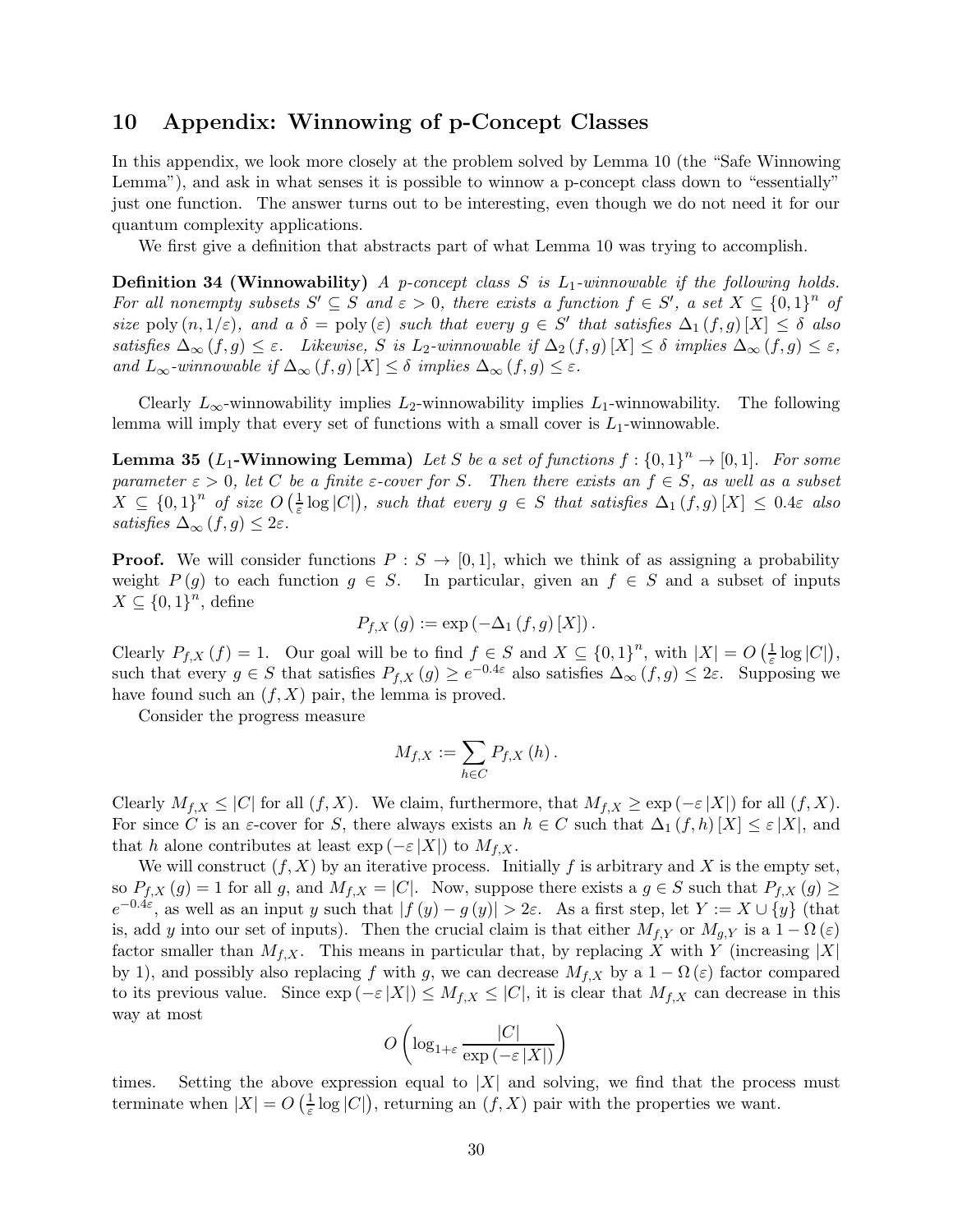# 10 Appendix: Winnowing of p-Concept Classes

In this appendix, we look more closely at the problem solved by Lemma 10 (the "Safe Winnowing Lemma"), and ask in what senses it is possible to winnow a p-concept class down to "essentially" just one function. The answer turns out to be interesting, even though we do not need it for our quantum complexity applications.

We first give a definition that abstracts part of what Lemma 10 was trying to accomplish.

**Definition 34 (Winnowability)** *A p-concept class $S$ is $L_1$-winnowable if the following holds. For all nonempty subsets $S' \subseteq S$ and $\varepsilon > 0$, there exists a function $f \in S'$, a set $X \subseteq \{0,1\}^n$ of size* $\operatorname{poly}(n, 1/\varepsilon)$*, and a* $\delta = \operatorname{poly}(\varepsilon)$ *such that every $g \in S'$ that satisfies $\Delta_1(f,g)[X] \leq \delta$ also satisfies $\Delta_\infty(f,g) \leq \varepsilon$. Likewise, $S$ is $L_2$-winnowable if $\Delta_2(f,g)[X] \leq \delta$ implies $\Delta_\infty(f,g) \leq \varepsilon$, and $L_\infty$-winnowable if $\Delta_\infty(f,g)[X] \leq \delta$ implies $\Delta_\infty(f,g) \leq \varepsilon$.*

Clearly $L_\infty$-winnowability implies $L_2$-winnowability implies $L_1$-winnowability. The following lemma will imply that every set of functions with a small cover is $L_1$-winnowable.

**Lemma 35 ($L_1$-Winnowing Lemma)** *Let $S$ be a set of functions $f : \{0,1\}^n \to [0,1]$. For some parameter $\varepsilon > 0$, let $C$ be a finite $\varepsilon$-cover for $S$. Then there exists an $f \in S$, as well as a subset $X \subseteq \{0,1\}^n$ of size $O\left(\frac{1}{\varepsilon}\log|C|\right)$, such that every $g \in S$ that satisfies $\Delta_1(f,g)[X] \leq 0.4\varepsilon$ also satisfies $\Delta_\infty(f,g) \leq 2\varepsilon$.*

**Proof.** We will consider functions $P : S \to [0,1]$, which we think of as assigning a probability weight $P(g)$ to each function $g \in S$. In particular, given an $f \in S$ and a subset of inputs $X \subseteq \{0,1\}^n$, define

$$P_{f,X}(g) := \exp\left(-\Delta_1(f,g)[X]\right).$$

Clearly $P_{f,X}(f) = 1$. Our goal will be to find $f \in S$ and $X \subseteq \{0,1\}^n$, with $|X| = O\left(\frac{1}{\varepsilon}\log|C|\right)$, such that every $g \in S$ that satisfies $P_{f,X}(g) \geq e^{-0.4\varepsilon}$ also satisfies $\Delta_\infty(f,g) \leq 2\varepsilon$. Supposing we have found such an $(f,X)$ pair, the lemma is proved.

Consider the progress measure

$$M_{f,X} := \sum_{h \in C} P_{f,X}(h).$$

Clearly $M_{f,X} \leq |C|$ for all $(f,X)$. We claim, furthermore, that $M_{f,X} \geq \exp(-\varepsilon|X|)$ for all $(f,X)$. For since $C$ is an $\varepsilon$-cover for $S$, there always exists an $h \in C$ such that $\Delta_1(f,h)[X] \leq \varepsilon|X|$, and that $h$ alone contributes at least $\exp(-\varepsilon|X|)$ to $M_{f,X}$.

We will construct $(f,X)$ by an iterative process. Initially $f$ is arbitrary and $X$ is the empty set, so $P_{f,X}(g) = 1$ for all $g$, and $M_{f,X} = |C|$. Now, suppose there exists a $g \in S$ such that $P_{f,X}(g) \geq e^{-0.4\varepsilon}$, as well as an input $y$ such that $|f(y) - g(y)| > 2\varepsilon$. As a first step, let $Y := X \cup \{y\}$ (that is, add $y$ into our set of inputs). Then the crucial claim is that either $M_{f,Y}$ or $M_{g,Y}$ is a $1 - \Omega(\varepsilon)$ factor smaller than $M_{f,X}$. This means in particular that, by replacing $X$ with $Y$ (increasing $|X|$ by 1), and possibly also replacing $f$ with $g$, we can decrease $M_{f,X}$ by a $1 - \Omega(\varepsilon)$ factor compared to its previous value. Since $\exp(-\varepsilon|X|) \leq M_{f,X} \leq |C|$, it is clear that $M_{f,X}$ can decrease in this way at most

$$O\left(\log_{1+\varepsilon}\frac{|C|}{\exp(-\varepsilon|X|)}\right)$$

times. Setting the above expression equal to $|X|$ and solving, we find that the process must terminate when $|X| = O\left(\frac{1}{\varepsilon}\log|C|\right)$, returning an $(f,X)$ pair with the properties we want.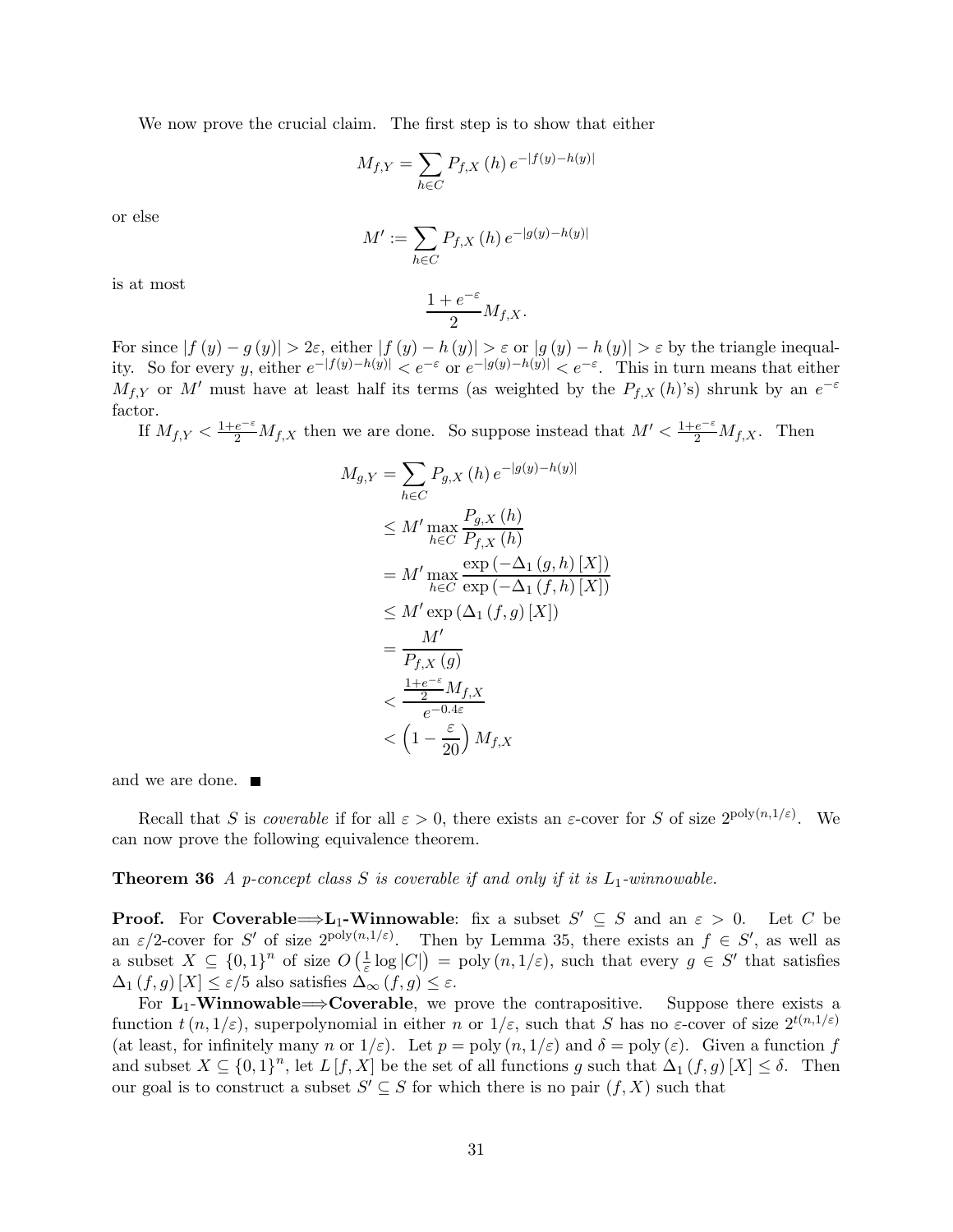We now prove the crucial claim. The first step is to show that either

$$M_{f,Y} = \sum_{h \in C} P_{f,X}(h) e^{-|f(y)-h(y)|}$$

or else

$$M' := \sum_{h \in C} P_{f,X}(h) e^{-|g(y)-h(y)|}$$

is at most

$$\frac{1+e^{-\varepsilon}}{2} M_{f,X}.$$

For since $|f(y) - g(y)| > 2\varepsilon$, either $|f(y) - h(y)| > \varepsilon$ or $|g(y) - h(y)| > \varepsilon$ by the triangle inequality. So for every $y$, either $e^{-|f(y)-h(y)|} < e^{-\varepsilon}$ or $e^{-|g(y)-h(y)|} < e^{-\varepsilon}$. This in turn means that either $M_{f,Y}$ or $M'$ must have at least half its terms (as weighted by the $P_{f,X}(h)$'s) shrunk by an $e^{-\varepsilon}$ factor.

If $M_{f,Y} < \frac{1+e^{-\varepsilon}}{2} M_{f,X}$ then we are done. So suppose instead that $M' < \frac{1+e^{-\varepsilon}}{2} M_{f,X}$. Then

$$\begin{aligned}
M_{g,Y} &= \sum_{h \in C} P_{g,X}(h) e^{-|g(y)-h(y)|} \\
&\leq M' \max_{h \in C} \frac{P_{g,X}(h)}{P_{f,X}(h)} \\
&= M' \max_{h \in C} \frac{\exp(-\Delta_1(g,h)[X])}{\exp(-\Delta_1(f,h)[X])} \\
&\leq M' \exp(\Delta_1(f,g)[X]) \\
&= \frac{M'}{P_{f,X}(g)} \\
&< \frac{\frac{1+e^{-\varepsilon}}{2} M_{f,X}}{e^{-0.4\varepsilon}} \\
&< \left(1 - \frac{\varepsilon}{20}\right) M_{f,X}
\end{aligned}$$

and we are done. ■

Recall that $S$ is *coverable* if for all $\varepsilon > 0$, there exists an $\varepsilon$-cover for $S$ of size $2^{\text{poly}(n,1/\varepsilon)}$. We can now prove the following equivalence theorem.

**Theorem 36** *A p-concept class $S$ is coverable if and only if it is $L_1$-winnowable.*

**Proof.** For **Coverable$\Longrightarrow$L$_1$-Winnowable**: fix a subset $S' \subseteq S$ and an $\varepsilon > 0$. Let $C$ be an $\varepsilon/2$-cover for $S'$ of size $2^{\text{poly}(n,1/\varepsilon)}$. Then by Lemma 35, there exists an $f \in S'$, as well as a subset $X \subseteq \{0,1\}^n$ of size $O\left(\frac{1}{\varepsilon} \log |C|\right) = \text{poly}(n, 1/\varepsilon)$, such that every $g \in S'$ that satisfies $\Delta_1(f,g)[X] \leq \varepsilon/5$ also satisfies $\Delta_\infty(f,g) \leq \varepsilon$.

For **L$_1$-Winnowable$\Longrightarrow$Coverable**, we prove the contrapositive. Suppose there exists a function $t(n, 1/\varepsilon)$, superpolynomial in either $n$ or $1/\varepsilon$, such that $S$ has no $\varepsilon$-cover of size $2^{t(n,1/\varepsilon)}$ (at least, for infinitely many $n$ or $1/\varepsilon$). Let $p = \text{poly}(n, 1/\varepsilon)$ and $\delta = \text{poly}(\varepsilon)$. Given a function $f$ and subset $X \subseteq \{0,1\}^n$, let $L[f,X]$ be the set of all functions $g$ such that $\Delta_1(f,g)[X] \leq \delta$. Then our goal is to construct a subset $S' \subseteq S$ for which there is no pair $(f, X)$ such that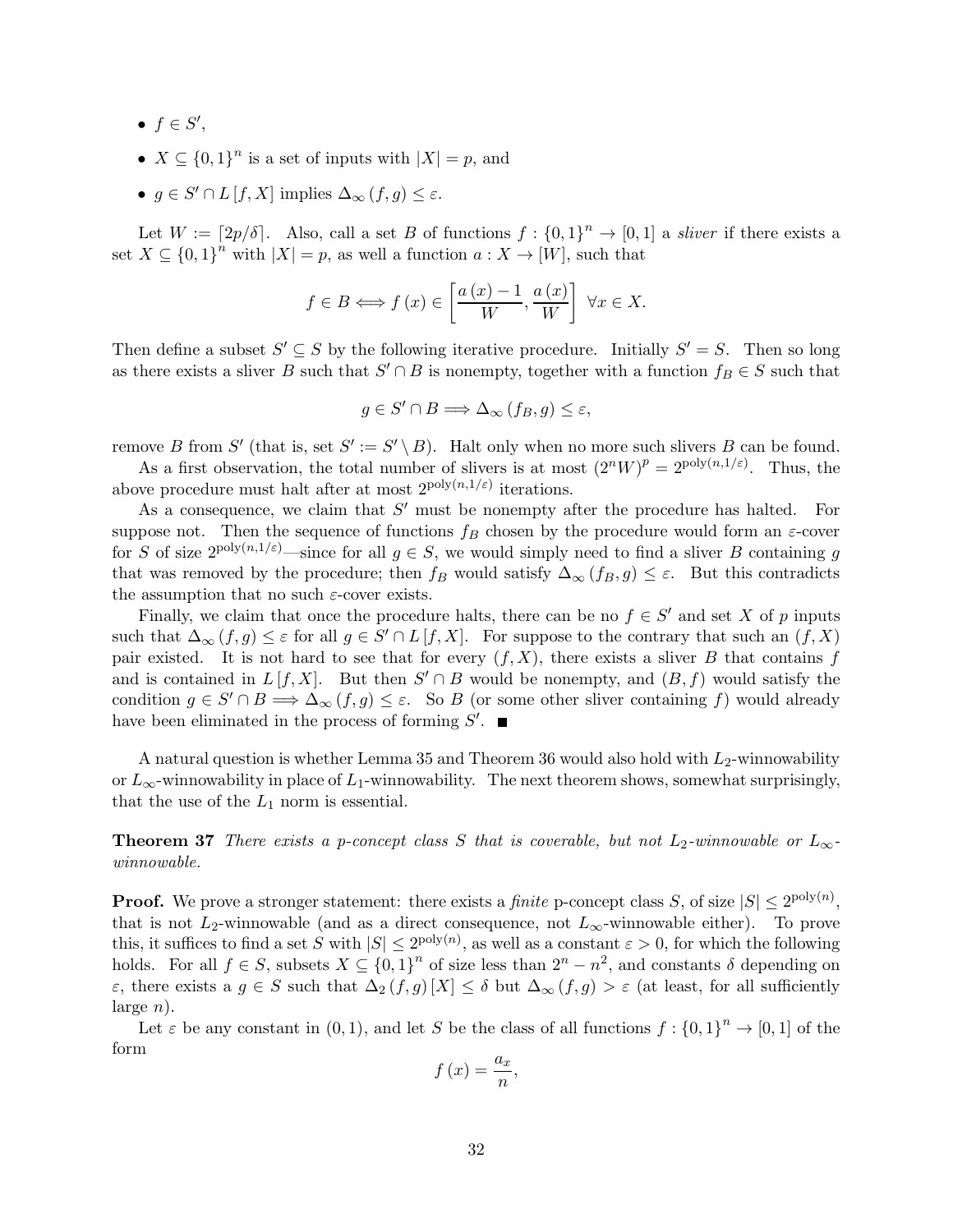- $f \in S'$,
- $X \subseteq \{0,1\}^n$ is a set of inputs with $|X| = p$, and
- $g \in S' \cap L[f, X]$ implies $\Delta_\infty(f, g) \le \varepsilon$.

Let $W := \lceil 2p/\delta \rceil$. Also, call a set $B$ of functions $f : \{0,1\}^n \to [0,1]$ a *sliver* if there exists a set $X \subseteq \{0,1\}^n$ with $|X| = p$, as well a function $a : X \to [W]$, such that

$$f \in B \Longleftrightarrow f(x) \in \left[\frac{a(x) - 1}{W}, \frac{a(x)}{W}\right] \ \forall x \in X.$$

Then define a subset $S' \subseteq S$ by the following iterative procedure. Initially $S' = S$. Then so long as there exists a sliver $B$ such that $S' \cap B$ is nonempty, together with a function $f_B \in S$ such that

$$g \in S' \cap B \Longrightarrow \Delta_\infty(f_B, g) \le \varepsilon,$$

remove $B$ from $S'$ (that is, set $S' := S' \setminus B$). Halt only when no more such slivers $B$ can be found.

As a first observation, the total number of slivers is at most $(2^n W)^p = 2^{\mathrm{poly}(n,1/\varepsilon)}$. Thus, the above procedure must halt after at most $2^{\mathrm{poly}(n,1/\varepsilon)}$ iterations.

As a consequence, we claim that $S'$ must be nonempty after the procedure has halted. For suppose not. Then the sequence of functions $f_B$ chosen by the procedure would form an $\varepsilon$-cover for $S$ of size $2^{\mathrm{poly}(n,1/\varepsilon)}$—since for all $g \in S$, we would simply need to find a sliver $B$ containing $g$ that was removed by the procedure; then $f_B$ would satisfy $\Delta_\infty(f_B, g) \le \varepsilon$. But this contradicts the assumption that no such $\varepsilon$-cover exists.

Finally, we claim that once the procedure halts, there can be no $f \in S'$ and set $X$ of $p$ inputs such that $\Delta_\infty(f, g) \le \varepsilon$ for all $g \in S' \cap L[f, X]$. For suppose to the contrary that such an $(f, X)$ pair existed. It is not hard to see that for every $(f, X)$, there exists a sliver $B$ that contains $f$ and is contained in $L[f, X]$. But then $S' \cap B$ would be nonempty, and $(B, f)$ would satisfy the condition $g \in S' \cap B \Longrightarrow \Delta_\infty(f, g) \le \varepsilon$. So $B$ (or some other sliver containing $f$) would already have been eliminated in the process of forming $S'$. ∎

A natural question is whether Lemma 35 and Theorem 36 would also hold with $L_2$-winnowability or $L_\infty$-winnowability in place of $L_1$-winnowability. The next theorem shows, somewhat surprisingly, that the use of the $L_1$ norm is essential.

**Theorem 37** *There exists a p-concept class $S$ that is coverable, but not $L_2$-winnowable or $L_\infty$-winnowable.*

**Proof.** We prove a stronger statement: there exists a *finite* p-concept class $S$, of size $|S| \le 2^{\mathrm{poly}(n)}$, that is not $L_2$-winnowable (and as a direct consequence, not $L_\infty$-winnowable either). To prove this, it suffices to find a set $S$ with $|S| \le 2^{\mathrm{poly}(n)}$, as well as a constant $\varepsilon > 0$, for which the following holds. For all $f \in S$, subsets $X \subseteq \{0,1\}^n$ of size less than $2^n - n^2$, and constants $\delta$ depending on $\varepsilon$, there exists a $g \in S$ such that $\Delta_2(f, g)[X] \le \delta$ but $\Delta_\infty(f, g) > \varepsilon$ (at least, for all sufficiently large $n$).

Let $\varepsilon$ be any constant in $(0,1)$, and let $S$ be the class of all functions $f : \{0,1\}^n \to [0,1]$ of the form

$$f(x) = \frac{a_x}{n},$$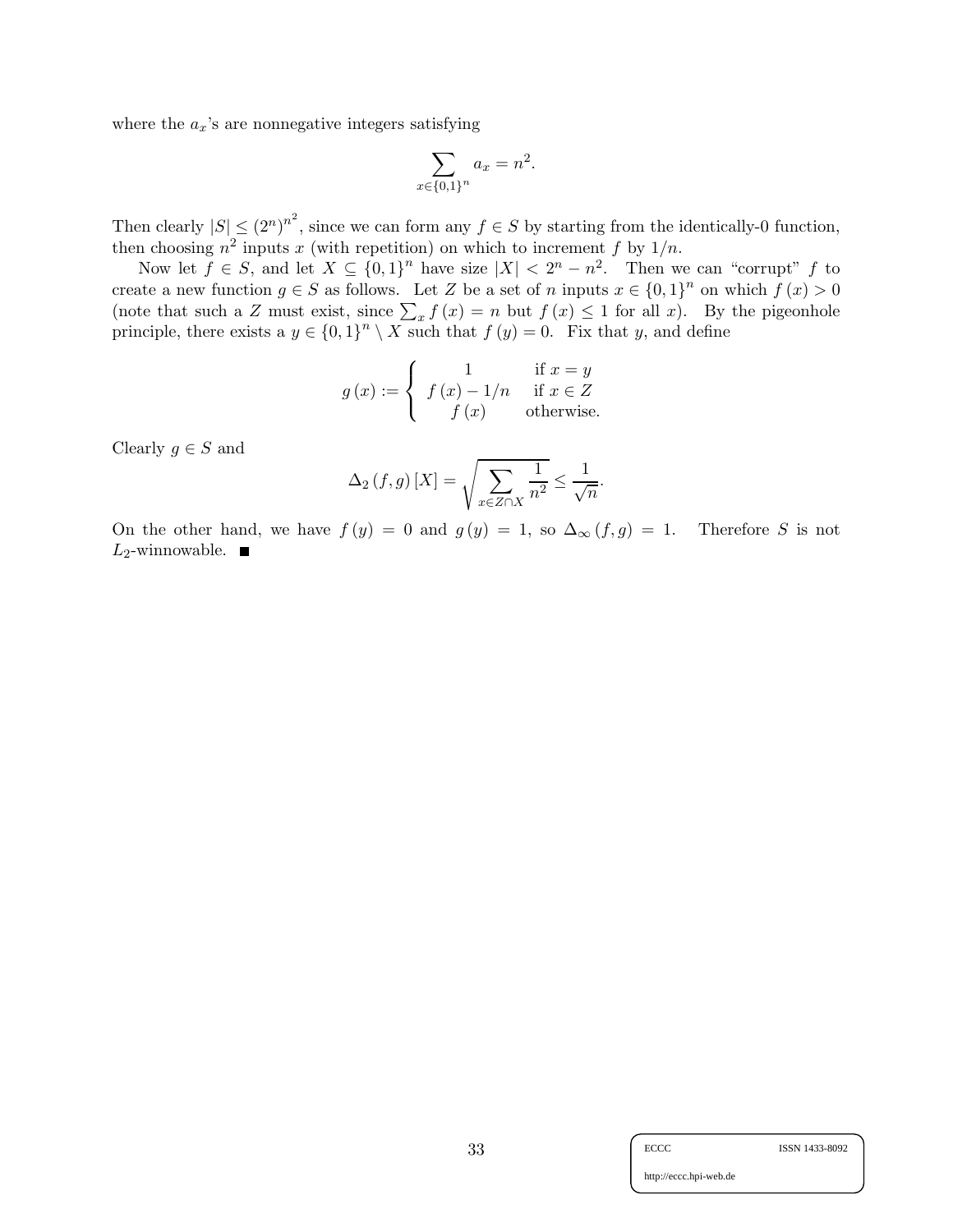where the $a_x$'s are nonnegative integers satisfying

$$\sum_{x \in \{0,1\}^n} a_x = n^2.$$

Then clearly $|S| \leq (2^n)^{n^2}$, since we can form any $f \in S$ by starting from the identically-0 function, then choosing $n^2$ inputs $x$ (with repetition) on which to increment $f$ by $1/n$.

Now let $f \in S$, and let $X \subseteq \{0,1\}^n$ have size $|X| < 2^n - n^2$. Then we can "corrupt" $f$ to create a new function $g \in S$ as follows. Let $Z$ be a set of $n$ inputs $x \in \{0,1\}^n$ on which $f(x) > 0$ (note that such a $Z$ must exist, since $\sum_x f(x) = n$ but $f(x) \leq 1$ for all $x$). By the pigeonhole principle, there exists a $y \in \{0,1\}^n \setminus X$ such that $f(y) = 0$. Fix that $y$, and define

$$g(x) := \begin{cases} 1 & \text{if } x = y \\ f(x) - 1/n & \text{if } x \in Z \\ f(x) & \text{otherwise.} \end{cases}$$

Clearly $g \in S$ and

$$\Delta_2(f,g)[X] = \sqrt{\sum_{x \in Z \cap X} \frac{1}{n^2}} \leq \frac{1}{\sqrt{n}}.$$

On the other hand, we have $f(y) = 0$ and $g(y) = 1$, so $\Delta_\infty(f,g) = 1$. Therefore $S$ is not $L_2$-winnowable. ∎